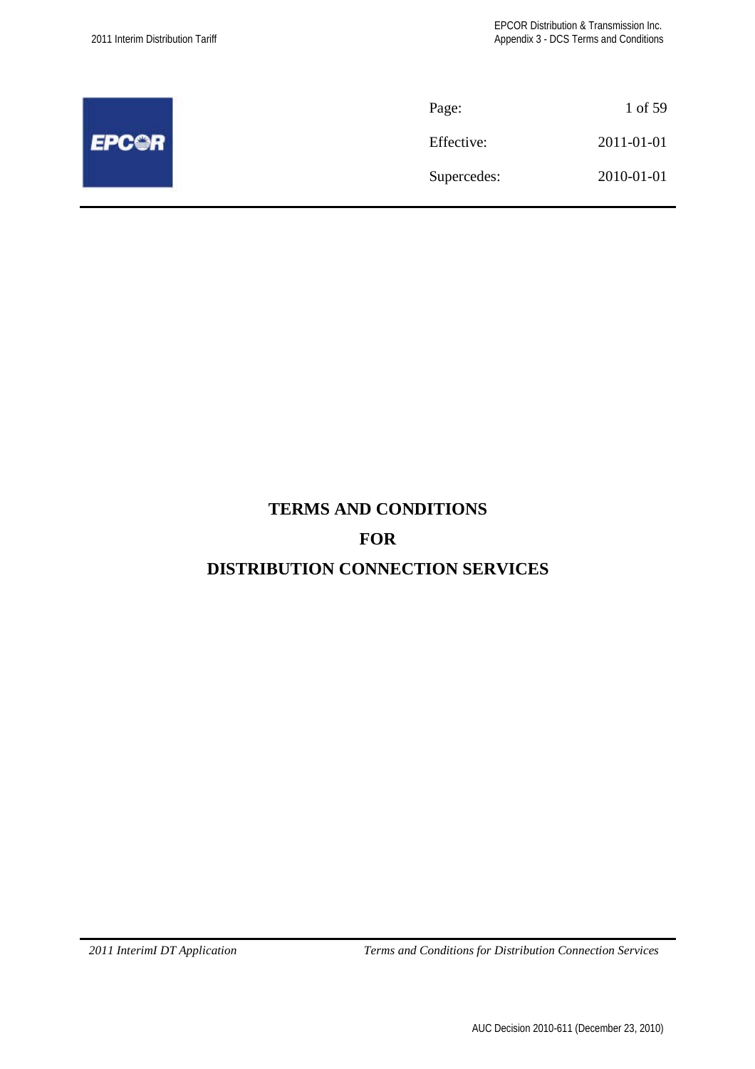| Page: | 1 of 59 |
| --- | --- |
| Effective: | 2011-01-01 |
| Supercedes: | 2010-01-01 |

# TERMS AND CONDITIONS

# FOR

# DISTRIBUTION CONNECTION SERVICES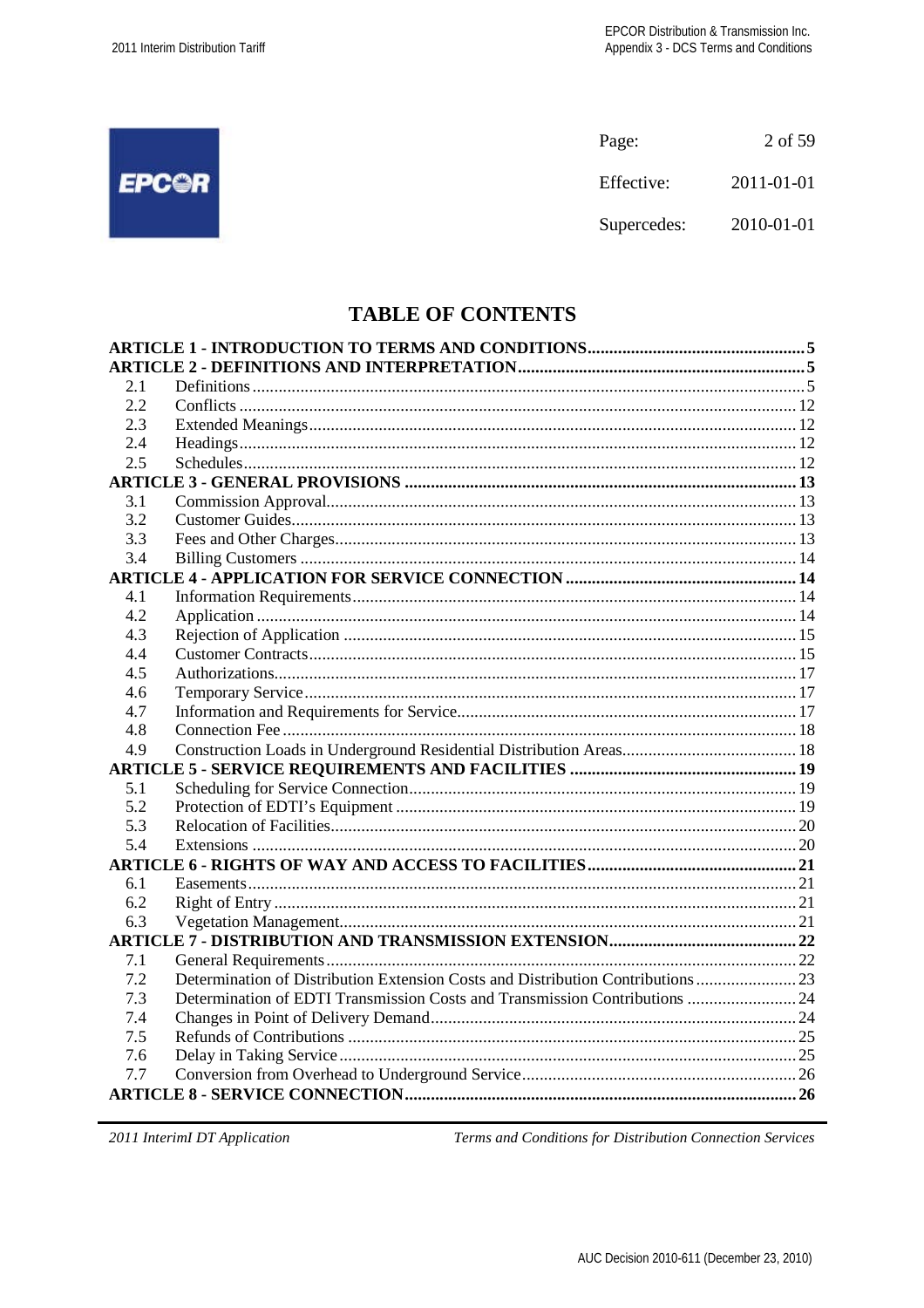# TABLE OF CONTENTS

| | | |
|---|---|---|
| **ARTICLE 1 - INTRODUCTION TO TERMS AND CONDITIONS** | | **5** |
| **ARTICLE 2 - DEFINITIONS AND INTERPRETATION** | | **5** |
| 2.1 | Definitions | 5 |
| 2.2 | Conflicts | 12 |
| 2.3 | Extended Meanings | 12 |
| 2.4 | Headings | 12 |
| 2.5 | Schedules | 12 |
| **ARTICLE 3 - GENERAL PROVISIONS** | | **13** |
| 3.1 | Commission Approval | 13 |
| 3.2 | Customer Guides | 13 |
| 3.3 | Fees and Other Charges | 13 |
| 3.4 | Billing Customers | 14 |
| **ARTICLE 4 - APPLICATION FOR SERVICE CONNECTION** | | **14** |
| 4.1 | Information Requirements | 14 |
| 4.2 | Application | 14 |
| 4.3 | Rejection of Application | 15 |
| 4.4 | Customer Contracts | 15 |
| 4.5 | Authorizations | 17 |
| 4.6 | Temporary Service | 17 |
| 4.7 | Information and Requirements for Service | 17 |
| 4.8 | Connection Fee | 18 |
| 4.9 | Construction Loads in Underground Residential Distribution Areas | 18 |
| **ARTICLE 5 - SERVICE REQUIREMENTS AND FACILITIES** | | **19** |
| 5.1 | Scheduling for Service Connection | 19 |
| 5.2 | Protection of EDTI's Equipment | 19 |
| 5.3 | Relocation of Facilities | 20 |
| 5.4 | Extensions | 20 |
| **ARTICLE 6 - RIGHTS OF WAY AND ACCESS TO FACILITIES** | | **21** |
| 6.1 | Easements | 21 |
| 6.2 | Right of Entry | 21 |
| 6.3 | Vegetation Management | 21 |
| **ARTICLE 7 - DISTRIBUTION AND TRANSMISSION EXTENSION** | | **22** |
| 7.1 | General Requirements | 22 |
| 7.2 | Determination of Distribution Extension Costs and Distribution Contributions | 23 |
| 7.3 | Determination of EDTI Transmission Costs and Transmission Contributions | 24 |
| 7.4 | Changes in Point of Delivery Demand | 24 |
| 7.5 | Refunds of Contributions | 25 |
| 7.6 | Delay in Taking Service | 25 |
| 7.7 | Conversion from Overhead to Underground Service | 26 |
| **ARTICLE 8 - SERVICE CONNECTION** | | **26** |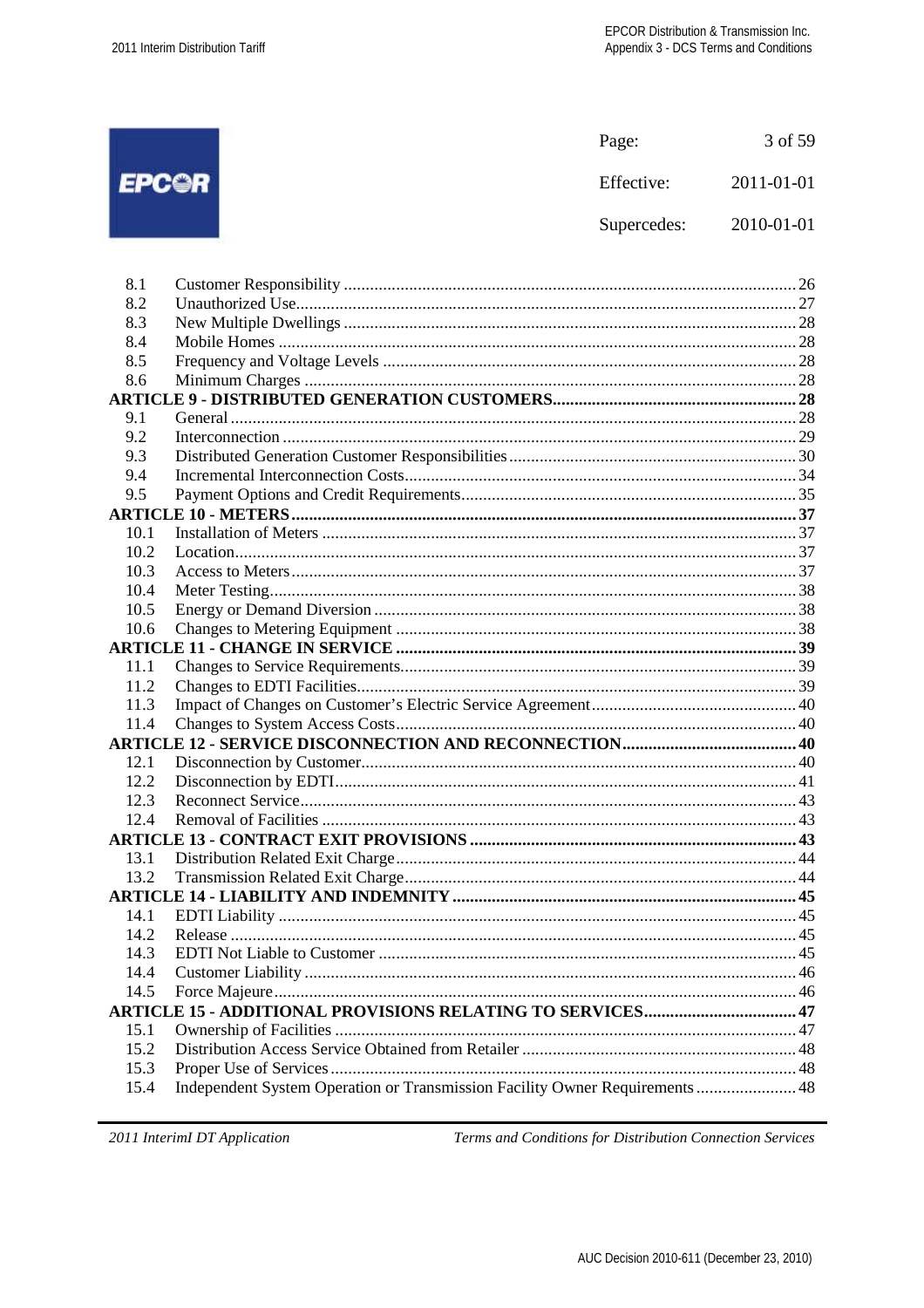| | | |
|---|---|---|
| 8.1 | Customer Responsibility | 26 |
| 8.2 | Unauthorized Use | 27 |
| 8.3 | New Multiple Dwellings | 28 |
| 8.4 | Mobile Homes | 28 |
| 8.5 | Frequency and Voltage Levels | 28 |
| 8.6 | Minimum Charges | 28 |
| **ARTICLE 9 - DISTRIBUTED GENERATION CUSTOMERS** | | **28** |
| 9.1 | General | 28 |
| 9.2 | Interconnection | 29 |
| 9.3 | Distributed Generation Customer Responsibilities | 30 |
| 9.4 | Incremental Interconnection Costs | 34 |
| 9.5 | Payment Options and Credit Requirements | 35 |
| **ARTICLE 10 - METERS** | | **37** |
| 10.1 | Installation of Meters | 37 |
| 10.2 | Location | 37 |
| 10.3 | Access to Meters | 37 |
| 10.4 | Meter Testing | 38 |
| 10.5 | Energy or Demand Diversion | 38 |
| 10.6 | Changes to Metering Equipment | 38 |
| **ARTICLE 11 - CHANGE IN SERVICE** | | **39** |
| 11.1 | Changes to Service Requirements | 39 |
| 11.2 | Changes to EDTI Facilities | 39 |
| 11.3 | Impact of Changes on Customer's Electric Service Agreement | 40 |
| 11.4 | Changes to System Access Costs | 40 |
| **ARTICLE 12 - SERVICE DISCONNECTION AND RECONNECTION** | | **40** |
| 12.1 | Disconnection by Customer | 40 |
| 12.2 | Disconnection by EDTI | 41 |
| 12.3 | Reconnect Service | 43 |
| 12.4 | Removal of Facilities | 43 |
| **ARTICLE 13 - CONTRACT EXIT PROVISIONS** | | **43** |
| 13.1 | Distribution Related Exit Charge | 44 |
| 13.2 | Transmission Related Exit Charge | 44 |
| **ARTICLE 14 - LIABILITY AND INDEMNITY** | | **45** |
| 14.1 | EDTI Liability | 45 |
| 14.2 | Release | 45 |
| 14.3 | EDTI Not Liable to Customer | 45 |
| 14.4 | Customer Liability | 46 |
| 14.5 | Force Majeure | 46 |
| **ARTICLE 15 - ADDITIONAL PROVISIONS RELATING TO SERVICES** | | **47** |
| 15.1 | Ownership of Facilities | 47 |
| 15.2 | Distribution Access Service Obtained from Retailer | 48 |
| 15.3 | Proper Use of Services | 48 |
| 15.4 | Independent System Operation or Transmission Facility Owner Requirements | 48 |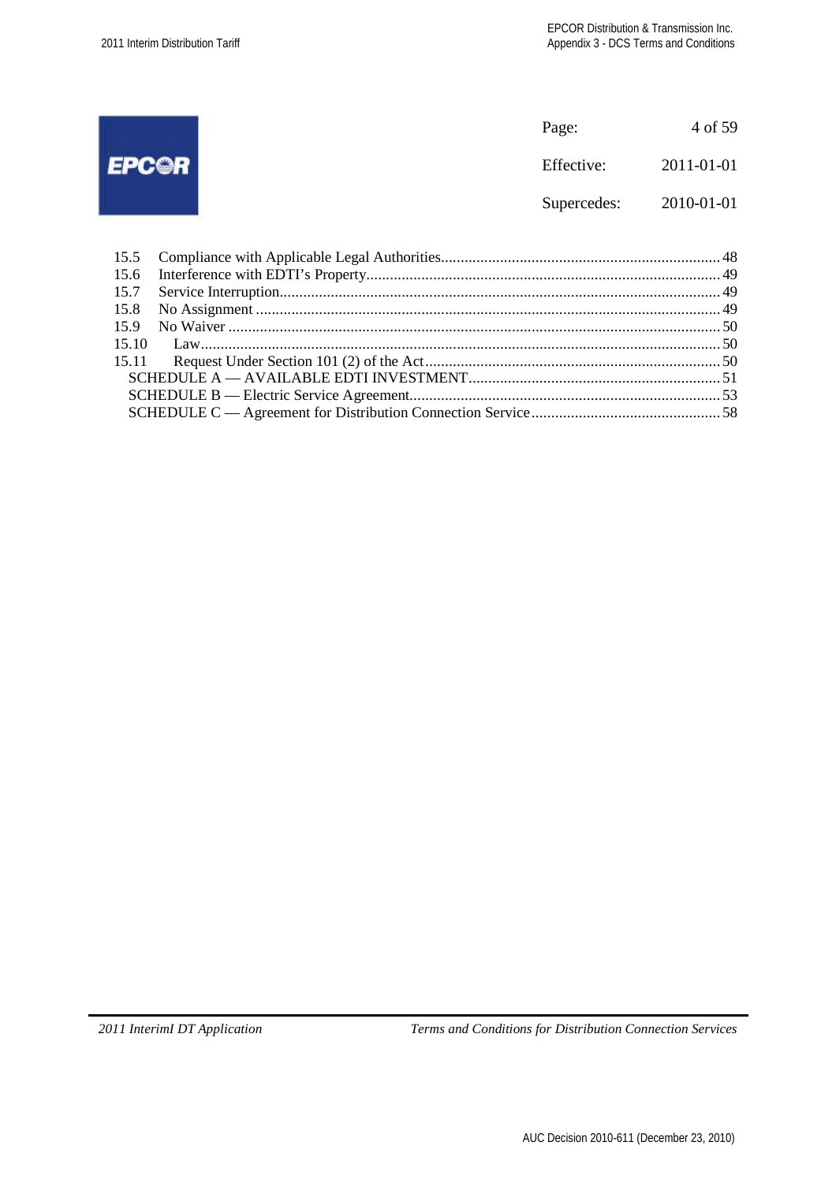| | |
|---|---|
| Page: | 4 of 59 |
| Effective: | 2011-01-01 |
| Supercedes: | 2010-01-01 |

15.5 Compliance with Applicable Legal Authorities ........ 48
15.6 Interference with EDTI's Property ........ 49
15.7 Service Interruption ........ 49
15.8 No Assignment ........ 49
15.9 No Waiver ........ 50
15.10 Law ........ 50
15.11 Request Under Section 101 (2) of the Act ........ 50
SCHEDULE A — AVAILABLE EDTI INVESTMENT ........ 51
SCHEDULE B — Electric Service Agreement ........ 53
SCHEDULE C — Agreement for Distribution Connection Service ........ 58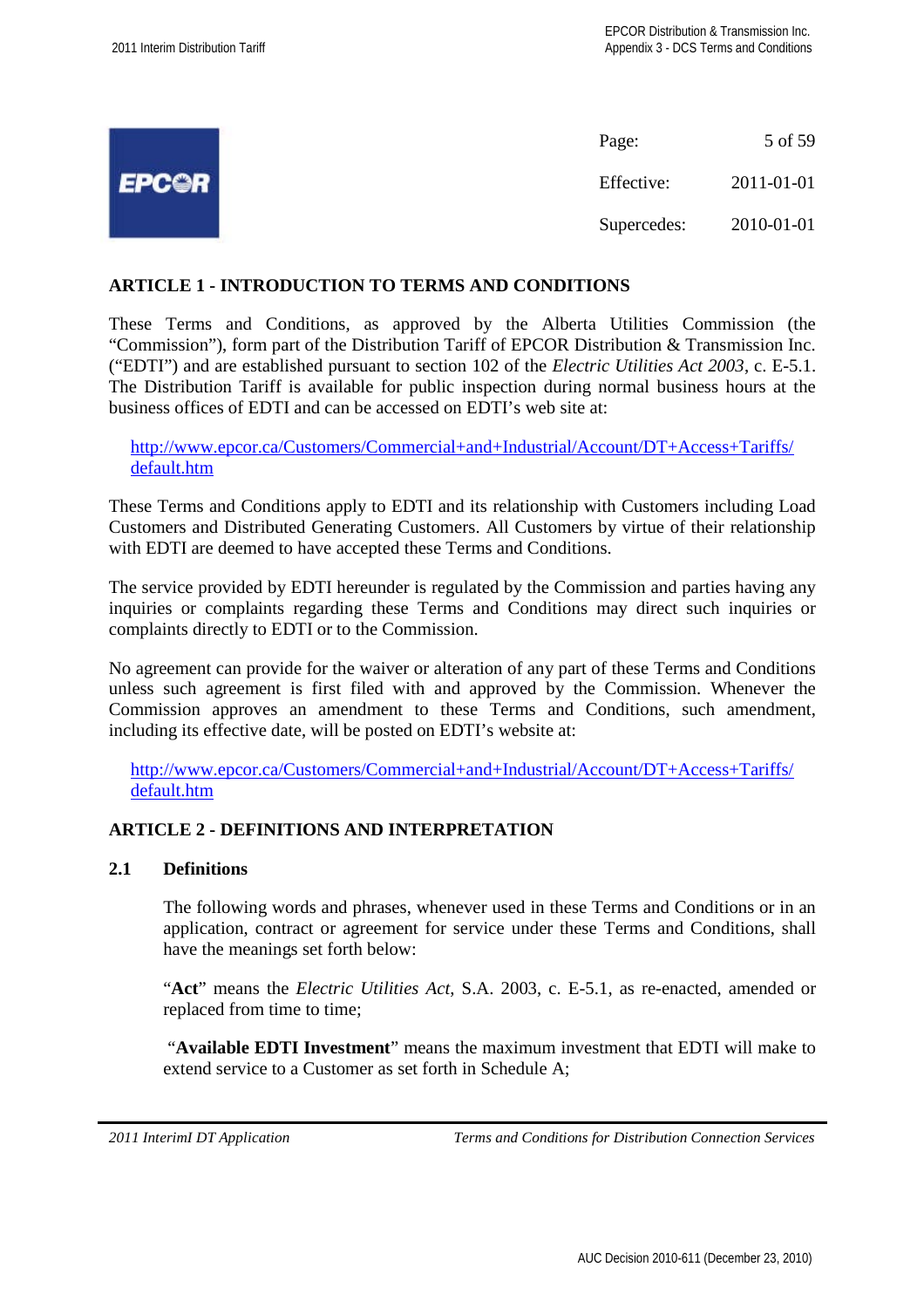## ARTICLE 1 - INTRODUCTION TO TERMS AND CONDITIONS

These Terms and Conditions, as approved by the Alberta Utilities Commission (the "Commission"), form part of the Distribution Tariff of EPCOR Distribution & Transmission Inc. ("EDTI") and are established pursuant to section 102 of the *Electric Utilities Act 2003*, c. E-5.1. The Distribution Tariff is available for public inspection during normal business hours at the business offices of EDTI and can be accessed on EDTI's web site at:

http://www.epcor.ca/Customers/Commercial+and+Industrial/Account/DT+Access+Tariffs/default.htm

These Terms and Conditions apply to EDTI and its relationship with Customers including Load Customers and Distributed Generating Customers. All Customers by virtue of their relationship with EDTI are deemed to have accepted these Terms and Conditions.

The service provided by EDTI hereunder is regulated by the Commission and parties having any inquiries or complaints regarding these Terms and Conditions may direct such inquiries or complaints directly to EDTI or to the Commission.

No agreement can provide for the waiver or alteration of any part of these Terms and Conditions unless such agreement is first filed with and approved by the Commission. Whenever the Commission approves an amendment to these Terms and Conditions, such amendment, including its effective date, will be posted on EDTI's website at:

http://www.epcor.ca/Customers/Commercial+and+Industrial/Account/DT+Access+Tariffs/default.htm

## ARTICLE 2 - DEFINITIONS AND INTERPRETATION

### 2.1 Definitions

The following words and phrases, whenever used in these Terms and Conditions or in an application, contract or agreement for service under these Terms and Conditions, shall have the meanings set forth below:

"**Act**" means the *Electric Utilities Act*, S.A. 2003, c. E-5.1, as re-enacted, amended or replaced from time to time;

"**Available EDTI Investment**" means the maximum investment that EDTI will make to extend service to a Customer as set forth in Schedule A;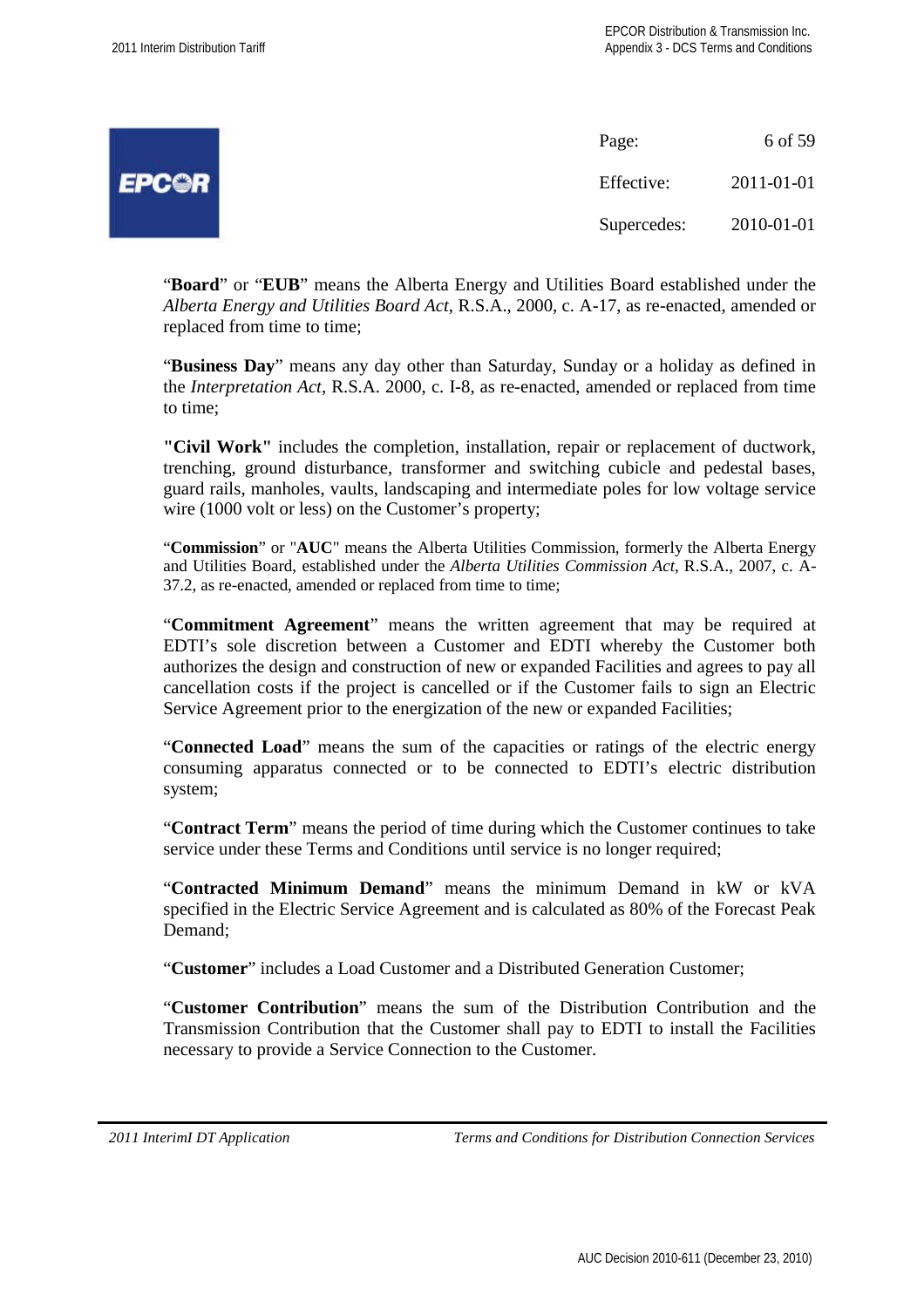"**Board**" or "**EUB**" means the Alberta Energy and Utilities Board established under the *Alberta Energy and Utilities Board Act*, R.S.A., 2000, c. A-17, as re-enacted, amended or replaced from time to time;

"**Business Day**" means any day other than Saturday, Sunday or a holiday as defined in the *Interpretation Act*, R.S.A. 2000, c. I-8, as re-enacted, amended or replaced from time to time;

**"Civil Work"** includes the completion, installation, repair or replacement of ductwork, trenching, ground disturbance, transformer and switching cubicle and pedestal bases, guard rails, manholes, vaults, landscaping and intermediate poles for low voltage service wire (1000 volt or less) on the Customer's property;

"**Commission**" or "**AUC**" means the Alberta Utilities Commission, formerly the Alberta Energy and Utilities Board, established under the *Alberta Utilities Commission Act*, R.S.A., 2007, c. A-37.2, as re-enacted, amended or replaced from time to time;

"**Commitment Agreement**" means the written agreement that may be required at EDTI's sole discretion between a Customer and EDTI whereby the Customer both authorizes the design and construction of new or expanded Facilities and agrees to pay all cancellation costs if the project is cancelled or if the Customer fails to sign an Electric Service Agreement prior to the energization of the new or expanded Facilities;

"**Connected Load**" means the sum of the capacities or ratings of the electric energy consuming apparatus connected or to be connected to EDTI's electric distribution system;

"**Contract Term**" means the period of time during which the Customer continues to take service under these Terms and Conditions until service is no longer required;

"**Contracted Minimum Demand**" means the minimum Demand in kW or kVA specified in the Electric Service Agreement and is calculated as 80% of the Forecast Peak Demand;

"**Customer**" includes a Load Customer and a Distributed Generation Customer;

"**Customer Contribution**" means the sum of the Distribution Contribution and the Transmission Contribution that the Customer shall pay to EDTI to install the Facilities necessary to provide a Service Connection to the Customer.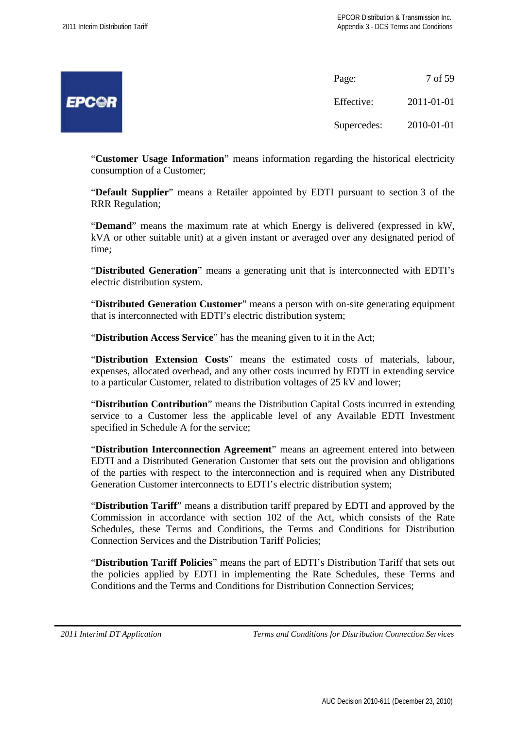"**Customer Usage Information**" means information regarding the historical electricity consumption of a Customer;

"**Default Supplier**" means a Retailer appointed by EDTI pursuant to section 3 of the RRR Regulation;

"**Demand**" means the maximum rate at which Energy is delivered (expressed in kW, kVA or other suitable unit) at a given instant or averaged over any designated period of time;

"**Distributed Generation**" means a generating unit that is interconnected with EDTI's electric distribution system.

"**Distributed Generation Customer**" means a person with on-site generating equipment that is interconnected with EDTI's electric distribution system;

"**Distribution Access Service**" has the meaning given to it in the Act;

"**Distribution Extension Costs**" means the estimated costs of materials, labour, expenses, allocated overhead, and any other costs incurred by EDTI in extending service to a particular Customer, related to distribution voltages of 25 kV and lower;

"**Distribution Contribution**" means the Distribution Capital Costs incurred in extending service to a Customer less the applicable level of any Available EDTI Investment specified in Schedule A for the service;

"**Distribution Interconnection Agreement**" means an agreement entered into between EDTI and a Distributed Generation Customer that sets out the provision and obligations of the parties with respect to the interconnection and is required when any Distributed Generation Customer interconnects to EDTI's electric distribution system;

"**Distribution Tariff**" means a distribution tariff prepared by EDTI and approved by the Commission in accordance with section 102 of the Act, which consists of the Rate Schedules, these Terms and Conditions, the Terms and Conditions for Distribution Connection Services and the Distribution Tariff Policies;

"**Distribution Tariff Policies**" means the part of EDTI's Distribution Tariff that sets out the policies applied by EDTI in implementing the Rate Schedules, these Terms and Conditions and the Terms and Conditions for Distribution Connection Services;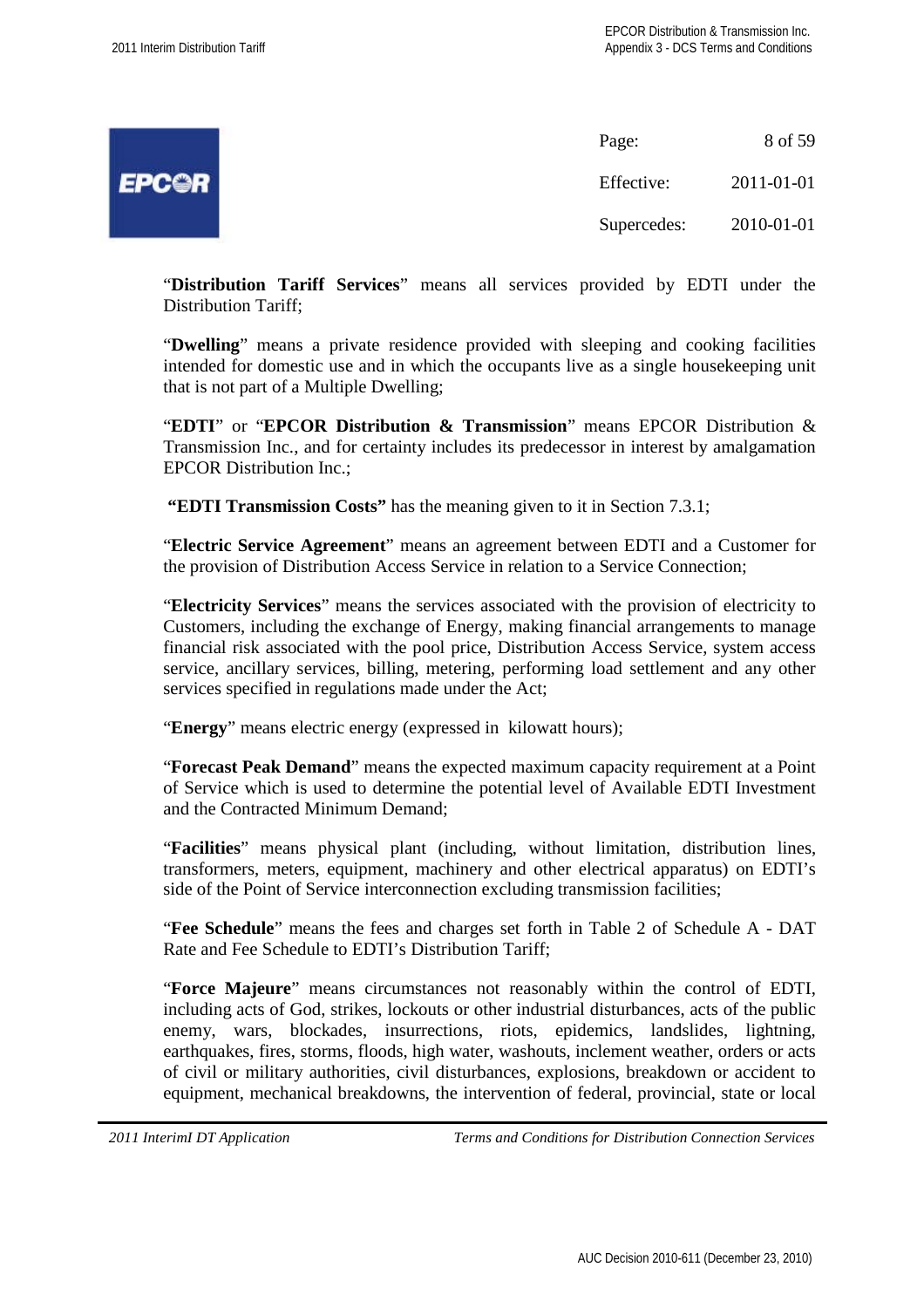"**Distribution Tariff Services**" means all services provided by EDTI under the Distribution Tariff;

"**Dwelling**" means a private residence provided with sleeping and cooking facilities intended for domestic use and in which the occupants live as a single housekeeping unit that is not part of a Multiple Dwelling;

"**EDTI**" or "**EPCOR Distribution & Transmission**" means EPCOR Distribution & Transmission Inc., and for certainty includes its predecessor in interest by amalgamation EPCOR Distribution Inc.;

**"EDTI Transmission Costs"** has the meaning given to it in Section 7.3.1;

"**Electric Service Agreement**" means an agreement between EDTI and a Customer for the provision of Distribution Access Service in relation to a Service Connection;

"**Electricity Services**" means the services associated with the provision of electricity to Customers, including the exchange of Energy, making financial arrangements to manage financial risk associated with the pool price, Distribution Access Service, system access service, ancillary services, billing, metering, performing load settlement and any other services specified in regulations made under the Act;

"**Energy**" means electric energy (expressed in kilowatt hours);

"**Forecast Peak Demand**" means the expected maximum capacity requirement at a Point of Service which is used to determine the potential level of Available EDTI Investment and the Contracted Minimum Demand;

"**Facilities**" means physical plant (including, without limitation, distribution lines, transformers, meters, equipment, machinery and other electrical apparatus) on EDTI's side of the Point of Service interconnection excluding transmission facilities;

"**Fee Schedule**" means the fees and charges set forth in Table 2 of Schedule A - DAT Rate and Fee Schedule to EDTI's Distribution Tariff;

"**Force Majeure**" means circumstances not reasonably within the control of EDTI, including acts of God, strikes, lockouts or other industrial disturbances, acts of the public enemy, wars, blockades, insurrections, riots, epidemics, landslides, lightning, earthquakes, fires, storms, floods, high water, washouts, inclement weather, orders or acts of civil or military authorities, civil disturbances, explosions, breakdown or accident to equipment, mechanical breakdowns, the intervention of federal, provincial, state or local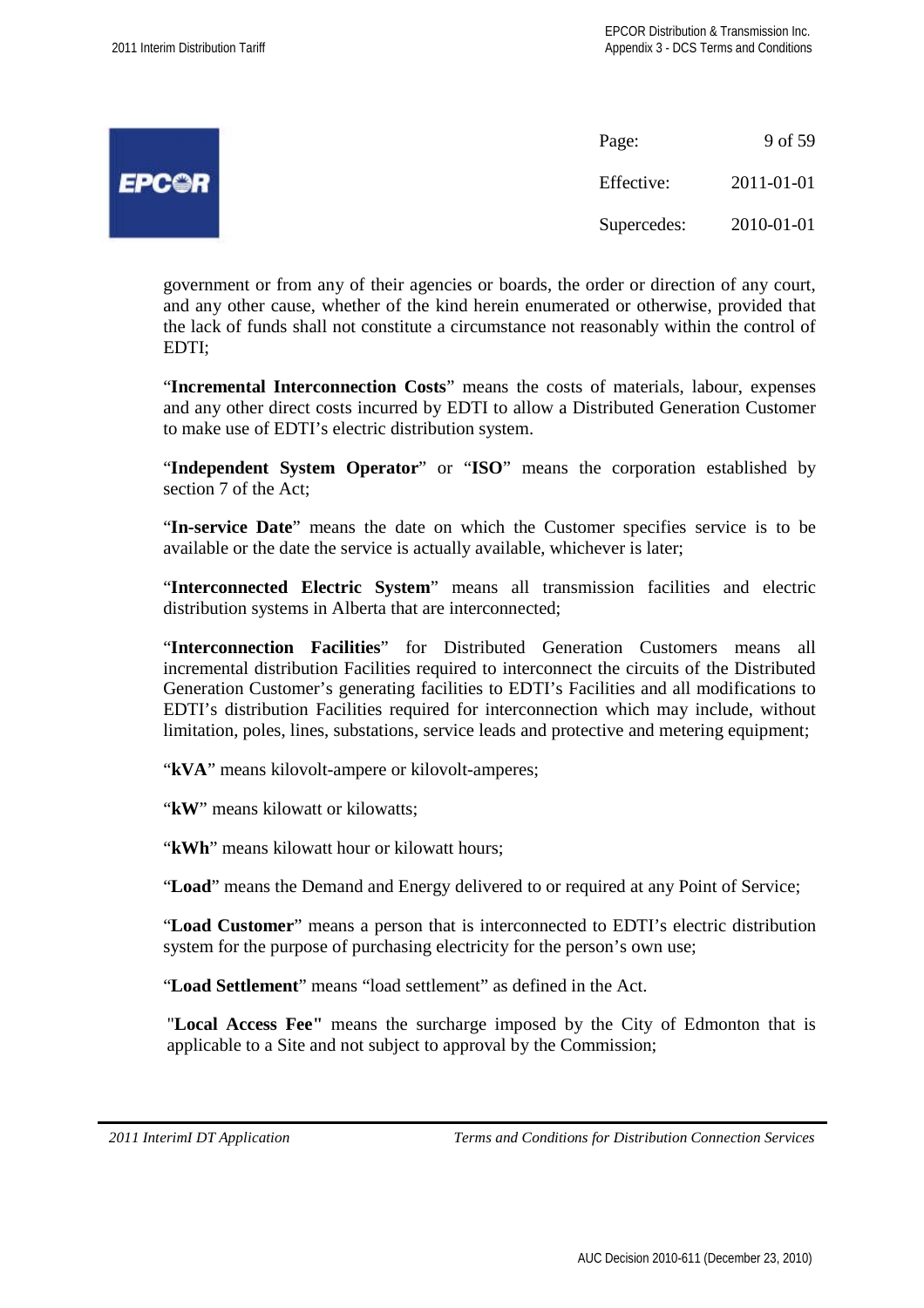government or from any of their agencies or boards, the order or direction of any court, and any other cause, whether of the kind herein enumerated or otherwise, provided that the lack of funds shall not constitute a circumstance not reasonably within the control of EDTI;

"**Incremental Interconnection Costs**" means the costs of materials, labour, expenses and any other direct costs incurred by EDTI to allow a Distributed Generation Customer to make use of EDTI's electric distribution system.

"**Independent System Operator**" or "**ISO**" means the corporation established by section 7 of the Act;

"**In-service Date**" means the date on which the Customer specifies service is to be available or the date the service is actually available, whichever is later;

"**Interconnected Electric System**" means all transmission facilities and electric distribution systems in Alberta that are interconnected;

"**Interconnection Facilities**" for Distributed Generation Customers means all incremental distribution Facilities required to interconnect the circuits of the Distributed Generation Customer's generating facilities to EDTI's Facilities and all modifications to EDTI's distribution Facilities required for interconnection which may include, without limitation, poles, lines, substations, service leads and protective and metering equipment;

"**kVA**" means kilovolt-ampere or kilovolt-amperes;

"**kW**" means kilowatt or kilowatts;

"**kWh**" means kilowatt hour or kilowatt hours;

"**Load**" means the Demand and Energy delivered to or required at any Point of Service;

"**Load Customer**" means a person that is interconnected to EDTI's electric distribution system for the purpose of purchasing electricity for the person's own use;

"**Load Settlement**" means "load settlement" as defined in the Act.

"**Local Access Fee"** means the surcharge imposed by the City of Edmonton that is applicable to a Site and not subject to approval by the Commission;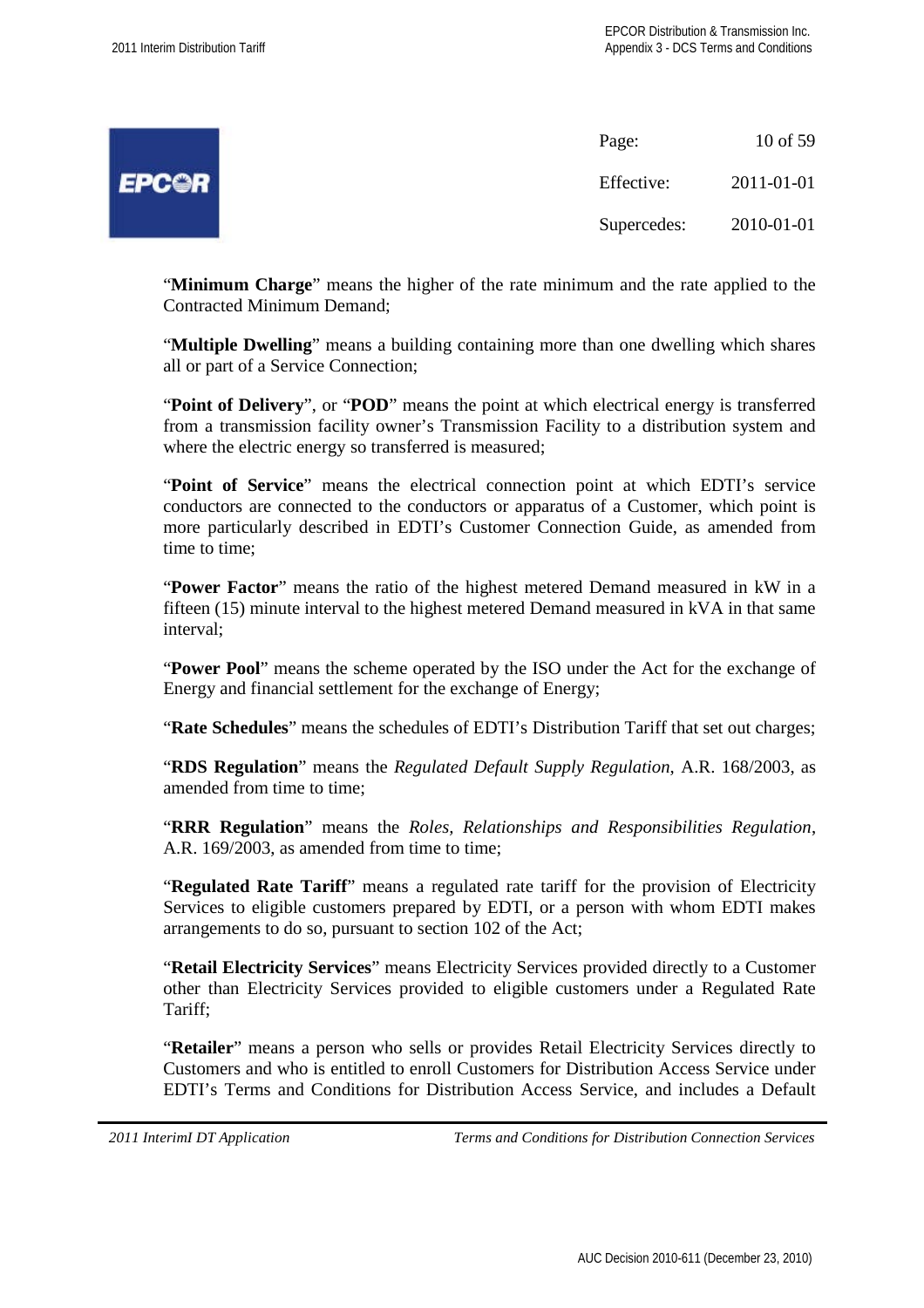"**Minimum Charge**" means the higher of the rate minimum and the rate applied to the Contracted Minimum Demand;

"**Multiple Dwelling**" means a building containing more than one dwelling which shares all or part of a Service Connection;

"**Point of Delivery**", or "**POD**" means the point at which electrical energy is transferred from a transmission facility owner's Transmission Facility to a distribution system and where the electric energy so transferred is measured;

"**Point of Service**" means the electrical connection point at which EDTI's service conductors are connected to the conductors or apparatus of a Customer, which point is more particularly described in EDTI's Customer Connection Guide, as amended from time to time;

"**Power Factor**" means the ratio of the highest metered Demand measured in kW in a fifteen (15) minute interval to the highest metered Demand measured in kVA in that same interval;

"**Power Pool**" means the scheme operated by the ISO under the Act for the exchange of Energy and financial settlement for the exchange of Energy;

"**Rate Schedules**" means the schedules of EDTI's Distribution Tariff that set out charges;

"**RDS Regulation**" means the *Regulated Default Supply Regulation*, A.R. 168/2003, as amended from time to time;

"**RRR Regulation**" means the *Roles, Relationships and Responsibilities Regulation*, A.R. 169/2003, as amended from time to time;

"**Regulated Rate Tariff**" means a regulated rate tariff for the provision of Electricity Services to eligible customers prepared by EDTI, or a person with whom EDTI makes arrangements to do so, pursuant to section 102 of the Act;

"**Retail Electricity Services**" means Electricity Services provided directly to a Customer other than Electricity Services provided to eligible customers under a Regulated Rate Tariff;

"**Retailer**" means a person who sells or provides Retail Electricity Services directly to Customers and who is entitled to enroll Customers for Distribution Access Service under EDTI's Terms and Conditions for Distribution Access Service, and includes a Default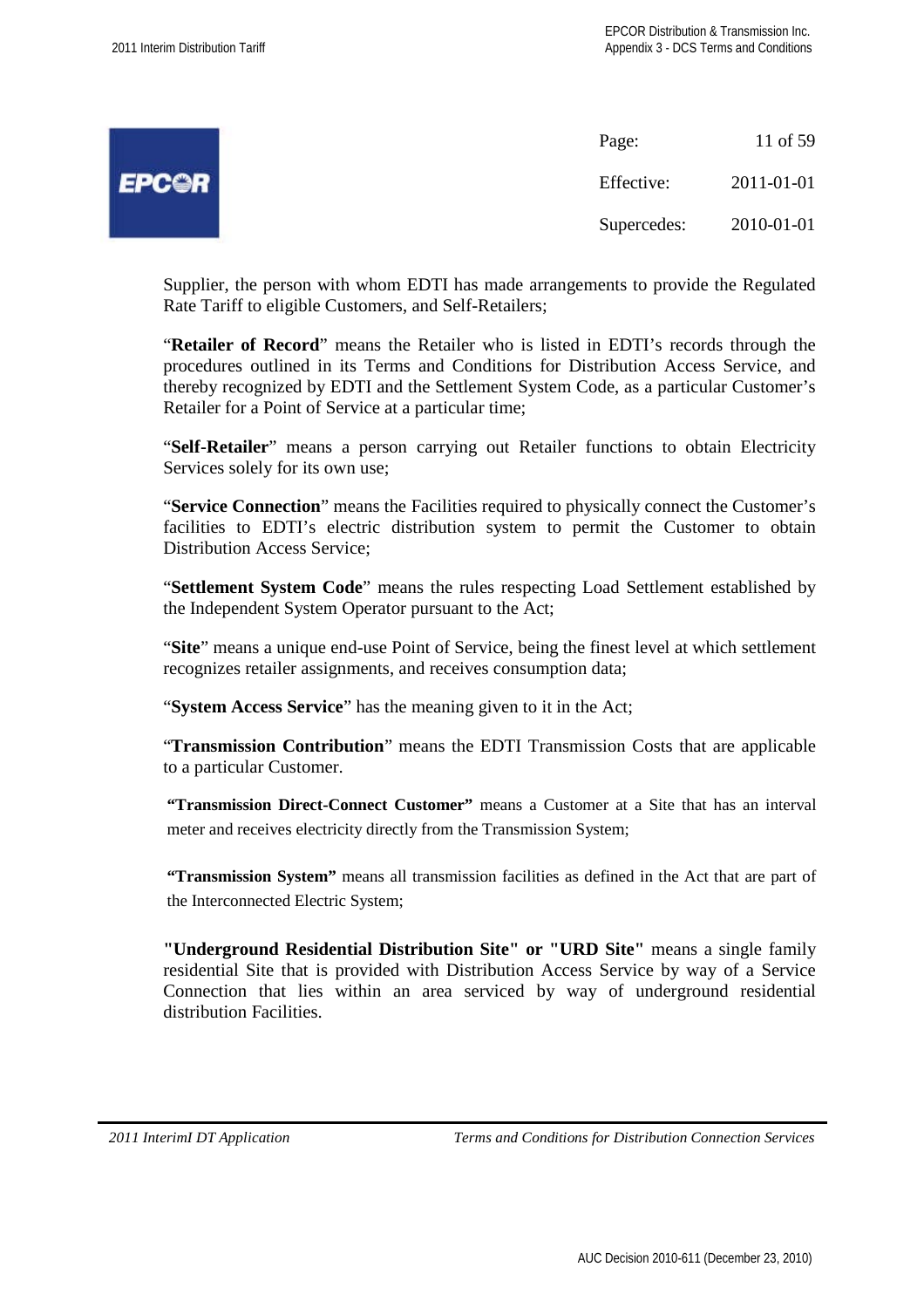Supplier, the person with whom EDTI has made arrangements to provide the Regulated Rate Tariff to eligible Customers, and Self-Retailers;

"**Retailer of Record**" means the Retailer who is listed in EDTI's records through the procedures outlined in its Terms and Conditions for Distribution Access Service, and thereby recognized by EDTI and the Settlement System Code, as a particular Customer's Retailer for a Point of Service at a particular time;

"**Self-Retailer**" means a person carrying out Retailer functions to obtain Electricity Services solely for its own use;

"**Service Connection**" means the Facilities required to physically connect the Customer's facilities to EDTI's electric distribution system to permit the Customer to obtain Distribution Access Service;

"**Settlement System Code**" means the rules respecting Load Settlement established by the Independent System Operator pursuant to the Act;

"**Site**" means a unique end-use Point of Service, being the finest level at which settlement recognizes retailer assignments, and receives consumption data;

"**System Access Service**" has the meaning given to it in the Act;

"**Transmission Contribution**" means the EDTI Transmission Costs that are applicable to a particular Customer.

**"Transmission Direct-Connect Customer"** means a Customer at a Site that has an interval meter and receives electricity directly from the Transmission System;

**"Transmission System"** means all transmission facilities as defined in the Act that are part of the Interconnected Electric System;

**"Underground Residential Distribution Site" or "URD Site"** means a single family residential Site that is provided with Distribution Access Service by way of a Service Connection that lies within an area serviced by way of underground residential distribution Facilities.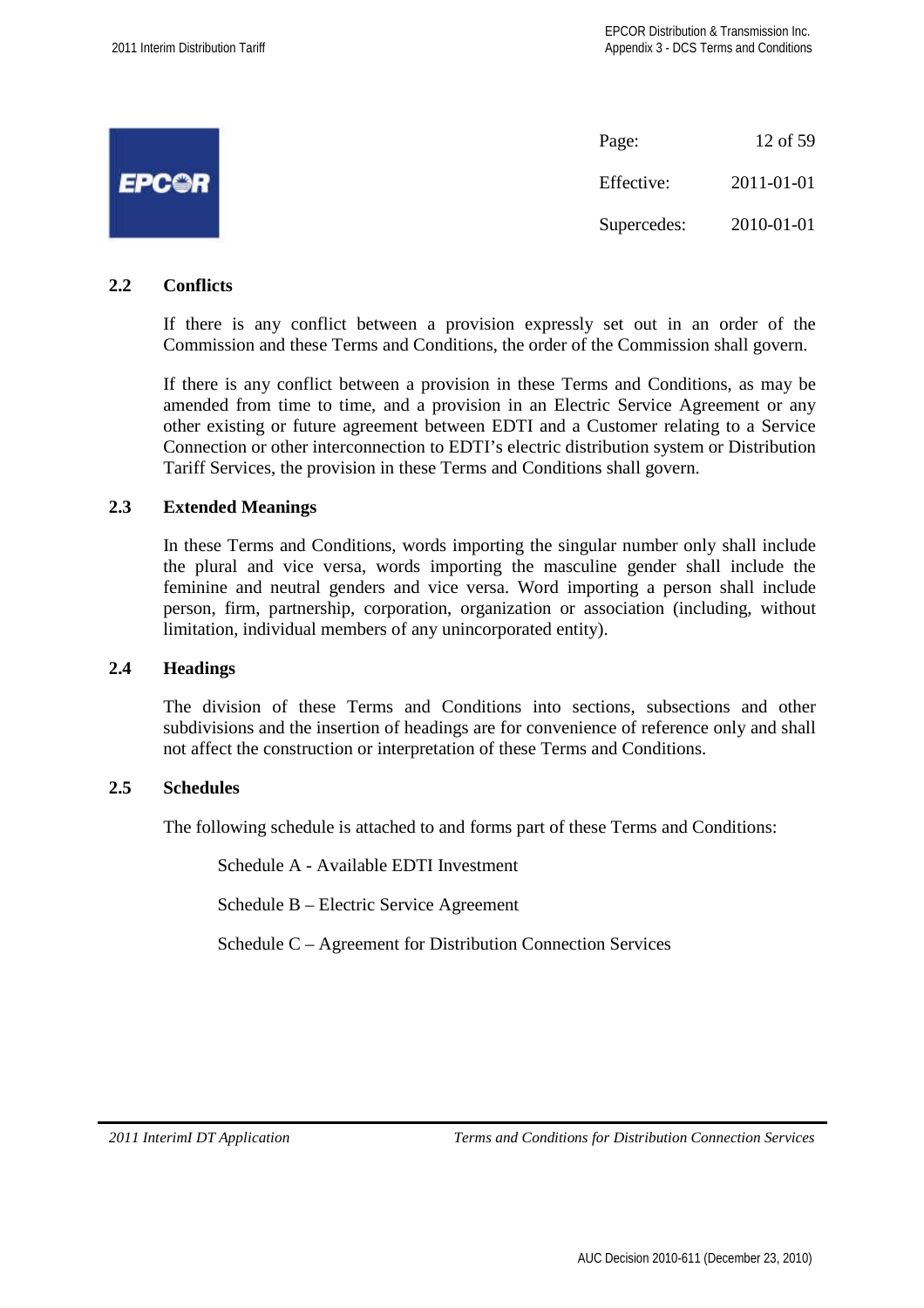## 2.2 Conflicts

If there is any conflict between a provision expressly set out in an order of the Commission and these Terms and Conditions, the order of the Commission shall govern.

If there is any conflict between a provision in these Terms and Conditions, as may be amended from time to time, and a provision in an Electric Service Agreement or any other existing or future agreement between EDTI and a Customer relating to a Service Connection or other interconnection to EDTI's electric distribution system or Distribution Tariff Services, the provision in these Terms and Conditions shall govern.

## 2.3 Extended Meanings

In these Terms and Conditions, words importing the singular number only shall include the plural and vice versa, words importing the masculine gender shall include the feminine and neutral genders and vice versa. Word importing a person shall include person, firm, partnership, corporation, organization or association (including, without limitation, individual members of any unincorporated entity).

## 2.4 Headings

The division of these Terms and Conditions into sections, subsections and other subdivisions and the insertion of headings are for convenience of reference only and shall not affect the construction or interpretation of these Terms and Conditions.

## 2.5 Schedules

The following schedule is attached to and forms part of these Terms and Conditions:

Schedule A - Available EDTI Investment

Schedule B – Electric Service Agreement

Schedule C – Agreement for Distribution Connection Services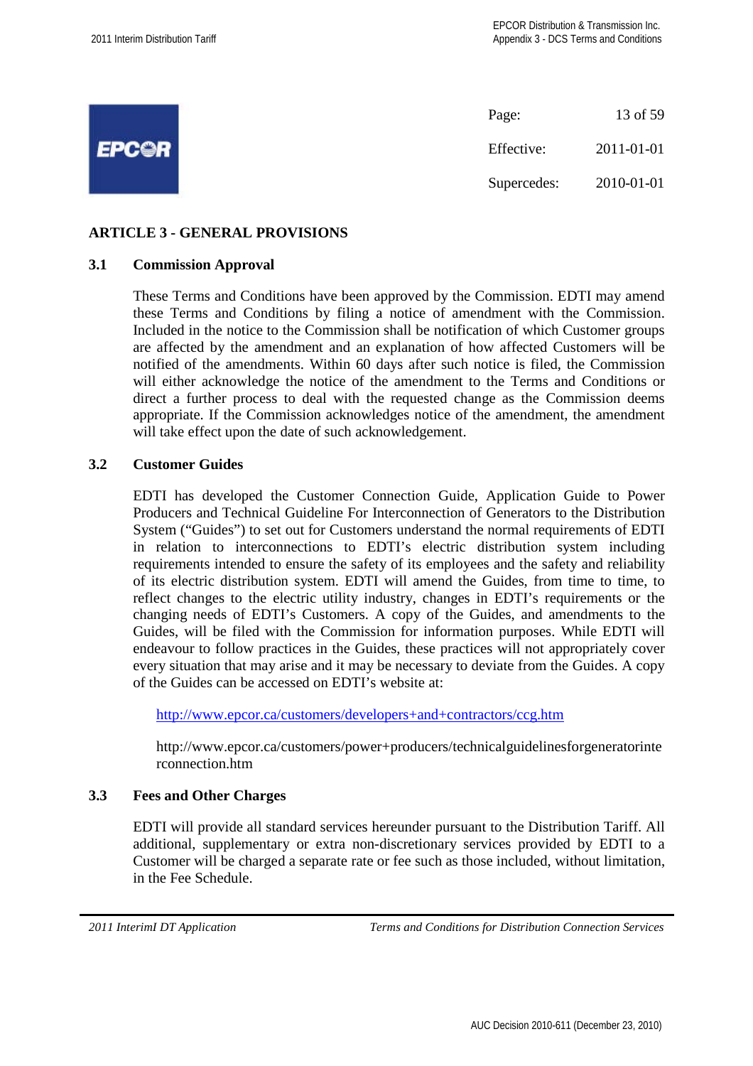## ARTICLE 3 - GENERAL PROVISIONS

### 3.1 Commission Approval

These Terms and Conditions have been approved by the Commission. EDTI may amend these Terms and Conditions by filing a notice of amendment with the Commission. Included in the notice to the Commission shall be notification of which Customer groups are affected by the amendment and an explanation of how affected Customers will be notified of the amendments. Within 60 days after such notice is filed, the Commission will either acknowledge the notice of the amendment to the Terms and Conditions or direct a further process to deal with the requested change as the Commission deems appropriate. If the Commission acknowledges notice of the amendment, the amendment will take effect upon the date of such acknowledgement.

### 3.2 Customer Guides

EDTI has developed the Customer Connection Guide, Application Guide to Power Producers and Technical Guideline For Interconnection of Generators to the Distribution System ("Guides") to set out for Customers understand the normal requirements of EDTI in relation to interconnections to EDTI's electric distribution system including requirements intended to ensure the safety of its employees and the safety and reliability of its electric distribution system. EDTI will amend the Guides, from time to time, to reflect changes to the electric utility industry, changes in EDTI's requirements or the changing needs of EDTI's Customers. A copy of the Guides, and amendments to the Guides, will be filed with the Commission for information purposes. While EDTI will endeavour to follow practices in the Guides, these practices will not appropriately cover every situation that may arise and it may be necessary to deviate from the Guides. A copy of the Guides can be accessed on EDTI's website at:

http://www.epcor.ca/customers/developers+and+contractors/ccg.htm

http://www.epcor.ca/customers/power+producers/technicalguidelinesforgeneratorinterconnection.htm

### 3.3 Fees and Other Charges

EDTI will provide all standard services hereunder pursuant to the Distribution Tariff. All additional, supplementary or extra non-discretionary services provided by EDTI to a Customer will be charged a separate rate or fee such as those included, without limitation, in the Fee Schedule.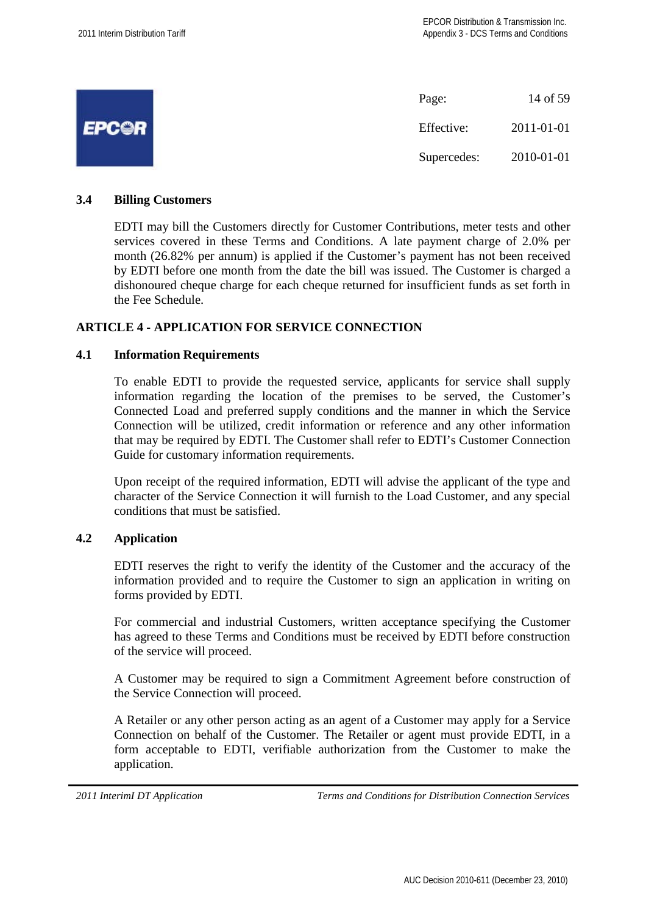### 3.4 Billing Customers

EDTI may bill the Customers directly for Customer Contributions, meter tests and other services covered in these Terms and Conditions. A late payment charge of 2.0% per month (26.82% per annum) is applied if the Customer's payment has not been received by EDTI before one month from the date the bill was issued. The Customer is charged a dishonoured cheque charge for each cheque returned for insufficient funds as set forth in the Fee Schedule.

## ARTICLE 4 - APPLICATION FOR SERVICE CONNECTION

### 4.1 Information Requirements

To enable EDTI to provide the requested service, applicants for service shall supply information regarding the location of the premises to be served, the Customer's Connected Load and preferred supply conditions and the manner in which the Service Connection will be utilized, credit information or reference and any other information that may be required by EDTI. The Customer shall refer to EDTI's Customer Connection Guide for customary information requirements.

Upon receipt of the required information, EDTI will advise the applicant of the type and character of the Service Connection it will furnish to the Load Customer, and any special conditions that must be satisfied.

### 4.2 Application

EDTI reserves the right to verify the identity of the Customer and the accuracy of the information provided and to require the Customer to sign an application in writing on forms provided by EDTI.

For commercial and industrial Customers, written acceptance specifying the Customer has agreed to these Terms and Conditions must be received by EDTI before construction of the service will proceed.

A Customer may be required to sign a Commitment Agreement before construction of the Service Connection will proceed.

A Retailer or any other person acting as an agent of a Customer may apply for a Service Connection on behalf of the Customer. The Retailer or agent must provide EDTI, in a form acceptable to EDTI, verifiable authorization from the Customer to make the application.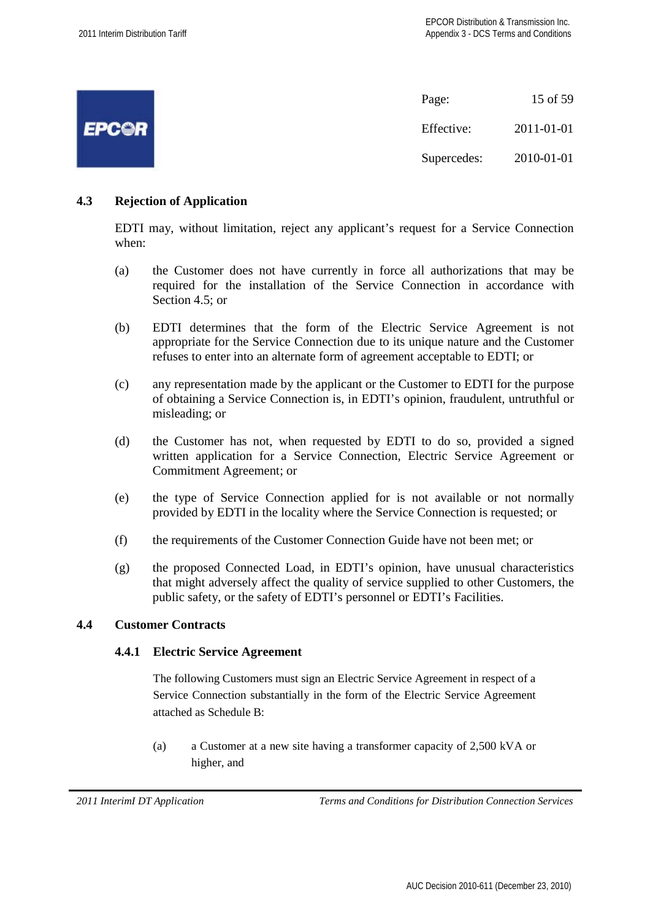### 4.3 Rejection of Application

EDTI may, without limitation, reject any applicant's request for a Service Connection when:

(a) the Customer does not have currently in force all authorizations that may be required for the installation of the Service Connection in accordance with Section 4.5; or

(b) EDTI determines that the form of the Electric Service Agreement is not appropriate for the Service Connection due to its unique nature and the Customer refuses to enter into an alternate form of agreement acceptable to EDTI; or

(c) any representation made by the applicant or the Customer to EDTI for the purpose of obtaining a Service Connection is, in EDTI's opinion, fraudulent, untruthful or misleading; or

(d) the Customer has not, when requested by EDTI to do so, provided a signed written application for a Service Connection, Electric Service Agreement or Commitment Agreement; or

(e) the type of Service Connection applied for is not available or not normally provided by EDTI in the locality where the Service Connection is requested; or

(f) the requirements of the Customer Connection Guide have not been met; or

(g) the proposed Connected Load, in EDTI's opinion, have unusual characteristics that might adversely affect the quality of service supplied to other Customers, the public safety, or the safety of EDTI's personnel or EDTI's Facilities.

### 4.4 Customer Contracts

#### 4.4.1 Electric Service Agreement

The following Customers must sign an Electric Service Agreement in respect of a Service Connection substantially in the form of the Electric Service Agreement attached as Schedule B:

(a) a Customer at a new site having a transformer capacity of 2,500 kVA or higher, and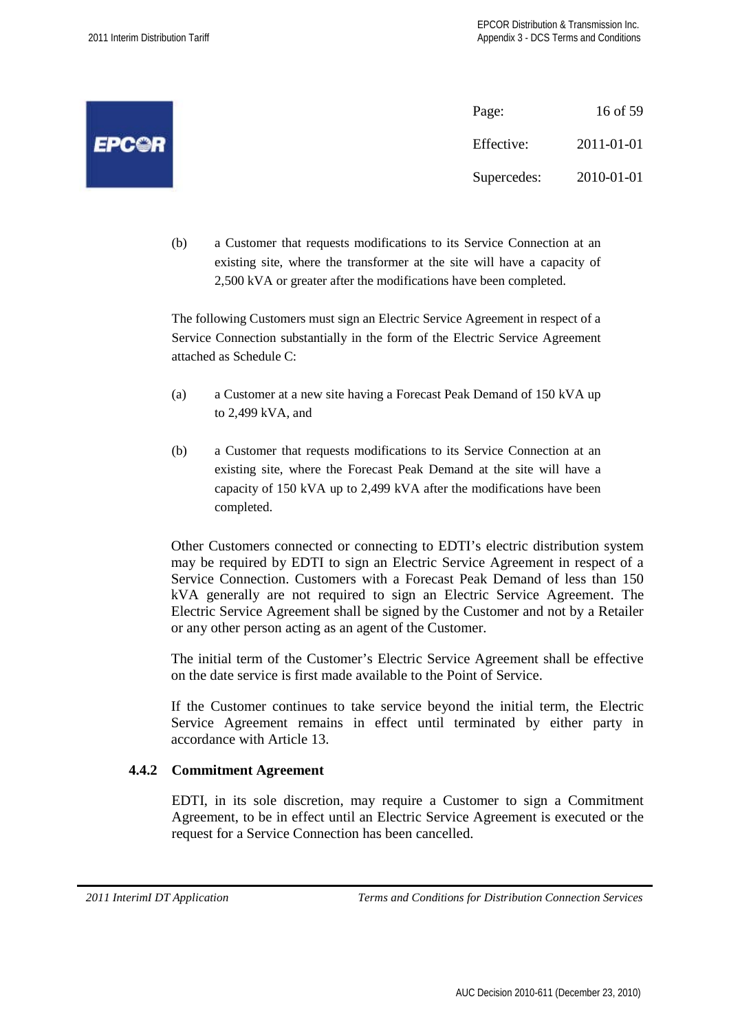(b) a Customer that requests modifications to its Service Connection at an existing site, where the transformer at the site will have a capacity of 2,500 kVA or greater after the modifications have been completed.

The following Customers must sign an Electric Service Agreement in respect of a Service Connection substantially in the form of the Electric Service Agreement attached as Schedule C:

(a) a Customer at a new site having a Forecast Peak Demand of 150 kVA up to 2,499 kVA, and

(b) a Customer that requests modifications to its Service Connection at an existing site, where the Forecast Peak Demand at the site will have a capacity of 150 kVA up to 2,499 kVA after the modifications have been completed.

Other Customers connected or connecting to EDTI's electric distribution system may be required by EDTI to sign an Electric Service Agreement in respect of a Service Connection. Customers with a Forecast Peak Demand of less than 150 kVA generally are not required to sign an Electric Service Agreement. The Electric Service Agreement shall be signed by the Customer and not by a Retailer or any other person acting as an agent of the Customer.

The initial term of the Customer's Electric Service Agreement shall be effective on the date service is first made available to the Point of Service.

If the Customer continues to take service beyond the initial term, the Electric Service Agreement remains in effect until terminated by either party in accordance with Article 13.

### 4.4.2 Commitment Agreement

EDTI, in its sole discretion, may require a Customer to sign a Commitment Agreement, to be in effect until an Electric Service Agreement is executed or the request for a Service Connection has been cancelled.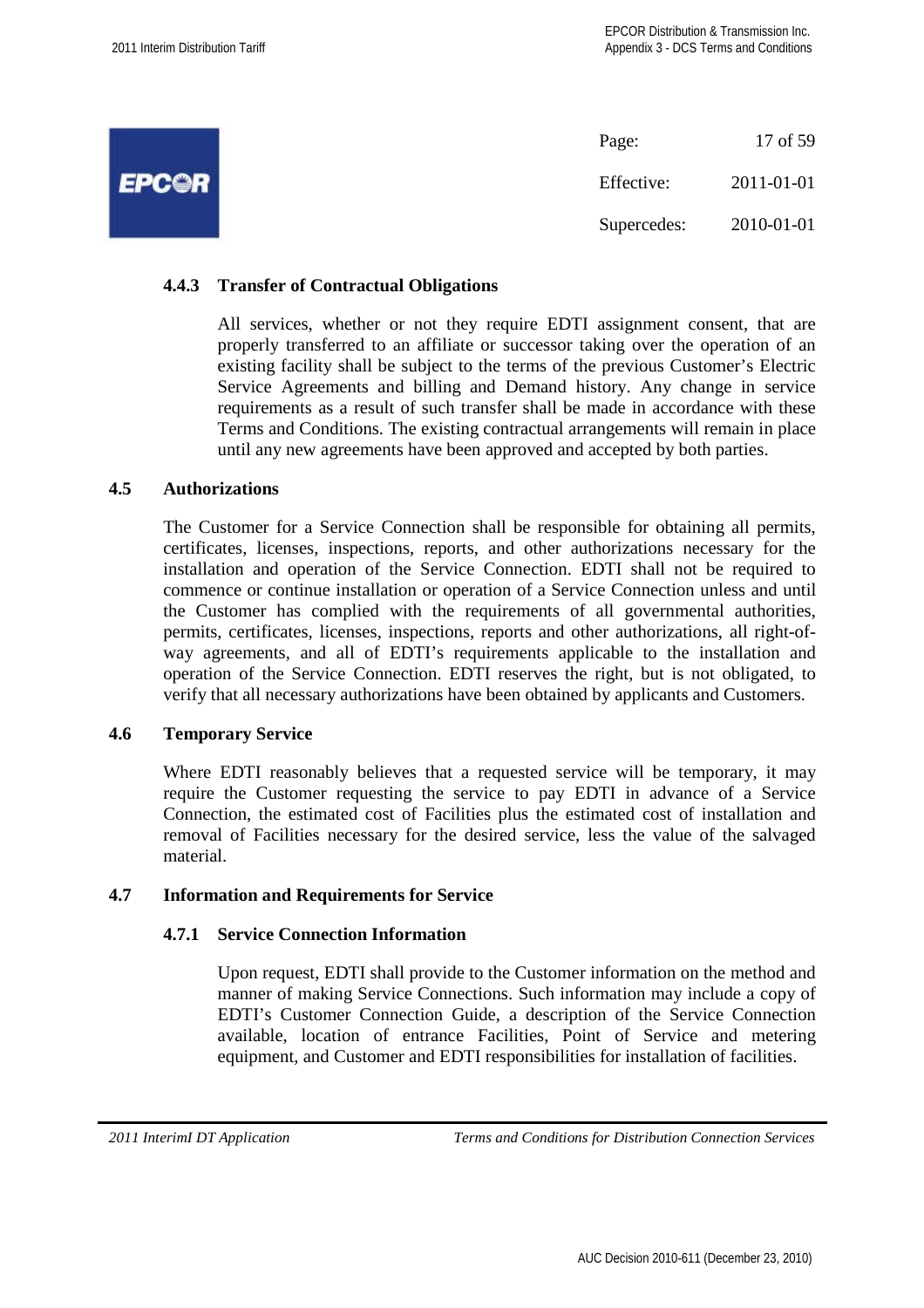#### 4.4.3 Transfer of Contractual Obligations

All services, whether or not they require EDTI assignment consent, that are properly transferred to an affiliate or successor taking over the operation of an existing facility shall be subject to the terms of the previous Customer's Electric Service Agreements and billing and Demand history. Any change in service requirements as a result of such transfer shall be made in accordance with these Terms and Conditions. The existing contractual arrangements will remain in place until any new agreements have been approved and accepted by both parties.

### 4.5 Authorizations

The Customer for a Service Connection shall be responsible for obtaining all permits, certificates, licenses, inspections, reports, and other authorizations necessary for the installation and operation of the Service Connection. EDTI shall not be required to commence or continue installation or operation of a Service Connection unless and until the Customer has complied with the requirements of all governmental authorities, permits, certificates, licenses, inspections, reports and other authorizations, all right-of-way agreements, and all of EDTI's requirements applicable to the installation and operation of the Service Connection. EDTI reserves the right, but is not obligated, to verify that all necessary authorizations have been obtained by applicants and Customers.

### 4.6 Temporary Service

Where EDTI reasonably believes that a requested service will be temporary, it may require the Customer requesting the service to pay EDTI in advance of a Service Connection, the estimated cost of Facilities plus the estimated cost of installation and removal of Facilities necessary for the desired service, less the value of the salvaged material.

### 4.7 Information and Requirements for Service

#### 4.7.1 Service Connection Information

Upon request, EDTI shall provide to the Customer information on the method and manner of making Service Connections. Such information may include a copy of EDTI's Customer Connection Guide, a description of the Service Connection available, location of entrance Facilities, Point of Service and metering equipment, and Customer and EDTI responsibilities for installation of facilities.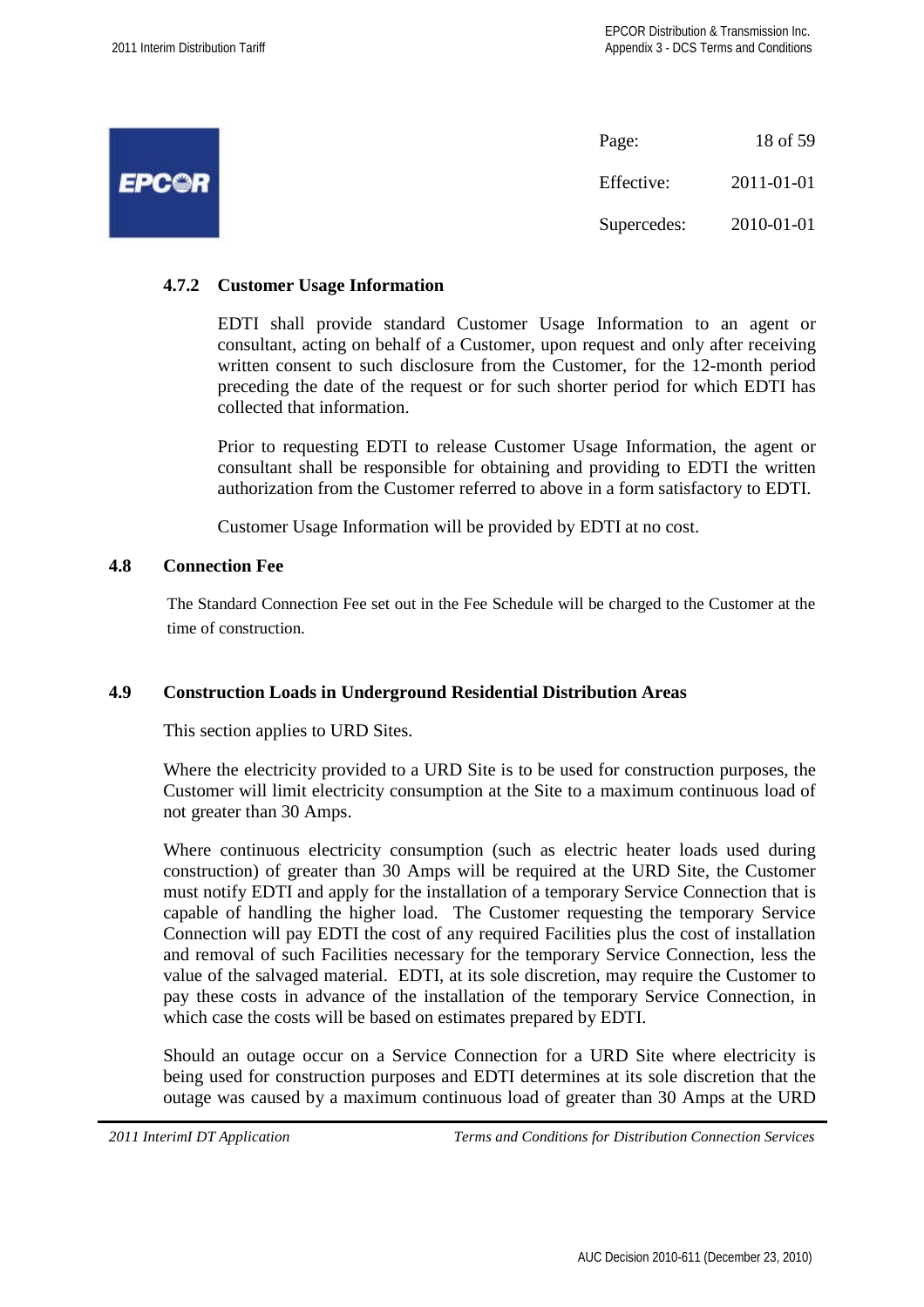#### 4.7.2 Customer Usage Information

EDTI shall provide standard Customer Usage Information to an agent or consultant, acting on behalf of a Customer, upon request and only after receiving written consent to such disclosure from the Customer, for the 12-month period preceding the date of the request or for such shorter period for which EDTI has collected that information.

Prior to requesting EDTI to release Customer Usage Information, the agent or consultant shall be responsible for obtaining and providing to EDTI the written authorization from the Customer referred to above in a form satisfactory to EDTI.

Customer Usage Information will be provided by EDTI at no cost.

### 4.8 Connection Fee

The Standard Connection Fee set out in the Fee Schedule will be charged to the Customer at the time of construction.

### 4.9 Construction Loads in Underground Residential Distribution Areas

This section applies to URD Sites.

Where the electricity provided to a URD Site is to be used for construction purposes, the Customer will limit electricity consumption at the Site to a maximum continuous load of not greater than 30 Amps.

Where continuous electricity consumption (such as electric heater loads used during construction) of greater than 30 Amps will be required at the URD Site, the Customer must notify EDTI and apply for the installation of a temporary Service Connection that is capable of handling the higher load. The Customer requesting the temporary Service Connection will pay EDTI the cost of any required Facilities plus the cost of installation and removal of such Facilities necessary for the temporary Service Connection, less the value of the salvaged material. EDTI, at its sole discretion, may require the Customer to pay these costs in advance of the installation of the temporary Service Connection, in which case the costs will be based on estimates prepared by EDTI.

Should an outage occur on a Service Connection for a URD Site where electricity is being used for construction purposes and EDTI determines at its sole discretion that the outage was caused by a maximum continuous load of greater than 30 Amps at the URD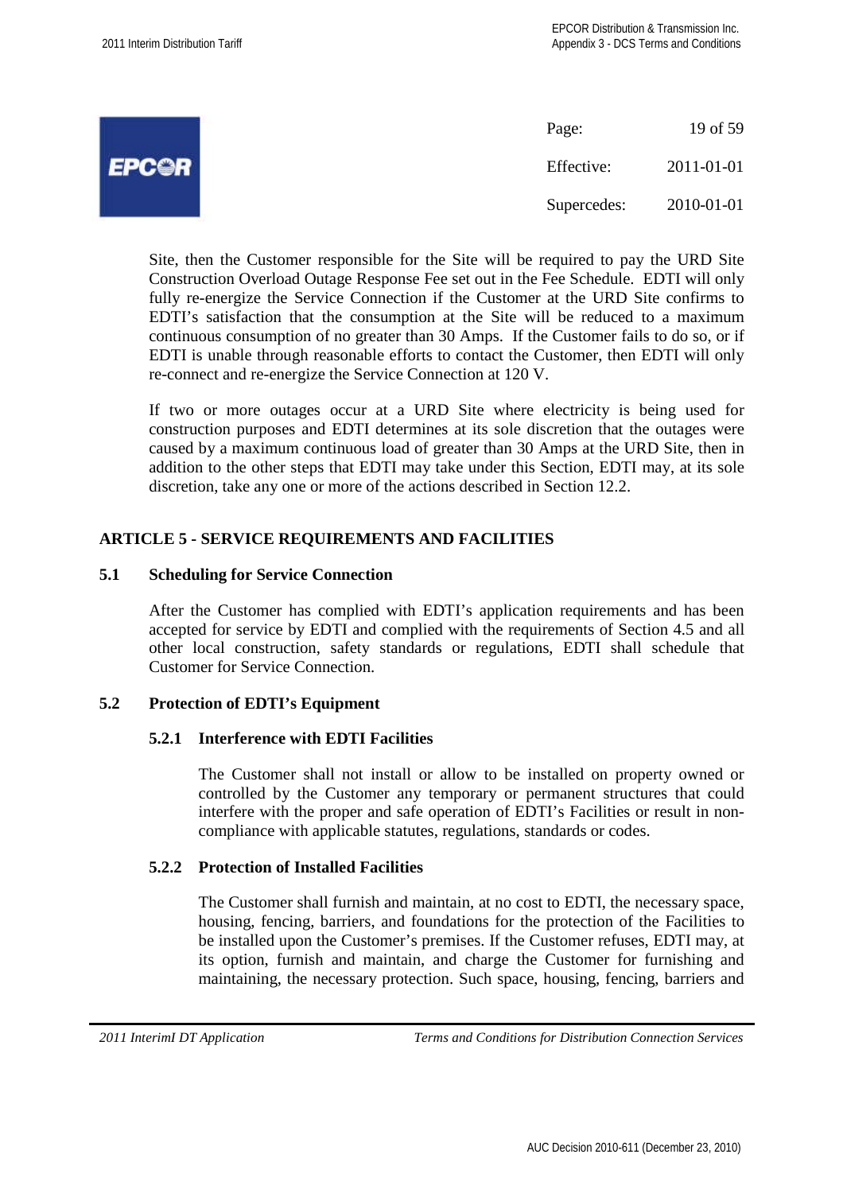Site, then the Customer responsible for the Site will be required to pay the URD Site Construction Overload Outage Response Fee set out in the Fee Schedule. EDTI will only fully re-energize the Service Connection if the Customer at the URD Site confirms to EDTI's satisfaction that the consumption at the Site will be reduced to a maximum continuous consumption of no greater than 30 Amps. If the Customer fails to do so, or if EDTI is unable through reasonable efforts to contact the Customer, then EDTI will only re-connect and re-energize the Service Connection at 120 V.

If two or more outages occur at a URD Site where electricity is being used for construction purposes and EDTI determines at its sole discretion that the outages were caused by a maximum continuous load of greater than 30 Amps at the URD Site, then in addition to the other steps that EDTI may take under this Section, EDTI may, at its sole discretion, take any one or more of the actions described in Section 12.2.

## ARTICLE 5 - SERVICE REQUIREMENTS AND FACILITIES

### 5.1 Scheduling for Service Connection

After the Customer has complied with EDTI's application requirements and has been accepted for service by EDTI and complied with the requirements of Section 4.5 and all other local construction, safety standards or regulations, EDTI shall schedule that Customer for Service Connection.

### 5.2 Protection of EDTI's Equipment

#### 5.2.1 Interference with EDTI Facilities

The Customer shall not install or allow to be installed on property owned or controlled by the Customer any temporary or permanent structures that could interfere with the proper and safe operation of EDTI's Facilities or result in non-compliance with applicable statutes, regulations, standards or codes.

#### 5.2.2 Protection of Installed Facilities

The Customer shall furnish and maintain, at no cost to EDTI, the necessary space, housing, fencing, barriers, and foundations for the protection of the Facilities to be installed upon the Customer's premises. If the Customer refuses, EDTI may, at its option, furnish and maintain, and charge the Customer for furnishing and maintaining, the necessary protection. Such space, housing, fencing, barriers and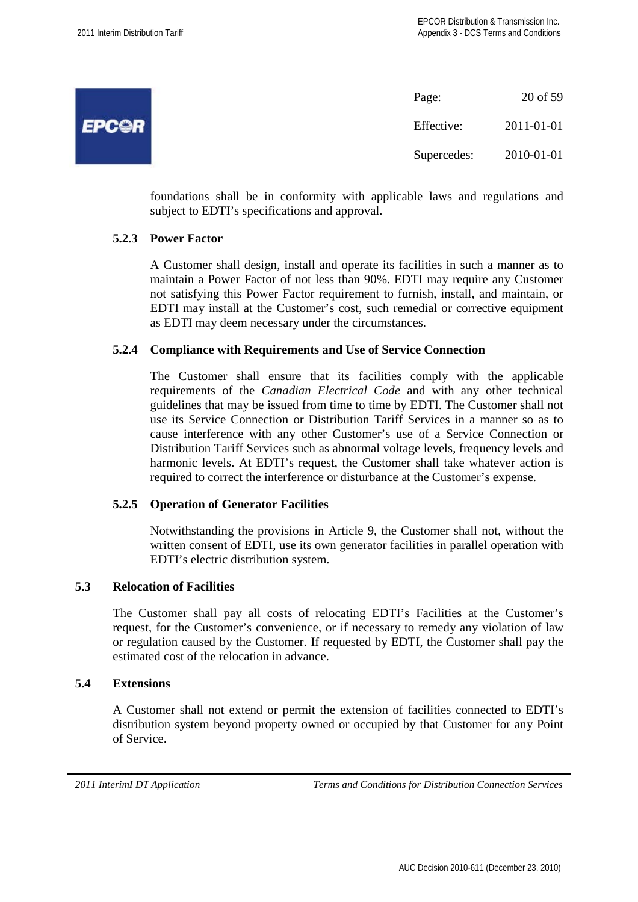foundations shall be in conformity with applicable laws and regulations and subject to EDTI's specifications and approval.

#### 5.2.3 Power Factor

A Customer shall design, install and operate its facilities in such a manner as to maintain a Power Factor of not less than 90%. EDTI may require any Customer not satisfying this Power Factor requirement to furnish, install, and maintain, or EDTI may install at the Customer's cost, such remedial or corrective equipment as EDTI may deem necessary under the circumstances.

#### 5.2.4 Compliance with Requirements and Use of Service Connection

The Customer shall ensure that its facilities comply with the applicable requirements of the *Canadian Electrical Code* and with any other technical guidelines that may be issued from time to time by EDTI. The Customer shall not use its Service Connection or Distribution Tariff Services in a manner so as to cause interference with any other Customer's use of a Service Connection or Distribution Tariff Services such as abnormal voltage levels, frequency levels and harmonic levels. At EDTI's request, the Customer shall take whatever action is required to correct the interference or disturbance at the Customer's expense.

#### 5.2.5 Operation of Generator Facilities

Notwithstanding the provisions in Article 9, the Customer shall not, without the written consent of EDTI, use its own generator facilities in parallel operation with EDTI's electric distribution system.

### 5.3 Relocation of Facilities

The Customer shall pay all costs of relocating EDTI's Facilities at the Customer's request, for the Customer's convenience, or if necessary to remedy any violation of law or regulation caused by the Customer. If requested by EDTI, the Customer shall pay the estimated cost of the relocation in advance.

### 5.4 Extensions

A Customer shall not extend or permit the extension of facilities connected to EDTI's distribution system beyond property owned or occupied by that Customer for any Point of Service.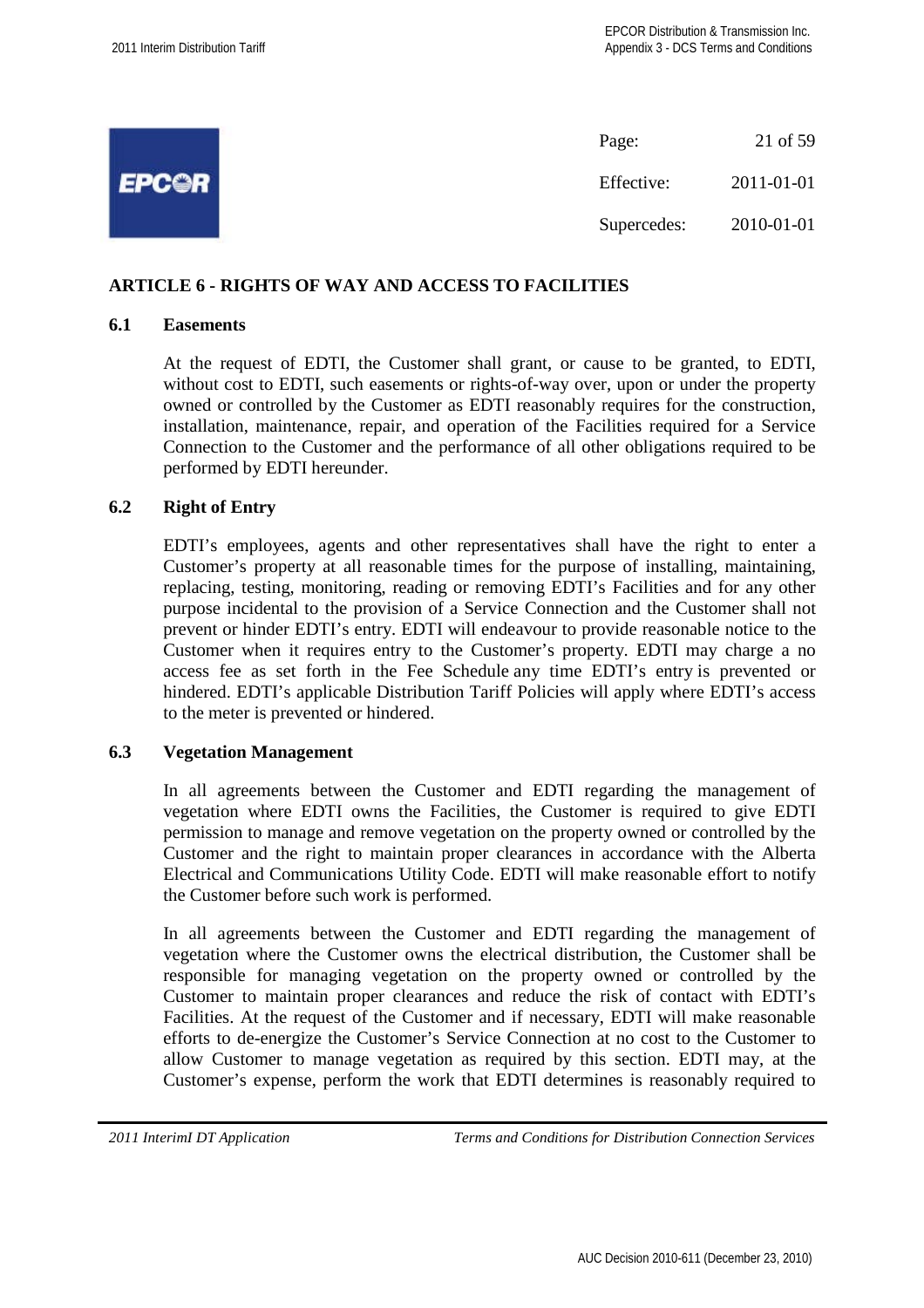## ARTICLE 6 - RIGHTS OF WAY AND ACCESS TO FACILITIES

### 6.1 Easements

At the request of EDTI, the Customer shall grant, or cause to be granted, to EDTI, without cost to EDTI, such easements or rights-of-way over, upon or under the property owned or controlled by the Customer as EDTI reasonably requires for the construction, installation, maintenance, repair, and operation of the Facilities required for a Service Connection to the Customer and the performance of all other obligations required to be performed by EDTI hereunder.

### 6.2 Right of Entry

EDTI's employees, agents and other representatives shall have the right to enter a Customer's property at all reasonable times for the purpose of installing, maintaining, replacing, testing, monitoring, reading or removing EDTI's Facilities and for any other purpose incidental to the provision of a Service Connection and the Customer shall not prevent or hinder EDTI's entry. EDTI will endeavour to provide reasonable notice to the Customer when it requires entry to the Customer's property. EDTI may charge a no access fee as set forth in the Fee Schedule any time EDTI's entry is prevented or hindered. EDTI's applicable Distribution Tariff Policies will apply where EDTI's access to the meter is prevented or hindered.

### 6.3 Vegetation Management

In all agreements between the Customer and EDTI regarding the management of vegetation where EDTI owns the Facilities, the Customer is required to give EDTI permission to manage and remove vegetation on the property owned or controlled by the Customer and the right to maintain proper clearances in accordance with the Alberta Electrical and Communications Utility Code. EDTI will make reasonable effort to notify the Customer before such work is performed.

In all agreements between the Customer and EDTI regarding the management of vegetation where the Customer owns the electrical distribution, the Customer shall be responsible for managing vegetation on the property owned or controlled by the Customer to maintain proper clearances and reduce the risk of contact with EDTI's Facilities. At the request of the Customer and if necessary, EDTI will make reasonable efforts to de-energize the Customer's Service Connection at no cost to the Customer to allow Customer to manage vegetation as required by this section. EDTI may, at the Customer's expense, perform the work that EDTI determines is reasonably required to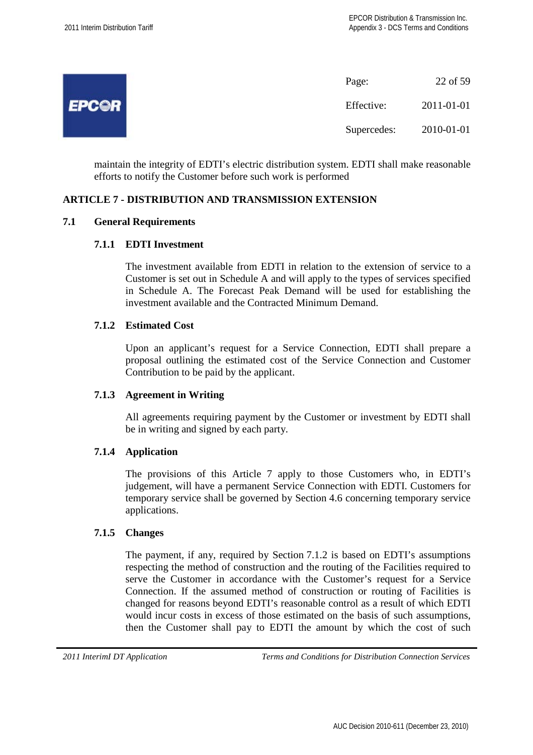maintain the integrity of EDTI's electric distribution system. EDTI shall make reasonable efforts to notify the Customer before such work is performed

## ARTICLE 7 - DISTRIBUTION AND TRANSMISSION EXTENSION

### 7.1 General Requirements

#### 7.1.1 EDTI Investment

The investment available from EDTI in relation to the extension of service to a Customer is set out in Schedule A and will apply to the types of services specified in Schedule A. The Forecast Peak Demand will be used for establishing the investment available and the Contracted Minimum Demand.

#### 7.1.2 Estimated Cost

Upon an applicant's request for a Service Connection, EDTI shall prepare a proposal outlining the estimated cost of the Service Connection and Customer Contribution to be paid by the applicant.

#### 7.1.3 Agreement in Writing

All agreements requiring payment by the Customer or investment by EDTI shall be in writing and signed by each party.

#### 7.1.4 Application

The provisions of this Article 7 apply to those Customers who, in EDTI's judgement, will have a permanent Service Connection with EDTI. Customers for temporary service shall be governed by Section 4.6 concerning temporary service applications.

#### 7.1.5 Changes

The payment, if any, required by Section 7.1.2 is based on EDTI's assumptions respecting the method of construction and the routing of the Facilities required to serve the Customer in accordance with the Customer's request for a Service Connection. If the assumed method of construction or routing of Facilities is changed for reasons beyond EDTI's reasonable control as a result of which EDTI would incur costs in excess of those estimated on the basis of such assumptions, then the Customer shall pay to EDTI the amount by which the cost of such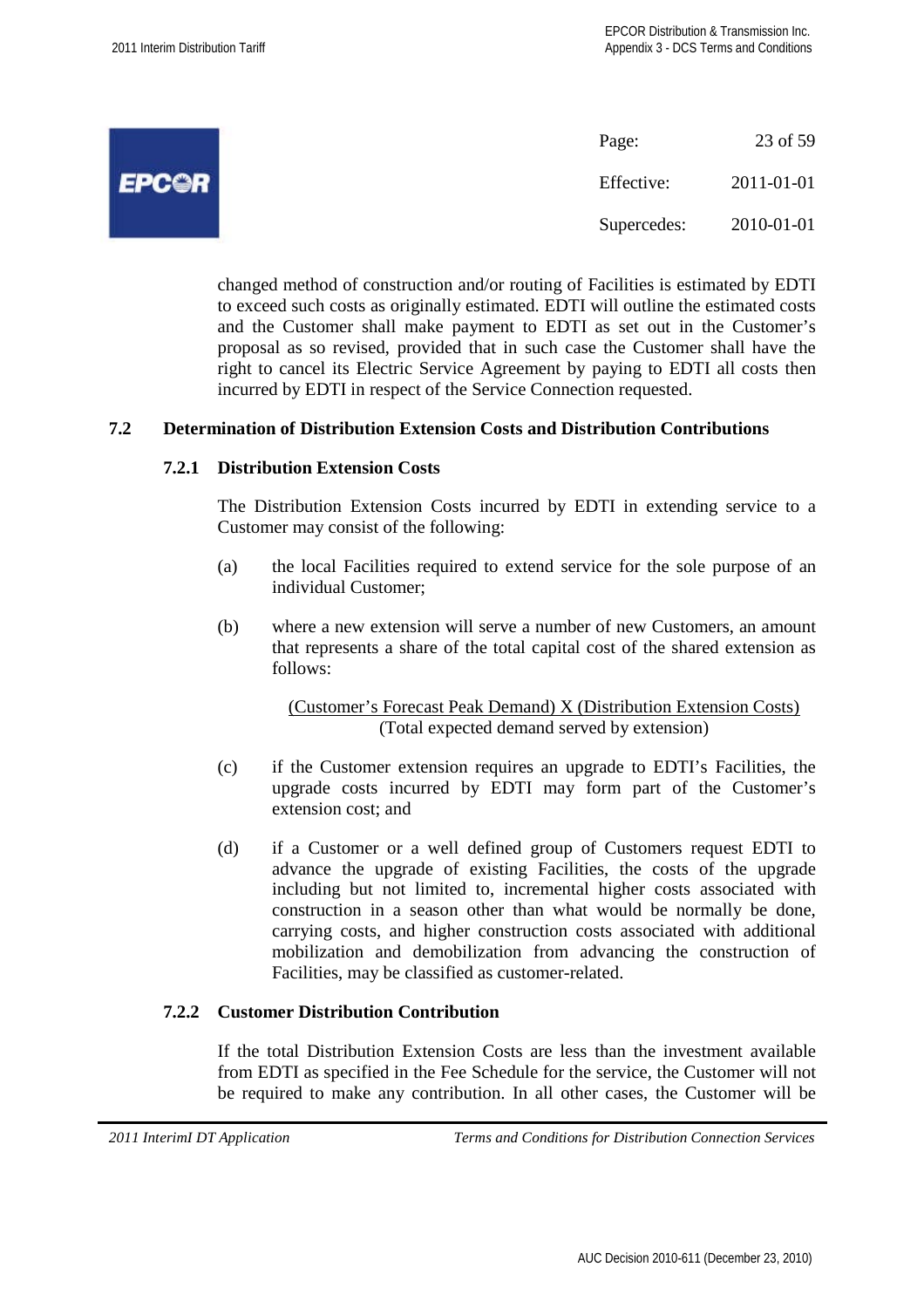changed method of construction and/or routing of Facilities is estimated by EDTI to exceed such costs as originally estimated. EDTI will outline the estimated costs and the Customer shall make payment to EDTI as set out in the Customer's proposal as so revised, provided that in such case the Customer shall have the right to cancel its Electric Service Agreement by paying to EDTI all costs then incurred by EDTI in respect of the Service Connection requested.

## 7.2 Determination of Distribution Extension Costs and Distribution Contributions

### 7.2.1 Distribution Extension Costs

The Distribution Extension Costs incurred by EDTI in extending service to a Customer may consist of the following:

(a) the local Facilities required to extend service for the sole purpose of an individual Customer;

(b) where a new extension will serve a number of new Customers, an amount that represents a share of the total capital cost of the shared extension as follows:

$$\frac{\text{(Customer's Forecast Peak Demand) X (Distribution Extension Costs)}}{\text{(Total expected demand served by extension)}}$$

(c) if the Customer extension requires an upgrade to EDTI's Facilities, the upgrade costs incurred by EDTI may form part of the Customer's extension cost; and

(d) if a Customer or a well defined group of Customers request EDTI to advance the upgrade of existing Facilities, the costs of the upgrade including but not limited to, incremental higher costs associated with construction in a season other than what would be normally be done, carrying costs, and higher construction costs associated with additional mobilization and demobilization from advancing the construction of Facilities, may be classified as customer-related.

### 7.2.2 Customer Distribution Contribution

If the total Distribution Extension Costs are less than the investment available from EDTI as specified in the Fee Schedule for the service, the Customer will not be required to make any contribution. In all other cases, the Customer will be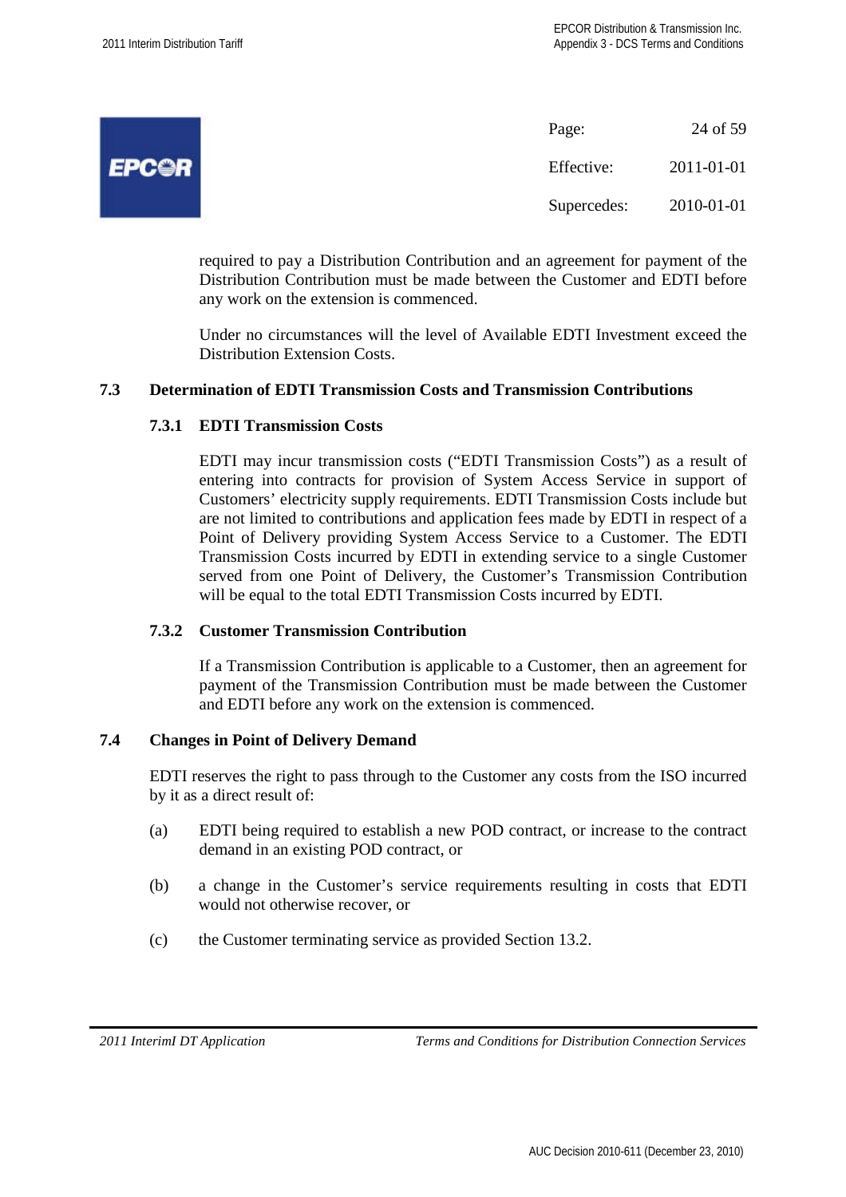required to pay a Distribution Contribution and an agreement for payment of the Distribution Contribution must be made between the Customer and EDTI before any work on the extension is commenced.

Under no circumstances will the level of Available EDTI Investment exceed the Distribution Extension Costs.

### 7.3 Determination of EDTI Transmission Costs and Transmission Contributions

#### 7.3.1 EDTI Transmission Costs

EDTI may incur transmission costs ("EDTI Transmission Costs") as a result of entering into contracts for provision of System Access Service in support of Customers' electricity supply requirements. EDTI Transmission Costs include but are not limited to contributions and application fees made by EDTI in respect of a Point of Delivery providing System Access Service to a Customer. The EDTI Transmission Costs incurred by EDTI in extending service to a single Customer served from one Point of Delivery, the Customer's Transmission Contribution will be equal to the total EDTI Transmission Costs incurred by EDTI.

#### 7.3.2 Customer Transmission Contribution

If a Transmission Contribution is applicable to a Customer, then an agreement for payment of the Transmission Contribution must be made between the Customer and EDTI before any work on the extension is commenced.

### 7.4 Changes in Point of Delivery Demand

EDTI reserves the right to pass through to the Customer any costs from the ISO incurred by it as a direct result of:

(a) EDTI being required to establish a new POD contract, or increase to the contract demand in an existing POD contract, or

(b) a change in the Customer's service requirements resulting in costs that EDTI would not otherwise recover, or

(c) the Customer terminating service as provided Section 13.2.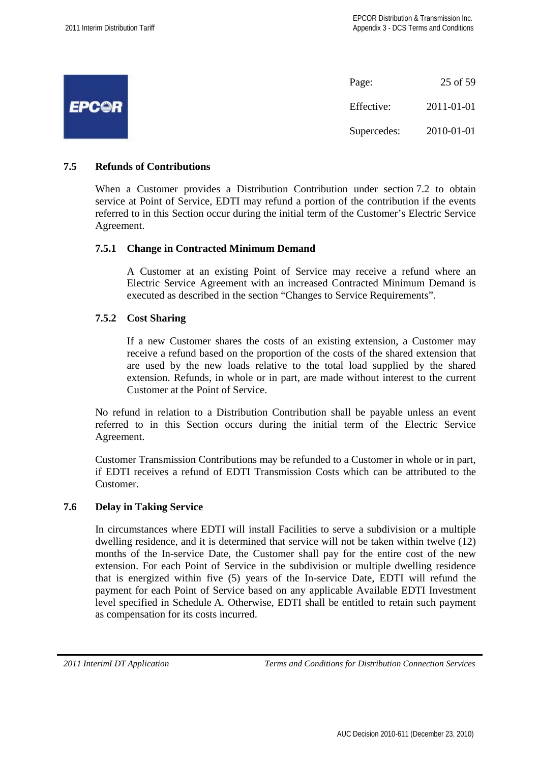## 7.5 Refunds of Contributions

When a Customer provides a Distribution Contribution under section 7.2 to obtain service at Point of Service, EDTI may refund a portion of the contribution if the events referred to in this Section occur during the initial term of the Customer's Electric Service Agreement.

### 7.5.1 Change in Contracted Minimum Demand

A Customer at an existing Point of Service may receive a refund where an Electric Service Agreement with an increased Contracted Minimum Demand is executed as described in the section "Changes to Service Requirements".

### 7.5.2 Cost Sharing

If a new Customer shares the costs of an existing extension, a Customer may receive a refund based on the proportion of the costs of the shared extension that are used by the new loads relative to the total load supplied by the shared extension. Refunds, in whole or in part, are made without interest to the current Customer at the Point of Service.

No refund in relation to a Distribution Contribution shall be payable unless an event referred to in this Section occurs during the initial term of the Electric Service Agreement.

Customer Transmission Contributions may be refunded to a Customer in whole or in part, if EDTI receives a refund of EDTI Transmission Costs which can be attributed to the Customer.

## 7.6 Delay in Taking Service

In circumstances where EDTI will install Facilities to serve a subdivision or a multiple dwelling residence, and it is determined that service will not be taken within twelve (12) months of the In-service Date, the Customer shall pay for the entire cost of the new extension. For each Point of Service in the subdivision or multiple dwelling residence that is energized within five (5) years of the In-service Date, EDTI will refund the payment for each Point of Service based on any applicable Available EDTI Investment level specified in Schedule A. Otherwise, EDTI shall be entitled to retain such payment as compensation for its costs incurred.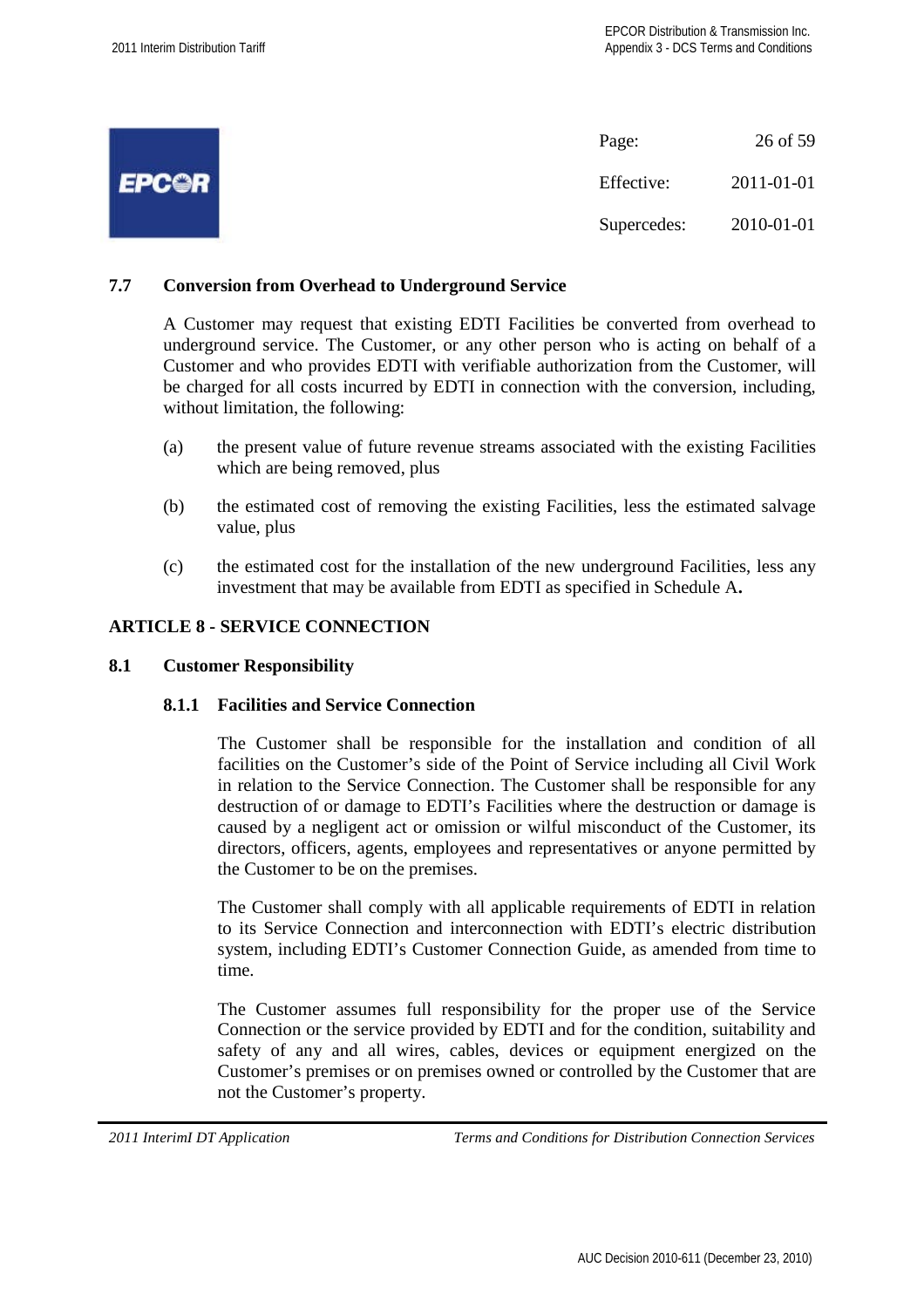### 7.7 Conversion from Overhead to Underground Service

A Customer may request that existing EDTI Facilities be converted from overhead to underground service. The Customer, or any other person who is acting on behalf of a Customer and who provides EDTI with verifiable authorization from the Customer, will be charged for all costs incurred by EDTI in connection with the conversion, including, without limitation, the following:

(a) the present value of future revenue streams associated with the existing Facilities which are being removed, plus

(b) the estimated cost of removing the existing Facilities, less the estimated salvage value, plus

(c) the estimated cost for the installation of the new underground Facilities, less any investment that may be available from EDTI as specified in Schedule A**.**

## ARTICLE 8 - SERVICE CONNECTION

### 8.1 Customer Responsibility

#### 8.1.1 Facilities and Service Connection

The Customer shall be responsible for the installation and condition of all facilities on the Customer's side of the Point of Service including all Civil Work in relation to the Service Connection. The Customer shall be responsible for any destruction of or damage to EDTI's Facilities where the destruction or damage is caused by a negligent act or omission or wilful misconduct of the Customer, its directors, officers, agents, employees and representatives or anyone permitted by the Customer to be on the premises.

The Customer shall comply with all applicable requirements of EDTI in relation to its Service Connection and interconnection with EDTI's electric distribution system, including EDTI's Customer Connection Guide, as amended from time to time.

The Customer assumes full responsibility for the proper use of the Service Connection or the service provided by EDTI and for the condition, suitability and safety of any and all wires, cables, devices or equipment energized on the Customer's premises or on premises owned or controlled by the Customer that are not the Customer's property.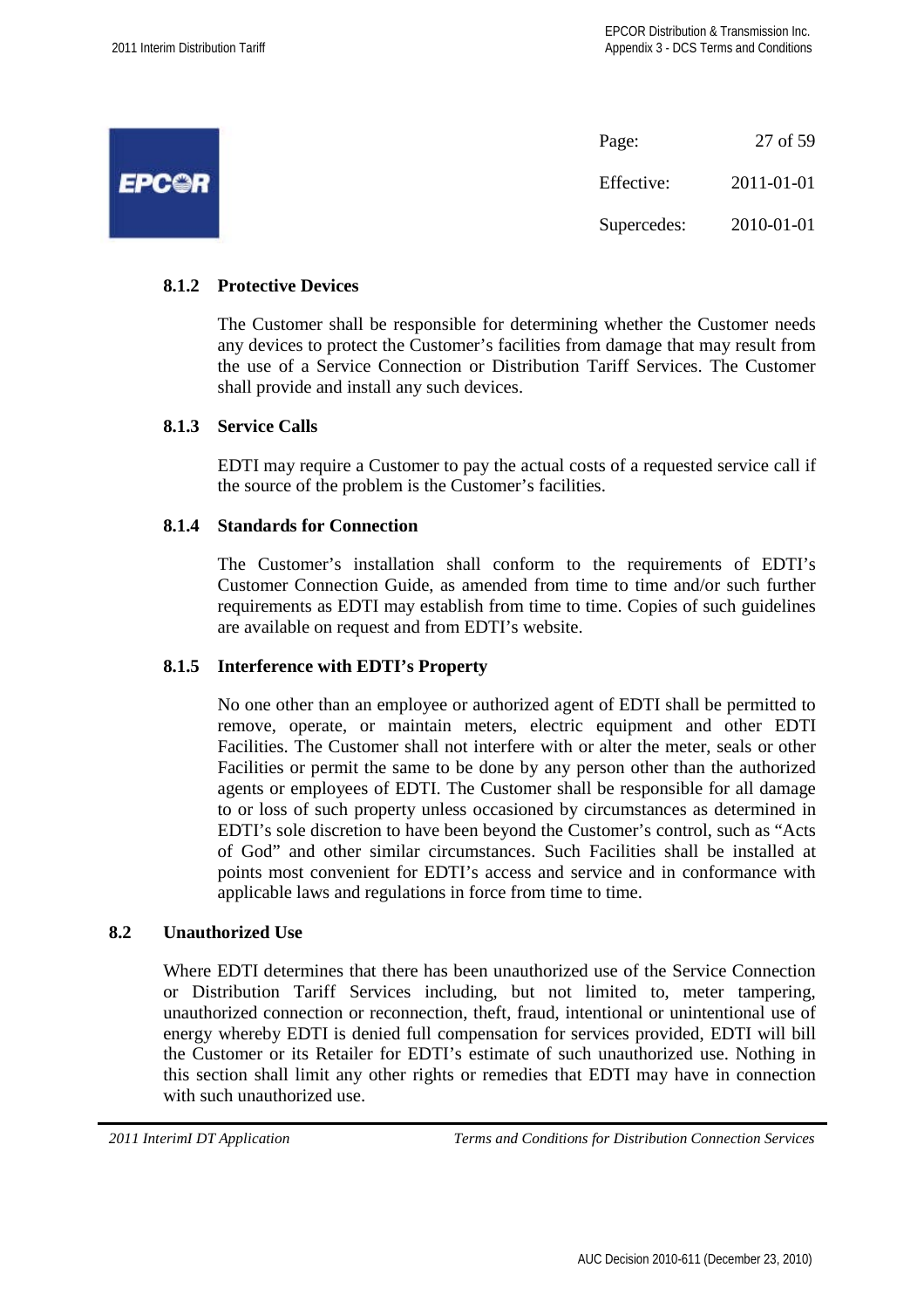### 8.1.2 Protective Devices

The Customer shall be responsible for determining whether the Customer needs any devices to protect the Customer's facilities from damage that may result from the use of a Service Connection or Distribution Tariff Services. The Customer shall provide and install any such devices.

### 8.1.3 Service Calls

EDTI may require a Customer to pay the actual costs of a requested service call if the source of the problem is the Customer's facilities.

### 8.1.4 Standards for Connection

The Customer's installation shall conform to the requirements of EDTI's Customer Connection Guide, as amended from time to time and/or such further requirements as EDTI may establish from time to time. Copies of such guidelines are available on request and from EDTI's website.

### 8.1.5 Interference with EDTI's Property

No one other than an employee or authorized agent of EDTI shall be permitted to remove, operate, or maintain meters, electric equipment and other EDTI Facilities. The Customer shall not interfere with or alter the meter, seals or other Facilities or permit the same to be done by any person other than the authorized agents or employees of EDTI. The Customer shall be responsible for all damage to or loss of such property unless occasioned by circumstances as determined in EDTI's sole discretion to have been beyond the Customer's control, such as "Acts of God" and other similar circumstances. Such Facilities shall be installed at points most convenient for EDTI's access and service and in conformance with applicable laws and regulations in force from time to time.

## 8.2 Unauthorized Use

Where EDTI determines that there has been unauthorized use of the Service Connection or Distribution Tariff Services including, but not limited to, meter tampering, unauthorized connection or reconnection, theft, fraud, intentional or unintentional use of energy whereby EDTI is denied full compensation for services provided, EDTI will bill the Customer or its Retailer for EDTI's estimate of such unauthorized use. Nothing in this section shall limit any other rights or remedies that EDTI may have in connection with such unauthorized use.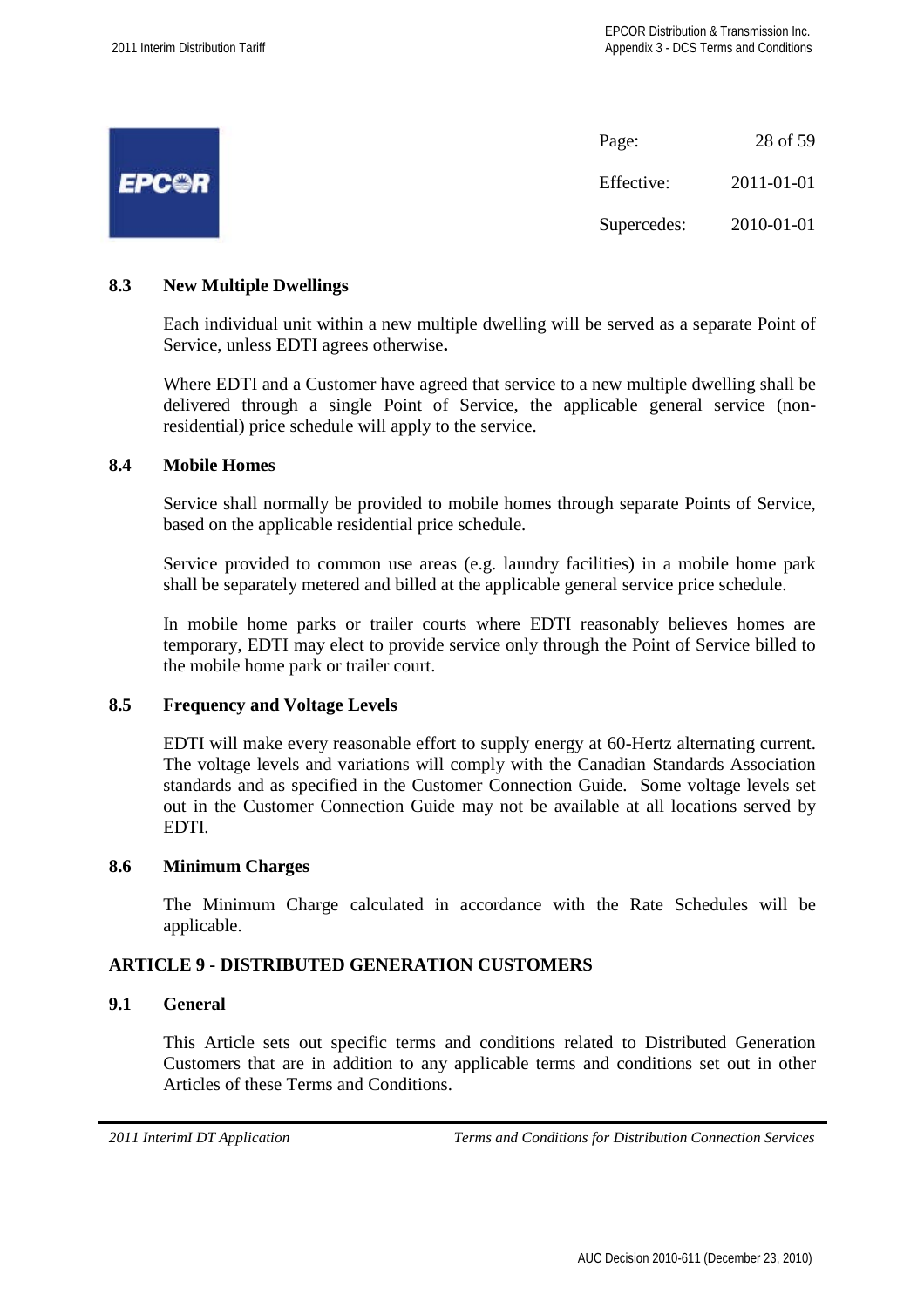### 8.3 New Multiple Dwellings

Each individual unit within a new multiple dwelling will be served as a separate Point of Service, unless EDTI agrees otherwise**.**

Where EDTI and a Customer have agreed that service to a new multiple dwelling shall be delivered through a single Point of Service, the applicable general service (non-residential) price schedule will apply to the service.

### 8.4 Mobile Homes

Service shall normally be provided to mobile homes through separate Points of Service, based on the applicable residential price schedule.

Service provided to common use areas (e.g. laundry facilities) in a mobile home park shall be separately metered and billed at the applicable general service price schedule.

In mobile home parks or trailer courts where EDTI reasonably believes homes are temporary, EDTI may elect to provide service only through the Point of Service billed to the mobile home park or trailer court.

### 8.5 Frequency and Voltage Levels

EDTI will make every reasonable effort to supply energy at 60-Hertz alternating current. The voltage levels and variations will comply with the Canadian Standards Association standards and as specified in the Customer Connection Guide. Some voltage levels set out in the Customer Connection Guide may not be available at all locations served by EDTI.

### 8.6 Minimum Charges

The Minimum Charge calculated in accordance with the Rate Schedules will be applicable.

## ARTICLE 9 - DISTRIBUTED GENERATION CUSTOMERS

### 9.1 General

This Article sets out specific terms and conditions related to Distributed Generation Customers that are in addition to any applicable terms and conditions set out in other Articles of these Terms and Conditions.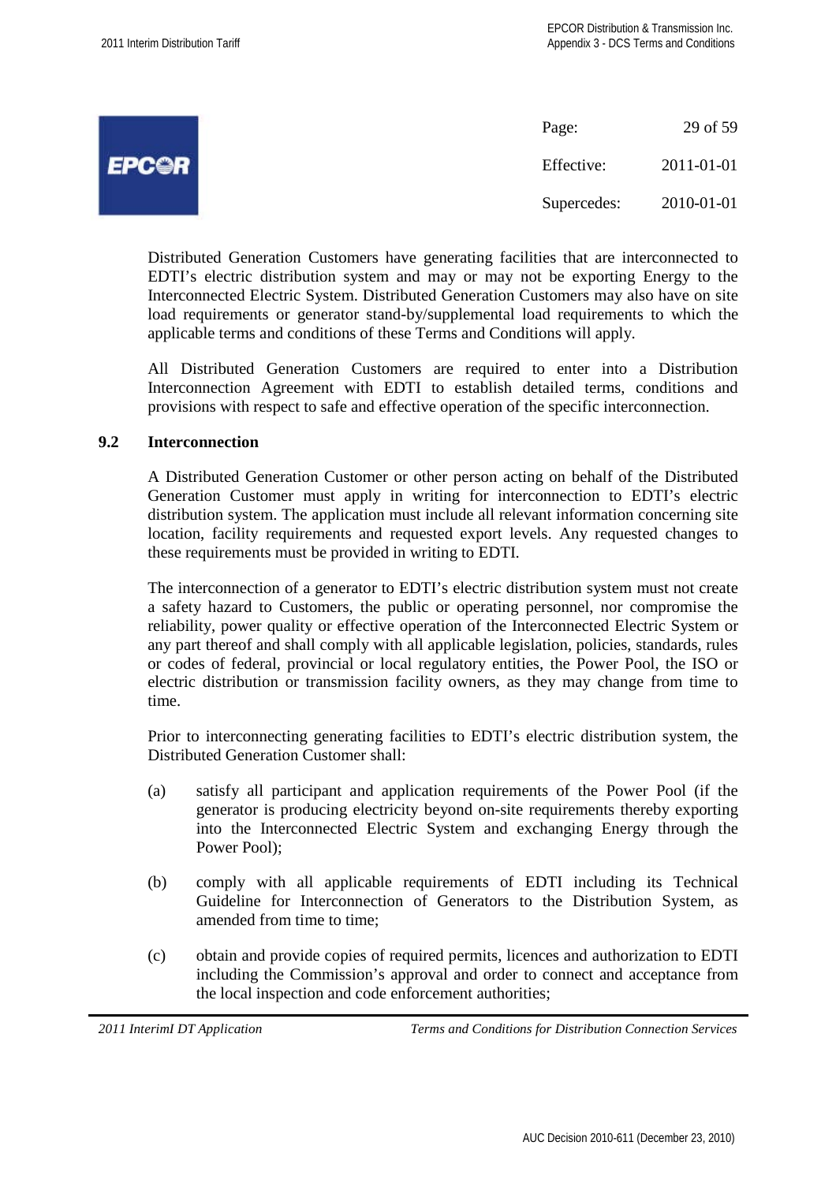Distributed Generation Customers have generating facilities that are interconnected to EDTI's electric distribution system and may or may not be exporting Energy to the Interconnected Electric System. Distributed Generation Customers may also have on site load requirements or generator stand-by/supplemental load requirements to which the applicable terms and conditions of these Terms and Conditions will apply.

All Distributed Generation Customers are required to enter into a Distribution Interconnection Agreement with EDTI to establish detailed terms, conditions and provisions with respect to safe and effective operation of the specific interconnection.

## 9.2 Interconnection

A Distributed Generation Customer or other person acting on behalf of the Distributed Generation Customer must apply in writing for interconnection to EDTI's electric distribution system. The application must include all relevant information concerning site location, facility requirements and requested export levels. Any requested changes to these requirements must be provided in writing to EDTI.

The interconnection of a generator to EDTI's electric distribution system must not create a safety hazard to Customers, the public or operating personnel, nor compromise the reliability, power quality or effective operation of the Interconnected Electric System or any part thereof and shall comply with all applicable legislation, policies, standards, rules or codes of federal, provincial or local regulatory entities, the Power Pool, the ISO or electric distribution or transmission facility owners, as they may change from time to time.

Prior to interconnecting generating facilities to EDTI's electric distribution system, the Distributed Generation Customer shall:

(a) satisfy all participant and application requirements of the Power Pool (if the generator is producing electricity beyond on-site requirements thereby exporting into the Interconnected Electric System and exchanging Energy through the Power Pool);

(b) comply with all applicable requirements of EDTI including its Technical Guideline for Interconnection of Generators to the Distribution System, as amended from time to time;

(c) obtain and provide copies of required permits, licences and authorization to EDTI including the Commission's approval and order to connect and acceptance from the local inspection and code enforcement authorities;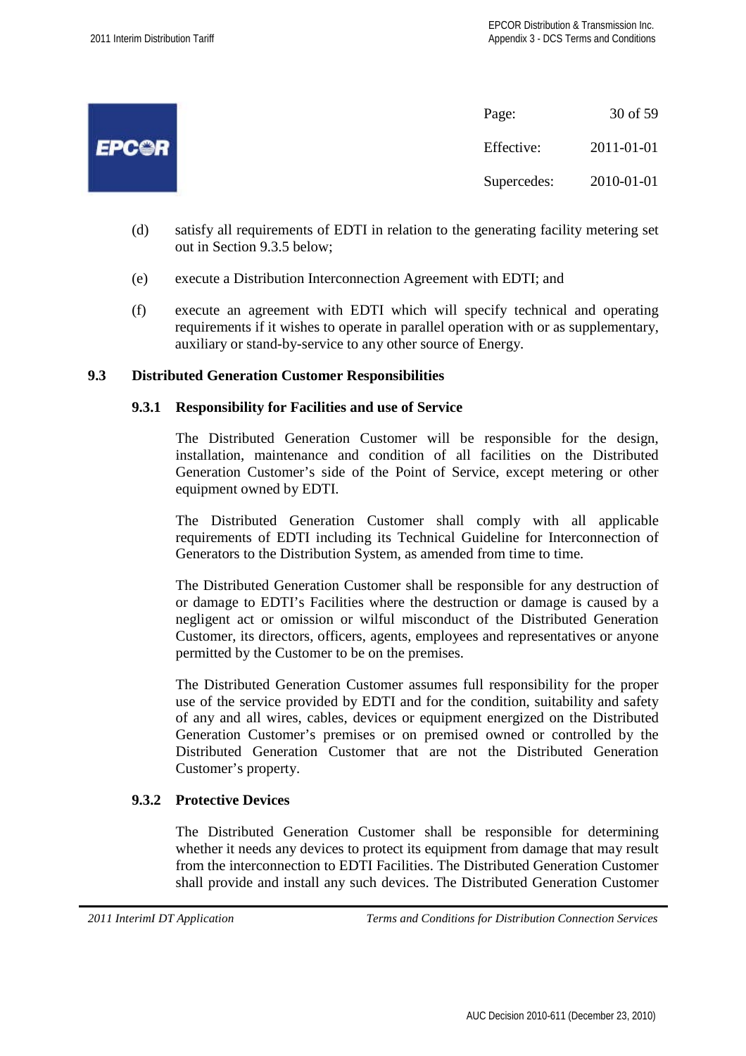(d) satisfy all requirements of EDTI in relation to the generating facility metering set out in Section 9.3.5 below;

(e) execute a Distribution Interconnection Agreement with EDTI; and

(f) execute an agreement with EDTI which will specify technical and operating requirements if it wishes to operate in parallel operation with or as supplementary, auxiliary or stand-by-service to any other source of Energy.

## 9.3 Distributed Generation Customer Responsibilities

### 9.3.1 Responsibility for Facilities and use of Service

The Distributed Generation Customer will be responsible for the design, installation, maintenance and condition of all facilities on the Distributed Generation Customer's side of the Point of Service, except metering or other equipment owned by EDTI.

The Distributed Generation Customer shall comply with all applicable requirements of EDTI including its Technical Guideline for Interconnection of Generators to the Distribution System, as amended from time to time.

The Distributed Generation Customer shall be responsible for any destruction of or damage to EDTI's Facilities where the destruction or damage is caused by a negligent act or omission or wilful misconduct of the Distributed Generation Customer, its directors, officers, agents, employees and representatives or anyone permitted by the Customer to be on the premises.

The Distributed Generation Customer assumes full responsibility for the proper use of the service provided by EDTI and for the condition, suitability and safety of any and all wires, cables, devices or equipment energized on the Distributed Generation Customer's premises or on premised owned or controlled by the Distributed Generation Customer that are not the Distributed Generation Customer's property.

### 9.3.2 Protective Devices

The Distributed Generation Customer shall be responsible for determining whether it needs any devices to protect its equipment from damage that may result from the interconnection to EDTI Facilities. The Distributed Generation Customer shall provide and install any such devices. The Distributed Generation Customer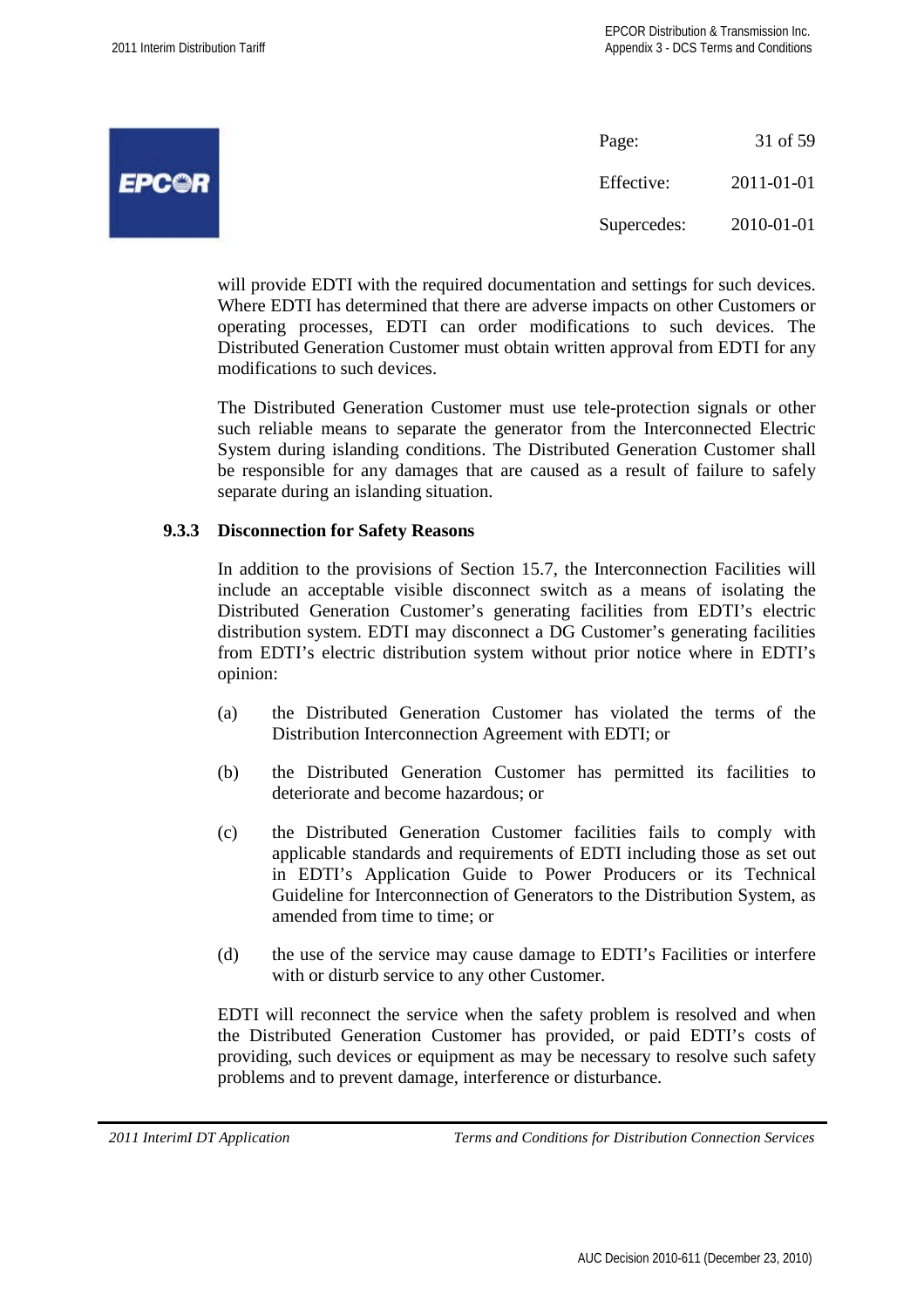will provide EDTI with the required documentation and settings for such devices. Where EDTI has determined that there are adverse impacts on other Customers or operating processes, EDTI can order modifications to such devices. The Distributed Generation Customer must obtain written approval from EDTI for any modifications to such devices.

The Distributed Generation Customer must use tele-protection signals or other such reliable means to separate the generator from the Interconnected Electric System during islanding conditions. The Distributed Generation Customer shall be responsible for any damages that are caused as a result of failure to safely separate during an islanding situation.

### 9.3.3 Disconnection for Safety Reasons

In addition to the provisions of Section 15.7, the Interconnection Facilities will include an acceptable visible disconnect switch as a means of isolating the Distributed Generation Customer's generating facilities from EDTI's electric distribution system. EDTI may disconnect a DG Customer's generating facilities from EDTI's electric distribution system without prior notice where in EDTI's opinion:

(a) the Distributed Generation Customer has violated the terms of the Distribution Interconnection Agreement with EDTI; or

(b) the Distributed Generation Customer has permitted its facilities to deteriorate and become hazardous; or

(c) the Distributed Generation Customer facilities fails to comply with applicable standards and requirements of EDTI including those as set out in EDTI's Application Guide to Power Producers or its Technical Guideline for Interconnection of Generators to the Distribution System, as amended from time to time; or

(d) the use of the service may cause damage to EDTI's Facilities or interfere with or disturb service to any other Customer.

EDTI will reconnect the service when the safety problem is resolved and when the Distributed Generation Customer has provided, or paid EDTI's costs of providing, such devices or equipment as may be necessary to resolve such safety problems and to prevent damage, interference or disturbance.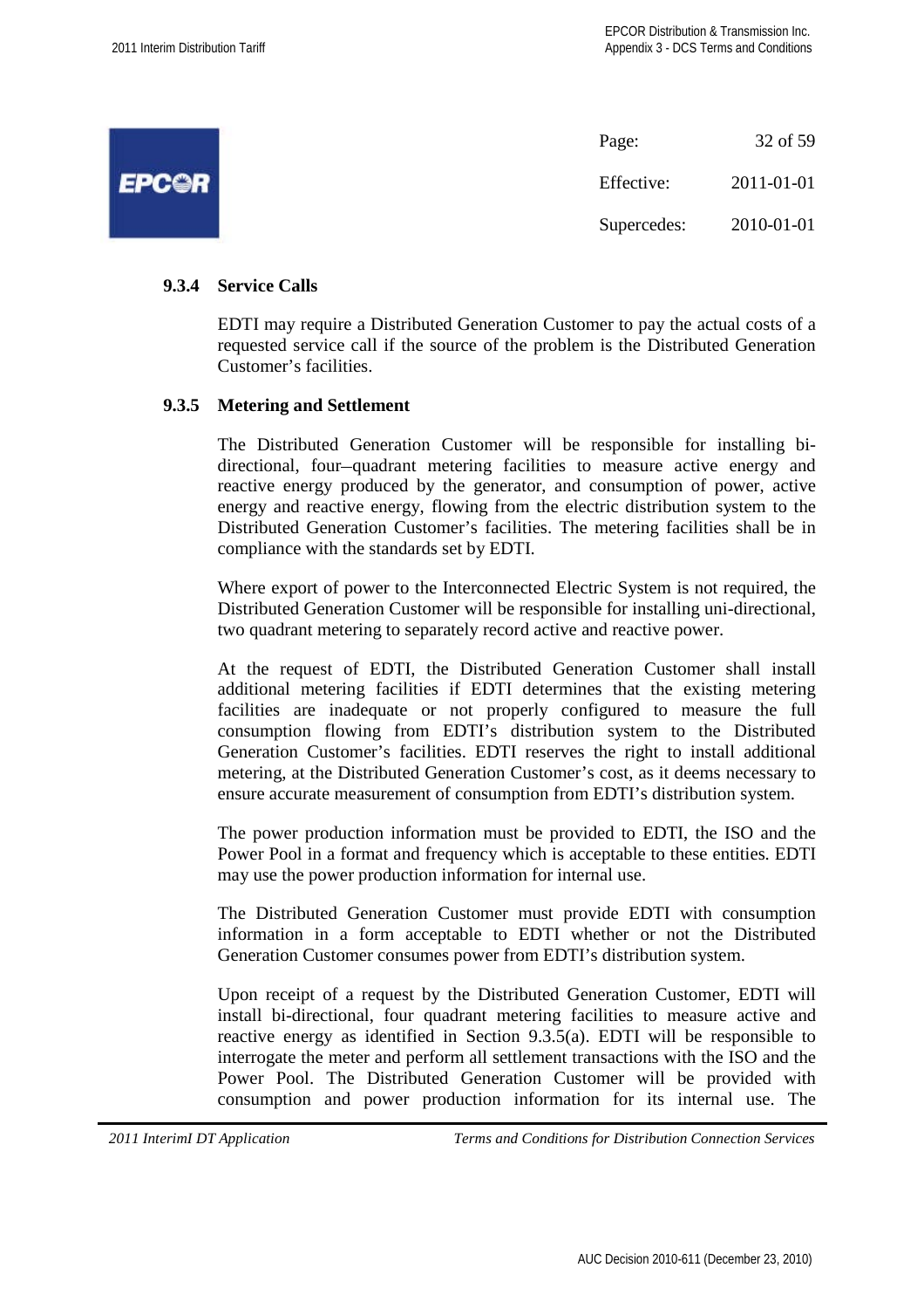### 9.3.4 Service Calls

EDTI may require a Distributed Generation Customer to pay the actual costs of a requested service call if the source of the problem is the Distributed Generation Customer's facilities.

### 9.3.5 Metering and Settlement

The Distributed Generation Customer will be responsible for installing bi-directional, four–quadrant metering facilities to measure active energy and reactive energy produced by the generator, and consumption of power, active energy and reactive energy, flowing from the electric distribution system to the Distributed Generation Customer's facilities. The metering facilities shall be in compliance with the standards set by EDTI.

Where export of power to the Interconnected Electric System is not required, the Distributed Generation Customer will be responsible for installing uni-directional, two quadrant metering to separately record active and reactive power.

At the request of EDTI, the Distributed Generation Customer shall install additional metering facilities if EDTI determines that the existing metering facilities are inadequate or not properly configured to measure the full consumption flowing from EDTI's distribution system to the Distributed Generation Customer's facilities. EDTI reserves the right to install additional metering, at the Distributed Generation Customer's cost, as it deems necessary to ensure accurate measurement of consumption from EDTI's distribution system.

The power production information must be provided to EDTI, the ISO and the Power Pool in a format and frequency which is acceptable to these entities. EDTI may use the power production information for internal use.

The Distributed Generation Customer must provide EDTI with consumption information in a form acceptable to EDTI whether or not the Distributed Generation Customer consumes power from EDTI's distribution system.

Upon receipt of a request by the Distributed Generation Customer, EDTI will install bi-directional, four quadrant metering facilities to measure active and reactive energy as identified in Section 9.3.5(a). EDTI will be responsible to interrogate the meter and perform all settlement transactions with the ISO and the Power Pool. The Distributed Generation Customer will be provided with consumption and power production information for its internal use. The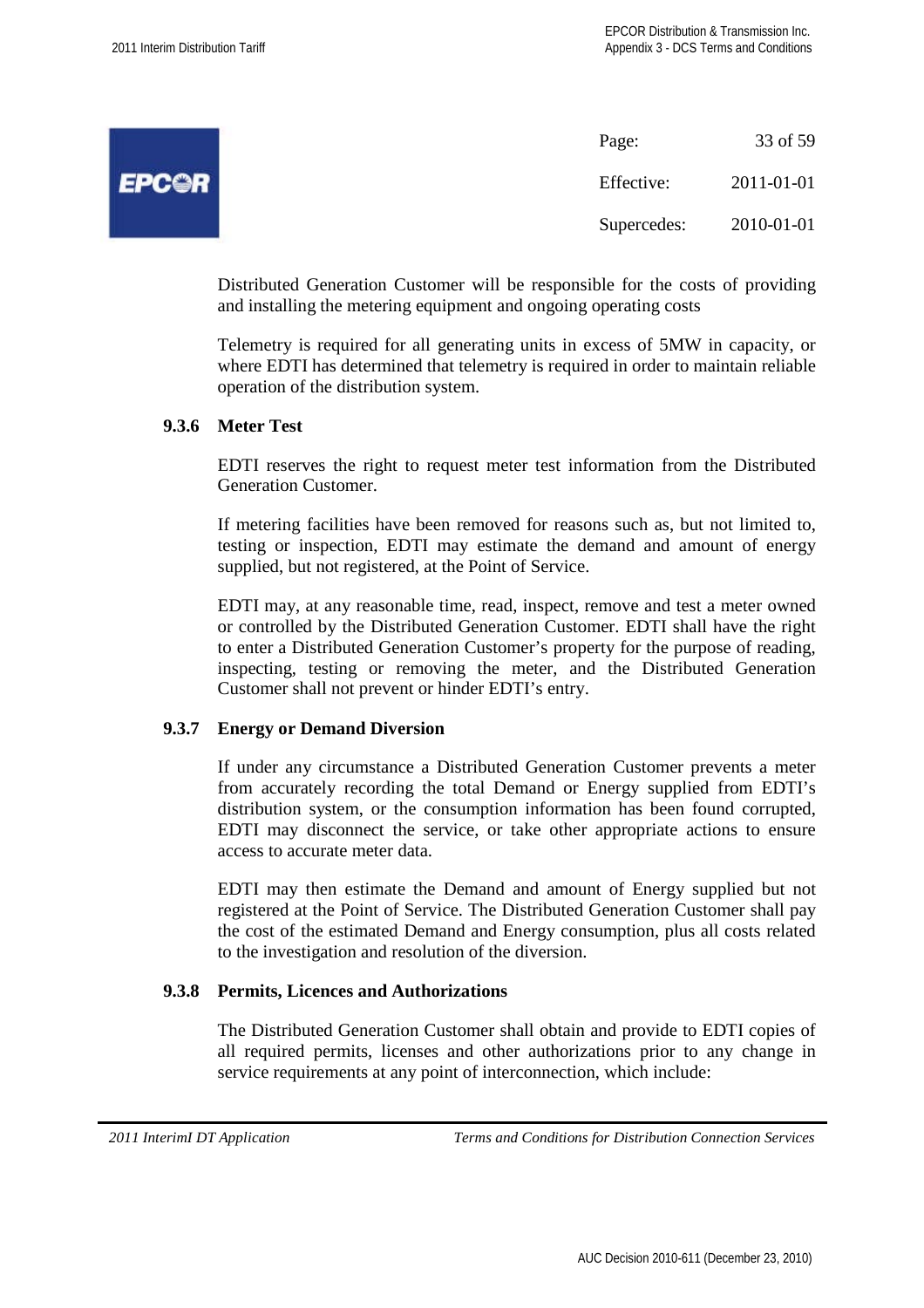Distributed Generation Customer will be responsible for the costs of providing and installing the metering equipment and ongoing operating costs

Telemetry is required for all generating units in excess of 5MW in capacity, or where EDTI has determined that telemetry is required in order to maintain reliable operation of the distribution system.

### 9.3.6 Meter Test

EDTI reserves the right to request meter test information from the Distributed Generation Customer.

If metering facilities have been removed for reasons such as, but not limited to, testing or inspection, EDTI may estimate the demand and amount of energy supplied, but not registered, at the Point of Service.

EDTI may, at any reasonable time, read, inspect, remove and test a meter owned or controlled by the Distributed Generation Customer. EDTI shall have the right to enter a Distributed Generation Customer's property for the purpose of reading, inspecting, testing or removing the meter, and the Distributed Generation Customer shall not prevent or hinder EDTI's entry.

### 9.3.7 Energy or Demand Diversion

If under any circumstance a Distributed Generation Customer prevents a meter from accurately recording the total Demand or Energy supplied from EDTI's distribution system, or the consumption information has been found corrupted, EDTI may disconnect the service, or take other appropriate actions to ensure access to accurate meter data.

EDTI may then estimate the Demand and amount of Energy supplied but not registered at the Point of Service. The Distributed Generation Customer shall pay the cost of the estimated Demand and Energy consumption, plus all costs related to the investigation and resolution of the diversion.

### 9.3.8 Permits, Licences and Authorizations

The Distributed Generation Customer shall obtain and provide to EDTI copies of all required permits, licenses and other authorizations prior to any change in service requirements at any point of interconnection, which include: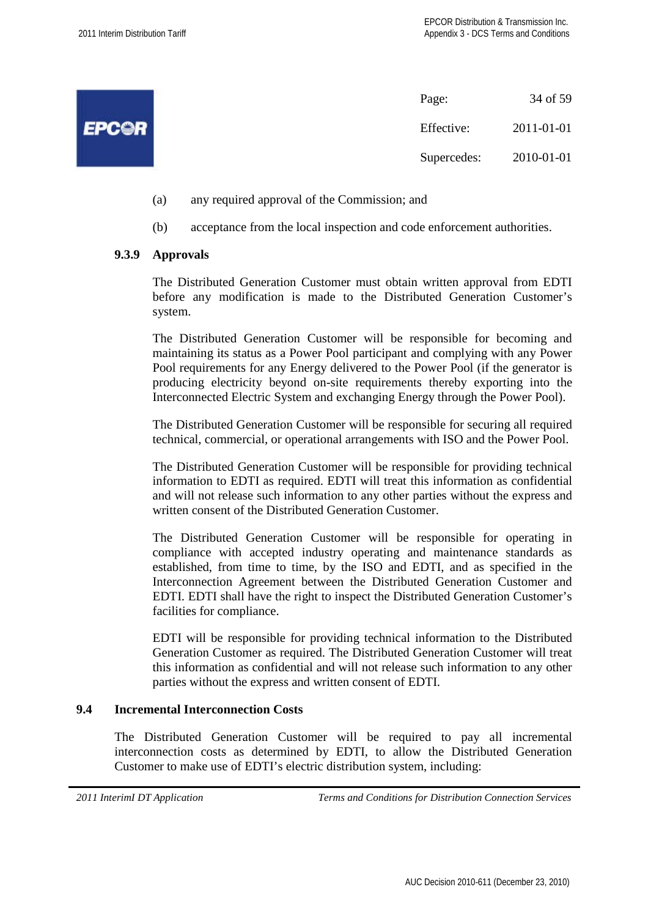(a) any required approval of the Commission; and

(b) acceptance from the local inspection and code enforcement authorities.

### 9.3.9 Approvals

The Distributed Generation Customer must obtain written approval from EDTI before any modification is made to the Distributed Generation Customer's system.

The Distributed Generation Customer will be responsible for becoming and maintaining its status as a Power Pool participant and complying with any Power Pool requirements for any Energy delivered to the Power Pool (if the generator is producing electricity beyond on-site requirements thereby exporting into the Interconnected Electric System and exchanging Energy through the Power Pool).

The Distributed Generation Customer will be responsible for securing all required technical, commercial, or operational arrangements with ISO and the Power Pool.

The Distributed Generation Customer will be responsible for providing technical information to EDTI as required. EDTI will treat this information as confidential and will not release such information to any other parties without the express and written consent of the Distributed Generation Customer.

The Distributed Generation Customer will be responsible for operating in compliance with accepted industry operating and maintenance standards as established, from time to time, by the ISO and EDTI, and as specified in the Interconnection Agreement between the Distributed Generation Customer and EDTI. EDTI shall have the right to inspect the Distributed Generation Customer's facilities for compliance.

EDTI will be responsible for providing technical information to the Distributed Generation Customer as required. The Distributed Generation Customer will treat this information as confidential and will not release such information to any other parties without the express and written consent of EDTI.

## 9.4 Incremental Interconnection Costs

The Distributed Generation Customer will be required to pay all incremental interconnection costs as determined by EDTI, to allow the Distributed Generation Customer to make use of EDTI's electric distribution system, including: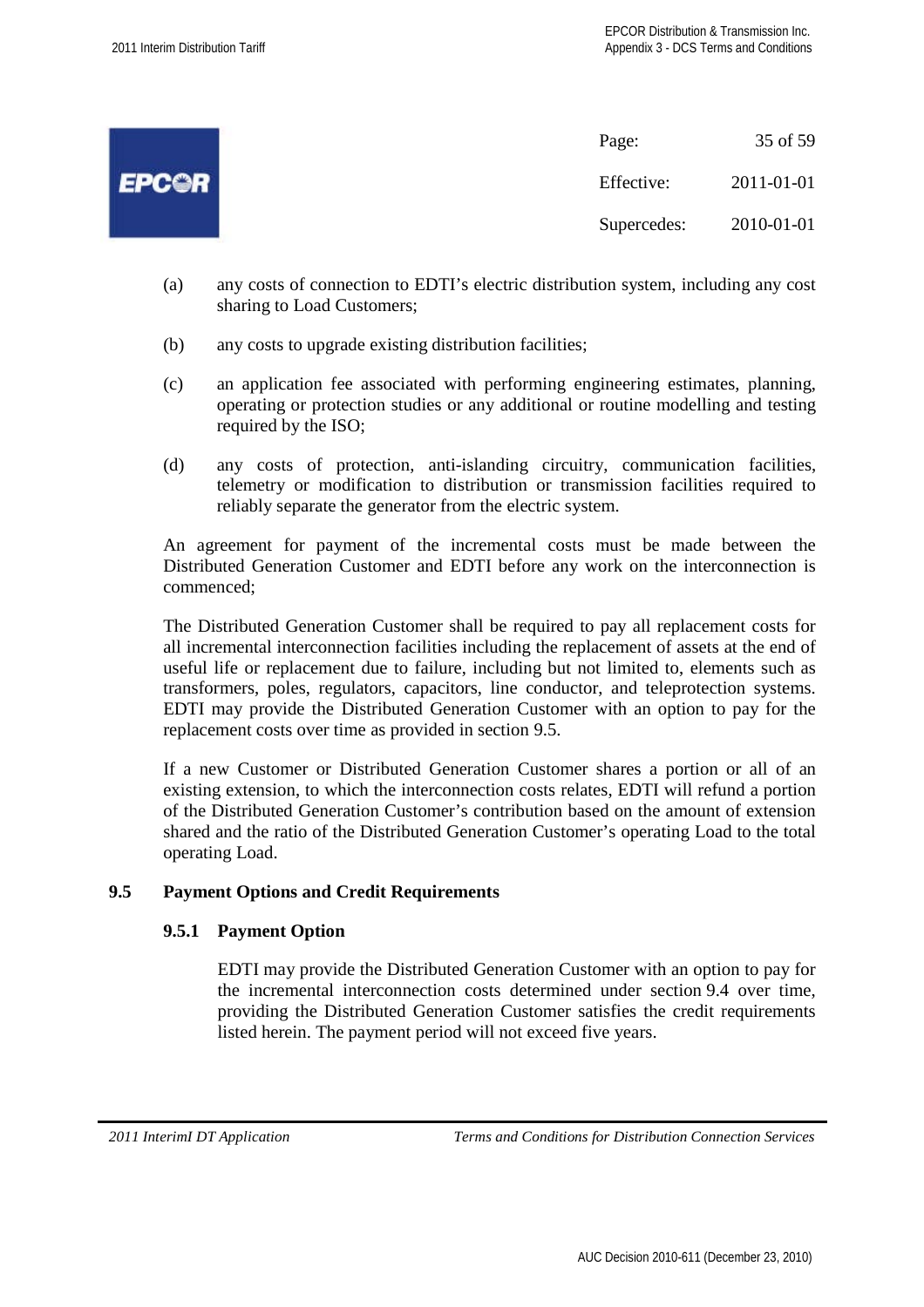(a) any costs of connection to EDTI's electric distribution system, including any cost sharing to Load Customers;

(b) any costs to upgrade existing distribution facilities;

(c) an application fee associated with performing engineering estimates, planning, operating or protection studies or any additional or routine modelling and testing required by the ISO;

(d) any costs of protection, anti-islanding circuitry, communication facilities, telemetry or modification to distribution or transmission facilities required to reliably separate the generator from the electric system.

An agreement for payment of the incremental costs must be made between the Distributed Generation Customer and EDTI before any work on the interconnection is commenced;

The Distributed Generation Customer shall be required to pay all replacement costs for all incremental interconnection facilities including the replacement of assets at the end of useful life or replacement due to failure, including but not limited to, elements such as transformers, poles, regulators, capacitors, line conductor, and teleprotection systems. EDTI may provide the Distributed Generation Customer with an option to pay for the replacement costs over time as provided in section 9.5.

If a new Customer or Distributed Generation Customer shares a portion or all of an existing extension, to which the interconnection costs relates, EDTI will refund a portion of the Distributed Generation Customer's contribution based on the amount of extension shared and the ratio of the Distributed Generation Customer's operating Load to the total operating Load.

## 9.5 Payment Options and Credit Requirements

### 9.5.1 Payment Option

EDTI may provide the Distributed Generation Customer with an option to pay for the incremental interconnection costs determined under section 9.4 over time, providing the Distributed Generation Customer satisfies the credit requirements listed herein. The payment period will not exceed five years.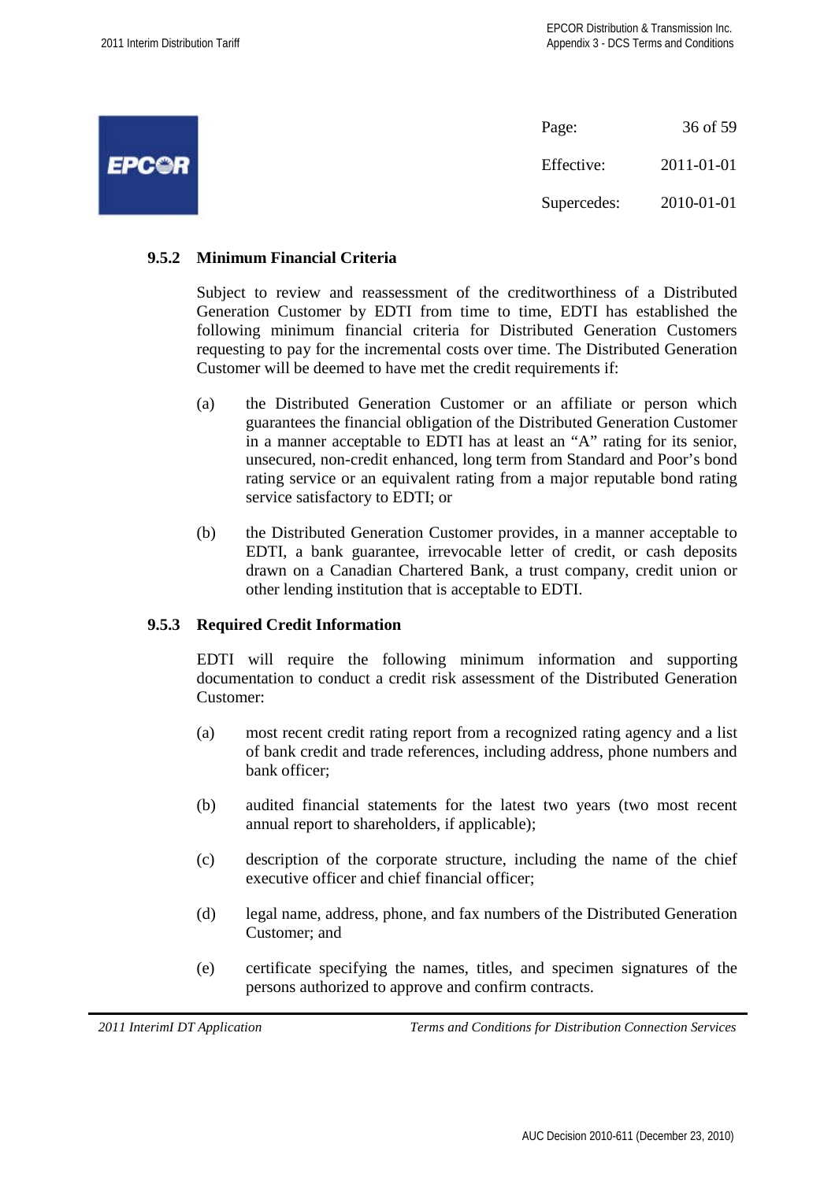### 9.5.2 Minimum Financial Criteria

Subject to review and reassessment of the creditworthiness of a Distributed Generation Customer by EDTI from time to time, EDTI has established the following minimum financial criteria for Distributed Generation Customers requesting to pay for the incremental costs over time. The Distributed Generation Customer will be deemed to have met the credit requirements if:

(a) the Distributed Generation Customer or an affiliate or person which guarantees the financial obligation of the Distributed Generation Customer in a manner acceptable to EDTI has at least an "A" rating for its senior, unsecured, non-credit enhanced, long term from Standard and Poor's bond rating service or an equivalent rating from a major reputable bond rating service satisfactory to EDTI; or

(b) the Distributed Generation Customer provides, in a manner acceptable to EDTI, a bank guarantee, irrevocable letter of credit, or cash deposits drawn on a Canadian Chartered Bank, a trust company, credit union or other lending institution that is acceptable to EDTI.

### 9.5.3 Required Credit Information

EDTI will require the following minimum information and supporting documentation to conduct a credit risk assessment of the Distributed Generation Customer:

(a) most recent credit rating report from a recognized rating agency and a list of bank credit and trade references, including address, phone numbers and bank officer;

(b) audited financial statements for the latest two years (two most recent annual report to shareholders, if applicable);

(c) description of the corporate structure, including the name of the chief executive officer and chief financial officer;

(d) legal name, address, phone, and fax numbers of the Distributed Generation Customer; and

(e) certificate specifying the names, titles, and specimen signatures of the persons authorized to approve and confirm contracts.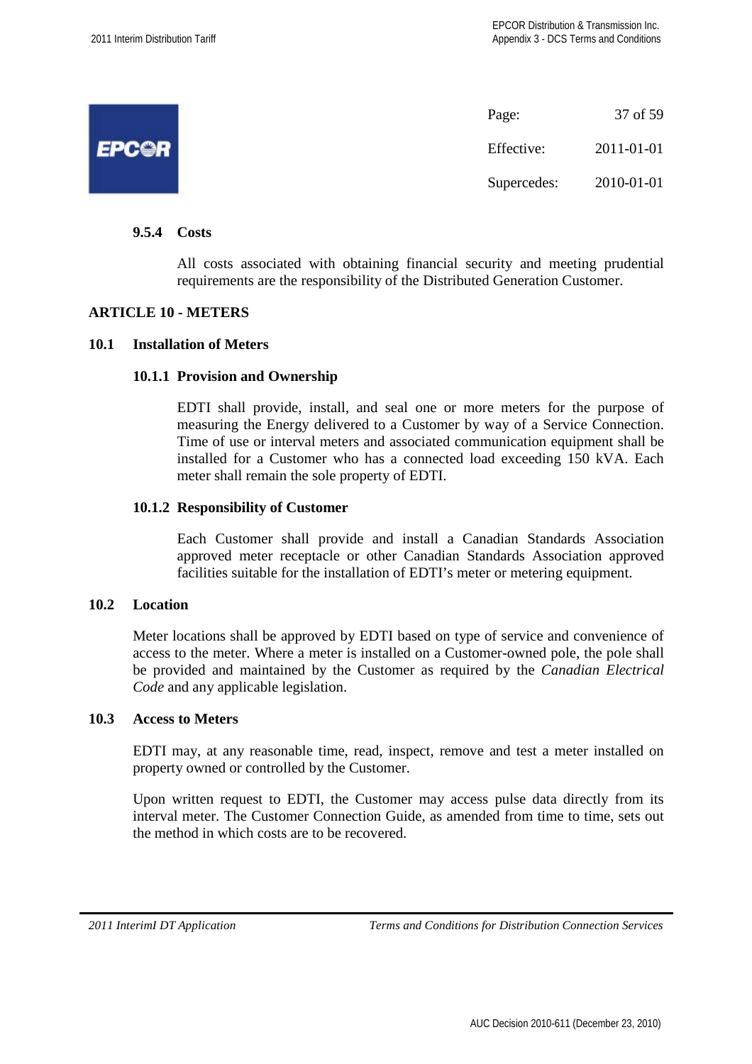#### 9.5.4 Costs

All costs associated with obtaining financial security and meeting prudential requirements are the responsibility of the Distributed Generation Customer.

## ARTICLE 10 - METERS

### 10.1 Installation of Meters

#### 10.1.1 Provision and Ownership

EDTI shall provide, install, and seal one or more meters for the purpose of measuring the Energy delivered to a Customer by way of a Service Connection. Time of use or interval meters and associated communication equipment shall be installed for a Customer who has a connected load exceeding 150 kVA. Each meter shall remain the sole property of EDTI.

#### 10.1.2 Responsibility of Customer

Each Customer shall provide and install a Canadian Standards Association approved meter receptacle or other Canadian Standards Association approved facilities suitable for the installation of EDTI's meter or metering equipment.

### 10.2 Location

Meter locations shall be approved by EDTI based on type of service and convenience of access to the meter. Where a meter is installed on a Customer-owned pole, the pole shall be provided and maintained by the Customer as required by the *Canadian Electrical Code* and any applicable legislation.

### 10.3 Access to Meters

EDTI may, at any reasonable time, read, inspect, remove and test a meter installed on property owned or controlled by the Customer.

Upon written request to EDTI, the Customer may access pulse data directly from its interval meter. The Customer Connection Guide, as amended from time to time, sets out the method in which costs are to be recovered.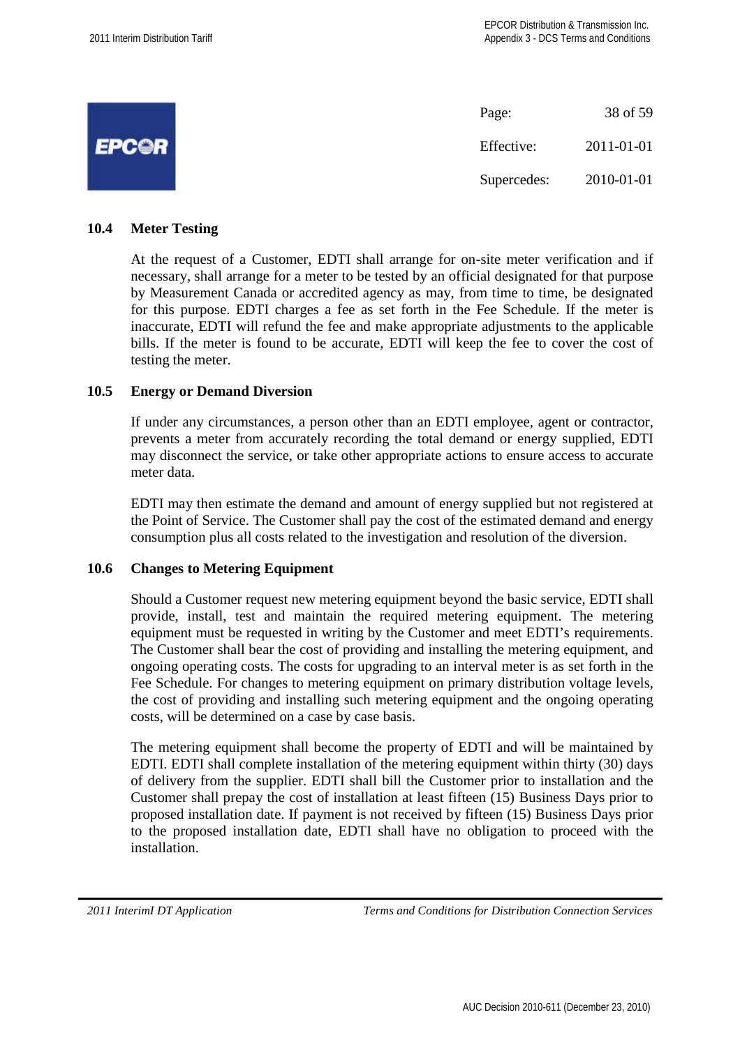### 10.4 Meter Testing

At the request of a Customer, EDTI shall arrange for on-site meter verification and if necessary, shall arrange for a meter to be tested by an official designated for that purpose by Measurement Canada or accredited agency as may, from time to time, be designated for this purpose. EDTI charges a fee as set forth in the Fee Schedule. If the meter is inaccurate, EDTI will refund the fee and make appropriate adjustments to the applicable bills. If the meter is found to be accurate, EDTI will keep the fee to cover the cost of testing the meter.

### 10.5 Energy or Demand Diversion

If under any circumstances, a person other than an EDTI employee, agent or contractor, prevents a meter from accurately recording the total demand or energy supplied, EDTI may disconnect the service, or take other appropriate actions to ensure access to accurate meter data.

EDTI may then estimate the demand and amount of energy supplied but not registered at the Point of Service. The Customer shall pay the cost of the estimated demand and energy consumption plus all costs related to the investigation and resolution of the diversion.

### 10.6 Changes to Metering Equipment

Should a Customer request new metering equipment beyond the basic service, EDTI shall provide, install, test and maintain the required metering equipment. The metering equipment must be requested in writing by the Customer and meet EDTI's requirements. The Customer shall bear the cost of providing and installing the metering equipment, and ongoing operating costs. The costs for upgrading to an interval meter is as set forth in the Fee Schedule. For changes to metering equipment on primary distribution voltage levels, the cost of providing and installing such metering equipment and the ongoing operating costs, will be determined on a case by case basis.

The metering equipment shall become the property of EDTI and will be maintained by EDTI. EDTI shall complete installation of the metering equipment within thirty (30) days of delivery from the supplier. EDTI shall bill the Customer prior to installation and the Customer shall prepay the cost of installation at least fifteen (15) Business Days prior to proposed installation date. If payment is not received by fifteen (15) Business Days prior to the proposed installation date, EDTI shall have no obligation to proceed with the installation.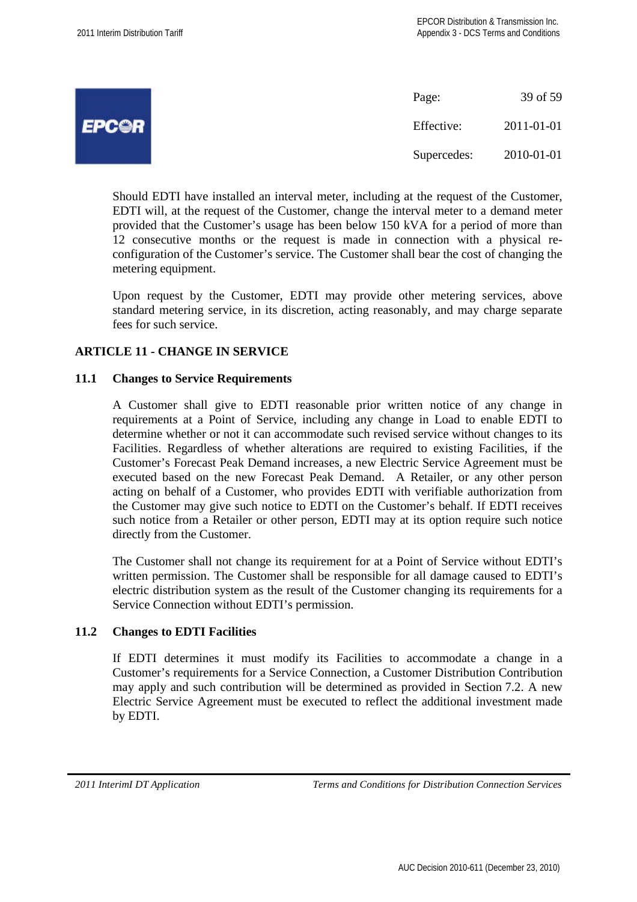Should EDTI have installed an interval meter, including at the request of the Customer, EDTI will, at the request of the Customer, change the interval meter to a demand meter provided that the Customer's usage has been below 150 kVA for a period of more than 12 consecutive months or the request is made in connection with a physical re-configuration of the Customer's service. The Customer shall bear the cost of changing the metering equipment.

Upon request by the Customer, EDTI may provide other metering services, above standard metering service, in its discretion, acting reasonably, and may charge separate fees for such service.

## ARTICLE 11 - CHANGE IN SERVICE

### 11.1 Changes to Service Requirements

A Customer shall give to EDTI reasonable prior written notice of any change in requirements at a Point of Service, including any change in Load to enable EDTI to determine whether or not it can accommodate such revised service without changes to its Facilities. Regardless of whether alterations are required to existing Facilities, if the Customer's Forecast Peak Demand increases, a new Electric Service Agreement must be executed based on the new Forecast Peak Demand. A Retailer, or any other person acting on behalf of a Customer, who provides EDTI with verifiable authorization from the Customer may give such notice to EDTI on the Customer's behalf. If EDTI receives such notice from a Retailer or other person, EDTI may at its option require such notice directly from the Customer.

The Customer shall not change its requirement for at a Point of Service without EDTI's written permission. The Customer shall be responsible for all damage caused to EDTI's electric distribution system as the result of the Customer changing its requirements for a Service Connection without EDTI's permission.

### 11.2 Changes to EDTI Facilities

If EDTI determines it must modify its Facilities to accommodate a change in a Customer's requirements for a Service Connection, a Customer Distribution Contribution may apply and such contribution will be determined as provided in Section 7.2. A new Electric Service Agreement must be executed to reflect the additional investment made by EDTI.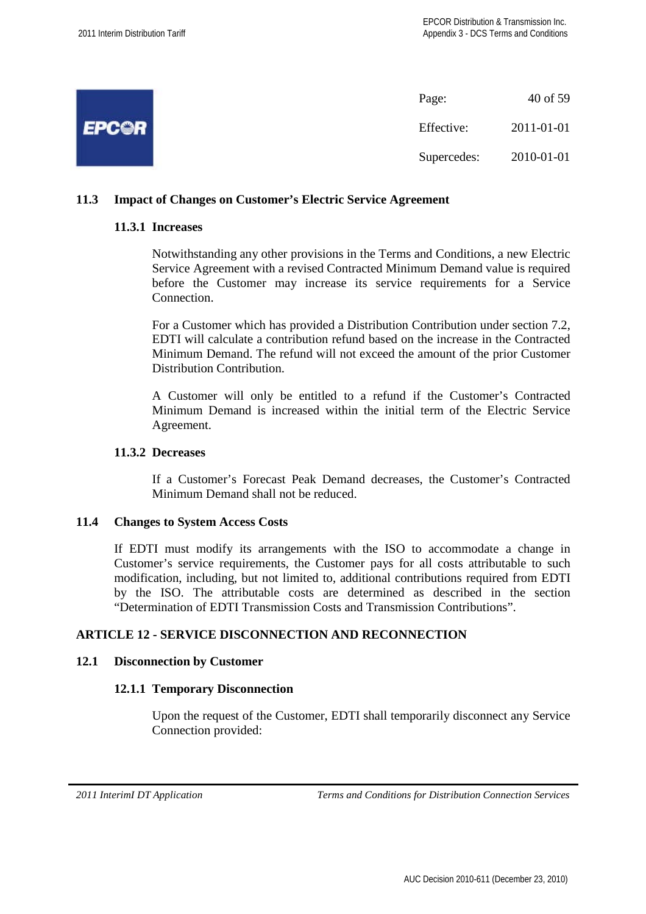## 11.3 Impact of Changes on Customer's Electric Service Agreement

### 11.3.1 Increases

Notwithstanding any other provisions in the Terms and Conditions, a new Electric Service Agreement with a revised Contracted Minimum Demand value is required before the Customer may increase its service requirements for a Service Connection.

For a Customer which has provided a Distribution Contribution under section 7.2, EDTI will calculate a contribution refund based on the increase in the Contracted Minimum Demand. The refund will not exceed the amount of the prior Customer Distribution Contribution.

A Customer will only be entitled to a refund if the Customer's Contracted Minimum Demand is increased within the initial term of the Electric Service Agreement.

### 11.3.2 Decreases

If a Customer's Forecast Peak Demand decreases, the Customer's Contracted Minimum Demand shall not be reduced.

## 11.4 Changes to System Access Costs

If EDTI must modify its arrangements with the ISO to accommodate a change in Customer's service requirements, the Customer pays for all costs attributable to such modification, including, but not limited to, additional contributions required from EDTI by the ISO. The attributable costs are determined as described in the section "Determination of EDTI Transmission Costs and Transmission Contributions".

# ARTICLE 12 - SERVICE DISCONNECTION AND RECONNECTION

## 12.1 Disconnection by Customer

### 12.1.1 Temporary Disconnection

Upon the request of the Customer, EDTI shall temporarily disconnect any Service Connection provided: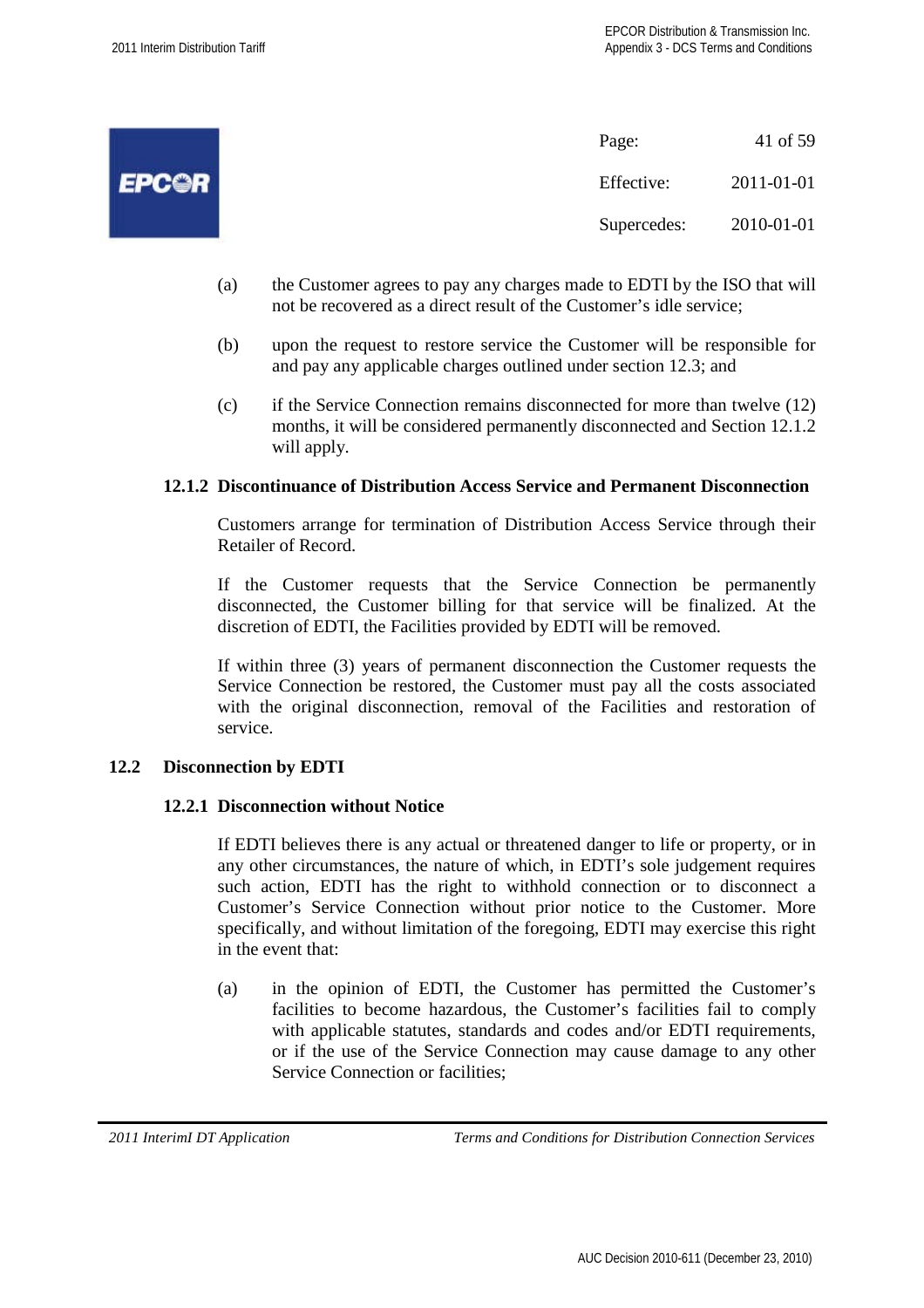(a) the Customer agrees to pay any charges made to EDTI by the ISO that will not be recovered as a direct result of the Customer's idle service;

(b) upon the request to restore service the Customer will be responsible for and pay any applicable charges outlined under section 12.3; and

(c) if the Service Connection remains disconnected for more than twelve (12) months, it will be considered permanently disconnected and Section 12.1.2 will apply.

### 12.1.2 Discontinuance of Distribution Access Service and Permanent Disconnection

Customers arrange for termination of Distribution Access Service through their Retailer of Record.

If the Customer requests that the Service Connection be permanently disconnected, the Customer billing for that service will be finalized. At the discretion of EDTI, the Facilities provided by EDTI will be removed.

If within three (3) years of permanent disconnection the Customer requests the Service Connection be restored, the Customer must pay all the costs associated with the original disconnection, removal of the Facilities and restoration of service.

## 12.2 Disconnection by EDTI

### 12.2.1 Disconnection without Notice

If EDTI believes there is any actual or threatened danger to life or property, or in any other circumstances, the nature of which, in EDTI's sole judgement requires such action, EDTI has the right to withhold connection or to disconnect a Customer's Service Connection without prior notice to the Customer. More specifically, and without limitation of the foregoing, EDTI may exercise this right in the event that:

(a) in the opinion of EDTI, the Customer has permitted the Customer's facilities to become hazardous, the Customer's facilities fail to comply with applicable statutes, standards and codes and/or EDTI requirements, or if the use of the Service Connection may cause damage to any other Service Connection or facilities;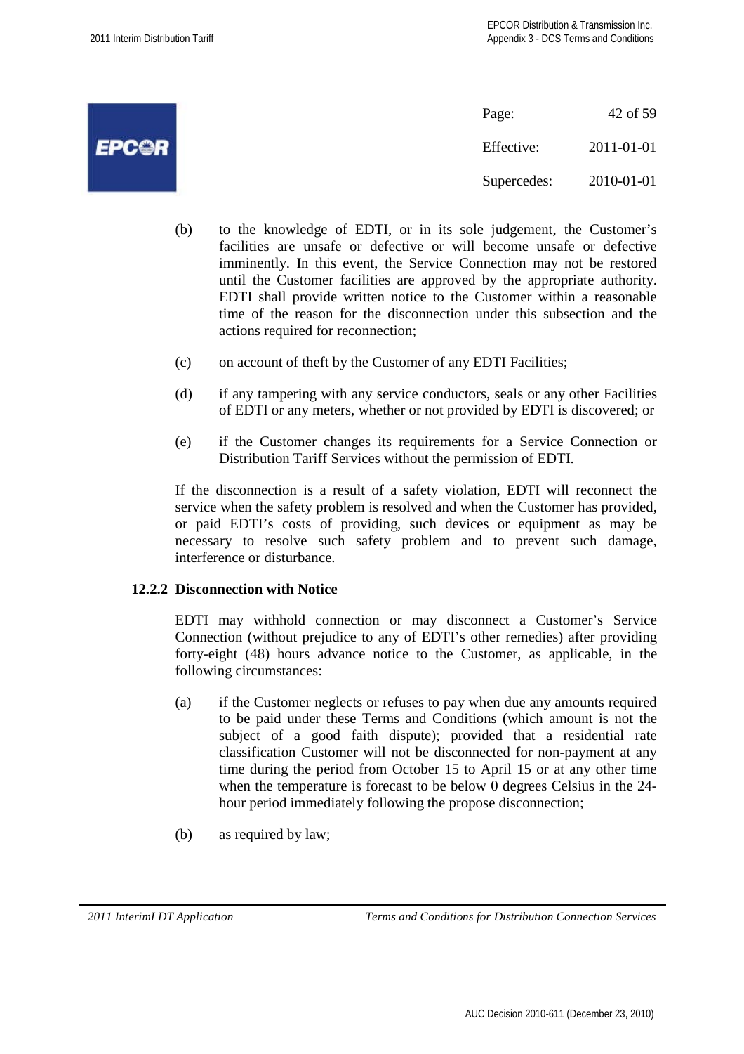(b) to the knowledge of EDTI, or in its sole judgement, the Customer's facilities are unsafe or defective or will become unsafe or defective imminently. In this event, the Service Connection may not be restored until the Customer facilities are approved by the appropriate authority. EDTI shall provide written notice to the Customer within a reasonable time of the reason for the disconnection under this subsection and the actions required for reconnection;

(c) on account of theft by the Customer of any EDTI Facilities;

(d) if any tampering with any service conductors, seals or any other Facilities of EDTI or any meters, whether or not provided by EDTI is discovered; or

(e) if the Customer changes its requirements for a Service Connection or Distribution Tariff Services without the permission of EDTI.

If the disconnection is a result of a safety violation, EDTI will reconnect the service when the safety problem is resolved and when the Customer has provided, or paid EDTI's costs of providing, such devices or equipment as may be necessary to resolve such safety problem and to prevent such damage, interference or disturbance.

**12.2.2 Disconnection with Notice**

EDTI may withhold connection or may disconnect a Customer's Service Connection (without prejudice to any of EDTI's other remedies) after providing forty-eight (48) hours advance notice to the Customer, as applicable, in the following circumstances:

(a) if the Customer neglects or refuses to pay when due any amounts required to be paid under these Terms and Conditions (which amount is not the subject of a good faith dispute); provided that a residential rate classification Customer will not be disconnected for non-payment at any time during the period from October 15 to April 15 or at any other time when the temperature is forecast to be below 0 degrees Celsius in the 24-hour period immediately following the propose disconnection;

(b) as required by law;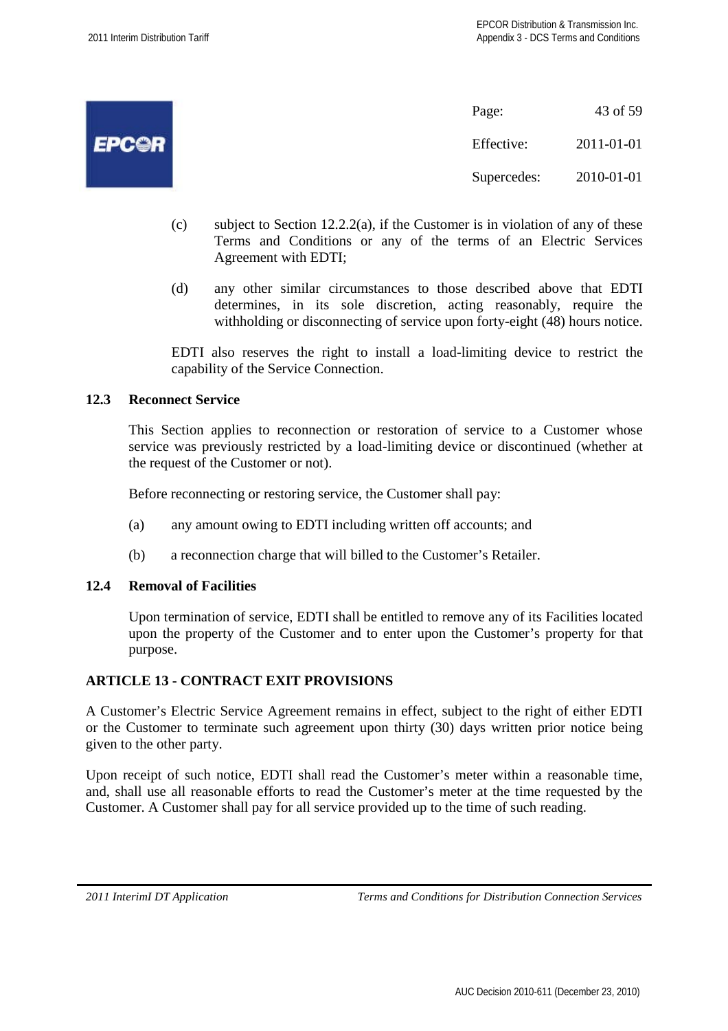(c) subject to Section 12.2.2(a), if the Customer is in violation of any of these Terms and Conditions or any of the terms of an Electric Services Agreement with EDTI;

(d) any other similar circumstances to those described above that EDTI determines, in its sole discretion, acting reasonably, require the withholding or disconnecting of service upon forty-eight (48) hours notice.

EDTI also reserves the right to install a load-limiting device to restrict the capability of the Service Connection.

### 12.3 Reconnect Service

This Section applies to reconnection or restoration of service to a Customer whose service was previously restricted by a load-limiting device or discontinued (whether at the request of the Customer or not).

Before reconnecting or restoring service, the Customer shall pay:

(a) any amount owing to EDTI including written off accounts; and

(b) a reconnection charge that will billed to the Customer's Retailer.

### 12.4 Removal of Facilities

Upon termination of service, EDTI shall be entitled to remove any of its Facilities located upon the property of the Customer and to enter upon the Customer's property for that purpose.

## ARTICLE 13 - CONTRACT EXIT PROVISIONS

A Customer's Electric Service Agreement remains in effect, subject to the right of either EDTI or the Customer to terminate such agreement upon thirty (30) days written prior notice being given to the other party.

Upon receipt of such notice, EDTI shall read the Customer's meter within a reasonable time, and, shall use all reasonable efforts to read the Customer's meter at the time requested by the Customer. A Customer shall pay for all service provided up to the time of such reading.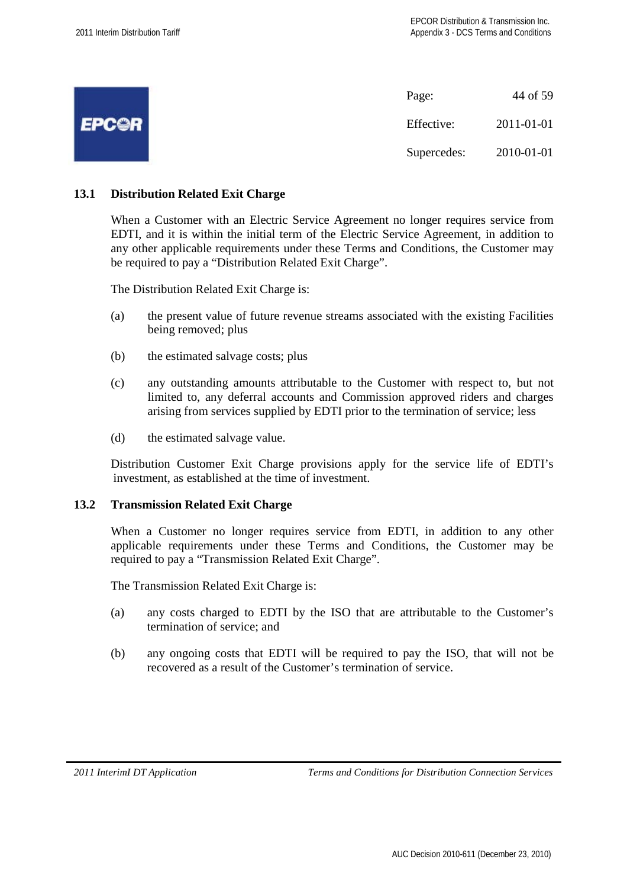### 13.1 Distribution Related Exit Charge

When a Customer with an Electric Service Agreement no longer requires service from EDTI, and it is within the initial term of the Electric Service Agreement, in addition to any other applicable requirements under these Terms and Conditions, the Customer may be required to pay a "Distribution Related Exit Charge".

The Distribution Related Exit Charge is:

(a) the present value of future revenue streams associated with the existing Facilities being removed; plus

(b) the estimated salvage costs; plus

(c) any outstanding amounts attributable to the Customer with respect to, but not limited to, any deferral accounts and Commission approved riders and charges arising from services supplied by EDTI prior to the termination of service; less

(d) the estimated salvage value.

Distribution Customer Exit Charge provisions apply for the service life of EDTI's investment, as established at the time of investment.

### 13.2 Transmission Related Exit Charge

When a Customer no longer requires service from EDTI, in addition to any other applicable requirements under these Terms and Conditions, the Customer may be required to pay a "Transmission Related Exit Charge".

The Transmission Related Exit Charge is:

(a) any costs charged to EDTI by the ISO that are attributable to the Customer's termination of service; and

(b) any ongoing costs that EDTI will be required to pay the ISO, that will not be recovered as a result of the Customer's termination of service.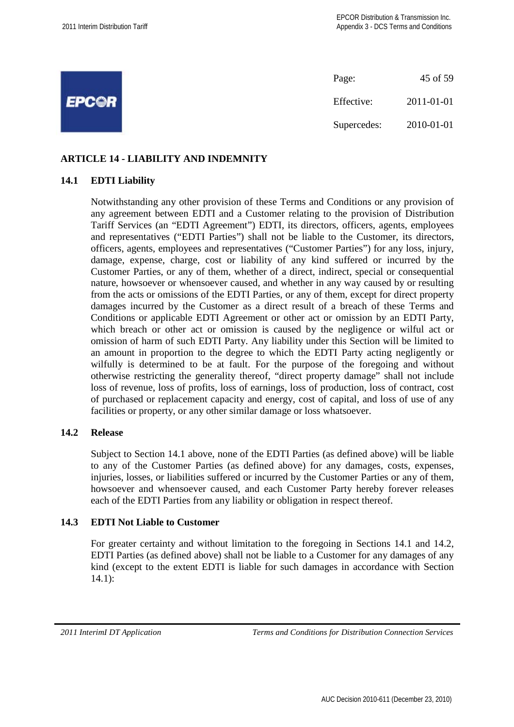## ARTICLE 14 - LIABILITY AND INDEMNITY

### 14.1 EDTI Liability

Notwithstanding any other provision of these Terms and Conditions or any provision of any agreement between EDTI and a Customer relating to the provision of Distribution Tariff Services (an "EDTI Agreement") EDTI, its directors, officers, agents, employees and representatives ("EDTI Parties") shall not be liable to the Customer, its directors, officers, agents, employees and representatives ("Customer Parties") for any loss, injury, damage, expense, charge, cost or liability of any kind suffered or incurred by the Customer Parties, or any of them, whether of a direct, indirect, special or consequential nature, howsoever or whensoever caused, and whether in any way caused by or resulting from the acts or omissions of the EDTI Parties, or any of them, except for direct property damages incurred by the Customer as a direct result of a breach of these Terms and Conditions or applicable EDTI Agreement or other act or omission by an EDTI Party, which breach or other act or omission is caused by the negligence or wilful act or omission of harm of such EDTI Party. Any liability under this Section will be limited to an amount in proportion to the degree to which the EDTI Party acting negligently or wilfully is determined to be at fault. For the purpose of the foregoing and without otherwise restricting the generality thereof, "direct property damage" shall not include loss of revenue, loss of profits, loss of earnings, loss of production, loss of contract, cost of purchased or replacement capacity and energy, cost of capital, and loss of use of any facilities or property, or any other similar damage or loss whatsoever.

### 14.2 Release

Subject to Section 14.1 above, none of the EDTI Parties (as defined above) will be liable to any of the Customer Parties (as defined above) for any damages, costs, expenses, injuries, losses, or liabilities suffered or incurred by the Customer Parties or any of them, howsoever and whensoever caused, and each Customer Party hereby forever releases each of the EDTI Parties from any liability or obligation in respect thereof.

### 14.3 EDTI Not Liable to Customer

For greater certainty and without limitation to the foregoing in Sections 14.1 and 14.2, EDTI Parties (as defined above) shall not be liable to a Customer for any damages of any kind (except to the extent EDTI is liable for such damages in accordance with Section 14.1):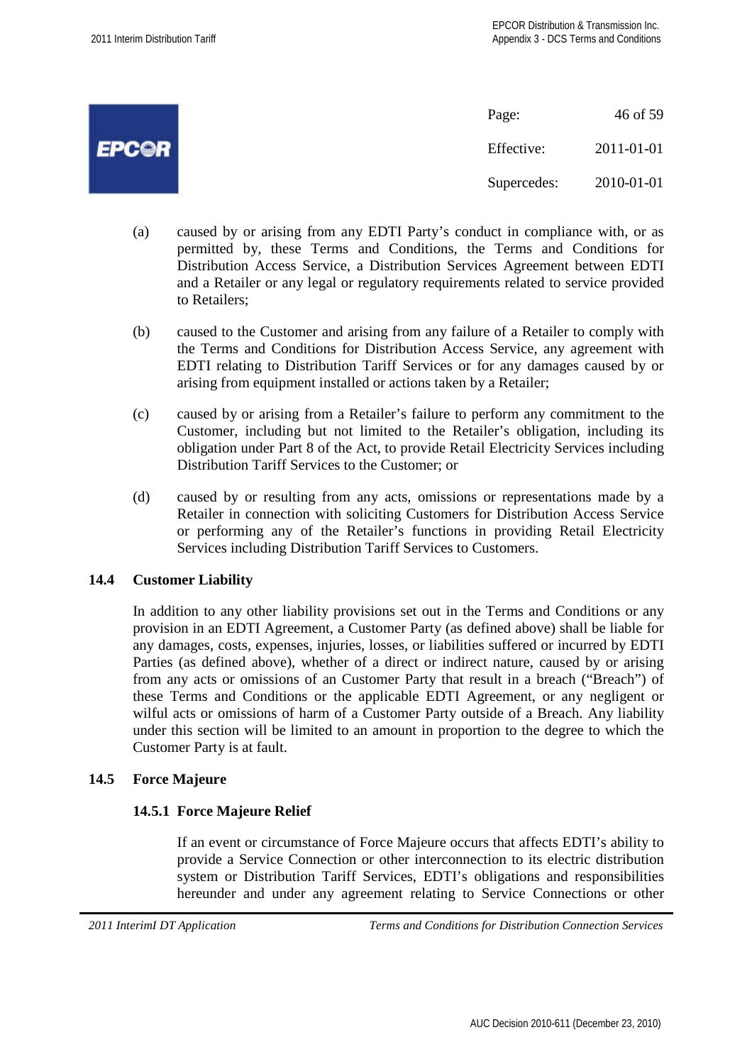(a) caused by or arising from any EDTI Party's conduct in compliance with, or as permitted by, these Terms and Conditions, the Terms and Conditions for Distribution Access Service, a Distribution Services Agreement between EDTI and a Retailer or any legal or regulatory requirements related to service provided to Retailers;

(b) caused to the Customer and arising from any failure of a Retailer to comply with the Terms and Conditions for Distribution Access Service, any agreement with EDTI relating to Distribution Tariff Services or for any damages caused by or arising from equipment installed or actions taken by a Retailer;

(c) caused by or arising from a Retailer's failure to perform any commitment to the Customer, including but not limited to the Retailer's obligation, including its obligation under Part 8 of the Act, to provide Retail Electricity Services including Distribution Tariff Services to the Customer; or

(d) caused by or resulting from any acts, omissions or representations made by a Retailer in connection with soliciting Customers for Distribution Access Service or performing any of the Retailer's functions in providing Retail Electricity Services including Distribution Tariff Services to Customers.

### 14.4 Customer Liability

In addition to any other liability provisions set out in the Terms and Conditions or any provision in an EDTI Agreement, a Customer Party (as defined above) shall be liable for any damages, costs, expenses, injuries, losses, or liabilities suffered or incurred by EDTI Parties (as defined above), whether of a direct or indirect nature, caused by or arising from any acts or omissions of an Customer Party that result in a breach ("Breach") of these Terms and Conditions or the applicable EDTI Agreement, or any negligent or wilful acts or omissions of harm of a Customer Party outside of a Breach. Any liability under this section will be limited to an amount in proportion to the degree to which the Customer Party is at fault.

### 14.5 Force Majeure

#### 14.5.1 Force Majeure Relief

If an event or circumstance of Force Majeure occurs that affects EDTI's ability to provide a Service Connection or other interconnection to its electric distribution system or Distribution Tariff Services, EDTI's obligations and responsibilities hereunder and under any agreement relating to Service Connections or other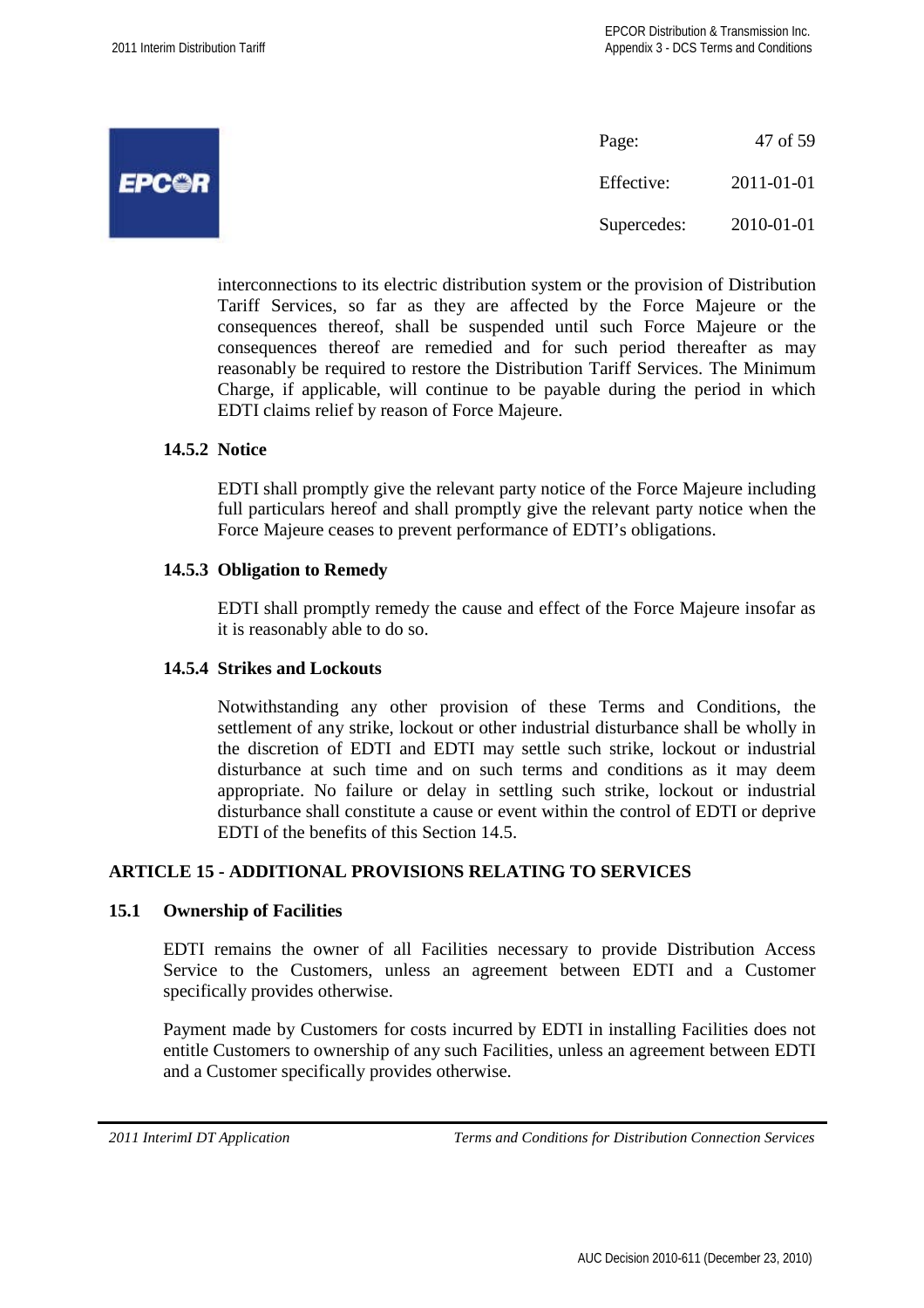interconnections to its electric distribution system or the provision of Distribution Tariff Services, so far as they are affected by the Force Majeure or the consequences thereof, shall be suspended until such Force Majeure or the consequences thereof are remedied and for such period thereafter as may reasonably be required to restore the Distribution Tariff Services. The Minimum Charge, if applicable, will continue to be payable during the period in which EDTI claims relief by reason of Force Majeure.

#### 14.5.2 Notice

EDTI shall promptly give the relevant party notice of the Force Majeure including full particulars hereof and shall promptly give the relevant party notice when the Force Majeure ceases to prevent performance of EDTI's obligations.

#### 14.5.3 Obligation to Remedy

EDTI shall promptly remedy the cause and effect of the Force Majeure insofar as it is reasonably able to do so.

#### 14.5.4 Strikes and Lockouts

Notwithstanding any other provision of these Terms and Conditions, the settlement of any strike, lockout or other industrial disturbance shall be wholly in the discretion of EDTI and EDTI may settle such strike, lockout or industrial disturbance at such time and on such terms and conditions as it may deem appropriate. No failure or delay in settling such strike, lockout or industrial disturbance shall constitute a cause or event within the control of EDTI or deprive EDTI of the benefits of this Section 14.5.

## ARTICLE 15 - ADDITIONAL PROVISIONS RELATING TO SERVICES

### 15.1 Ownership of Facilities

EDTI remains the owner of all Facilities necessary to provide Distribution Access Service to the Customers, unless an agreement between EDTI and a Customer specifically provides otherwise.

Payment made by Customers for costs incurred by EDTI in installing Facilities does not entitle Customers to ownership of any such Facilities, unless an agreement between EDTI and a Customer specifically provides otherwise.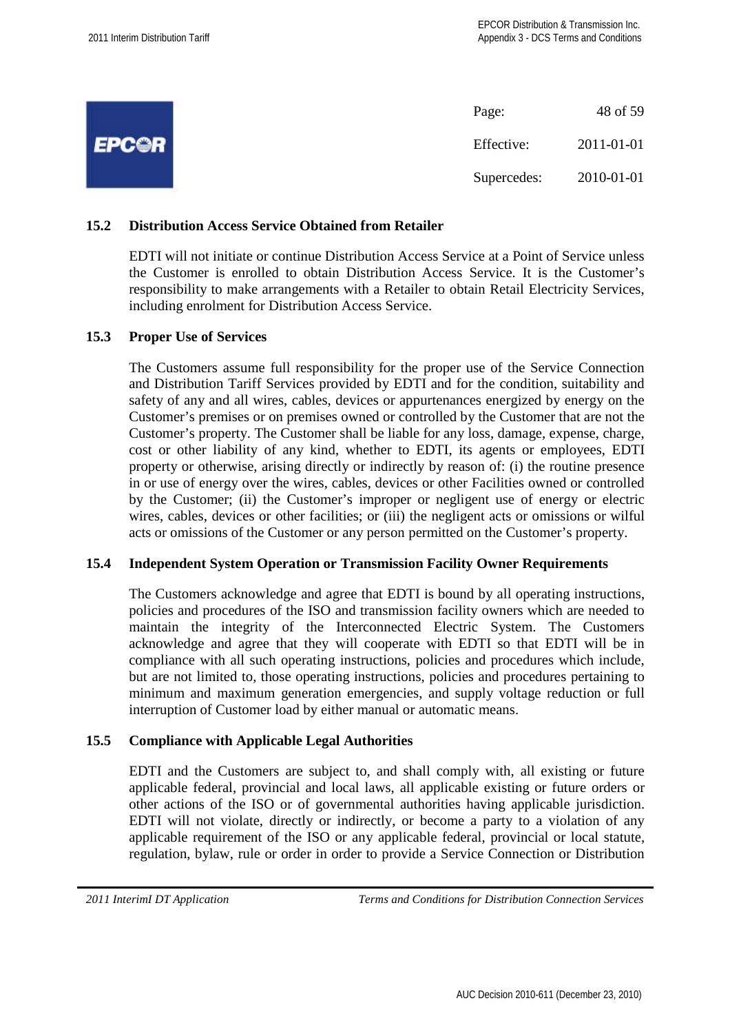### 15.2 Distribution Access Service Obtained from Retailer

EDTI will not initiate or continue Distribution Access Service at a Point of Service unless the Customer is enrolled to obtain Distribution Access Service. It is the Customer's responsibility to make arrangements with a Retailer to obtain Retail Electricity Services, including enrolment for Distribution Access Service.

### 15.3 Proper Use of Services

The Customers assume full responsibility for the proper use of the Service Connection and Distribution Tariff Services provided by EDTI and for the condition, suitability and safety of any and all wires, cables, devices or appurtenances energized by energy on the Customer's premises or on premises owned or controlled by the Customer that are not the Customer's property. The Customer shall be liable for any loss, damage, expense, charge, cost or other liability of any kind, whether to EDTI, its agents or employees, EDTI property or otherwise, arising directly or indirectly by reason of: (i) the routine presence in or use of energy over the wires, cables, devices or other Facilities owned or controlled by the Customer; (ii) the Customer's improper or negligent use of energy or electric wires, cables, devices or other facilities; or (iii) the negligent acts or omissions or wilful acts or omissions of the Customer or any person permitted on the Customer's property.

### 15.4 Independent System Operation or Transmission Facility Owner Requirements

The Customers acknowledge and agree that EDTI is bound by all operating instructions, policies and procedures of the ISO and transmission facility owners which are needed to maintain the integrity of the Interconnected Electric System. The Customers acknowledge and agree that they will cooperate with EDTI so that EDTI will be in compliance with all such operating instructions, policies and procedures which include, but are not limited to, those operating instructions, policies and procedures pertaining to minimum and maximum generation emergencies, and supply voltage reduction or full interruption of Customer load by either manual or automatic means.

### 15.5 Compliance with Applicable Legal Authorities

EDTI and the Customers are subject to, and shall comply with, all existing or future applicable federal, provincial and local laws, all applicable existing or future orders or other actions of the ISO or of governmental authorities having applicable jurisdiction. EDTI will not violate, directly or indirectly, or become a party to a violation of any applicable requirement of the ISO or any applicable federal, provincial or local statute, regulation, bylaw, rule or order in order to provide a Service Connection or Distribution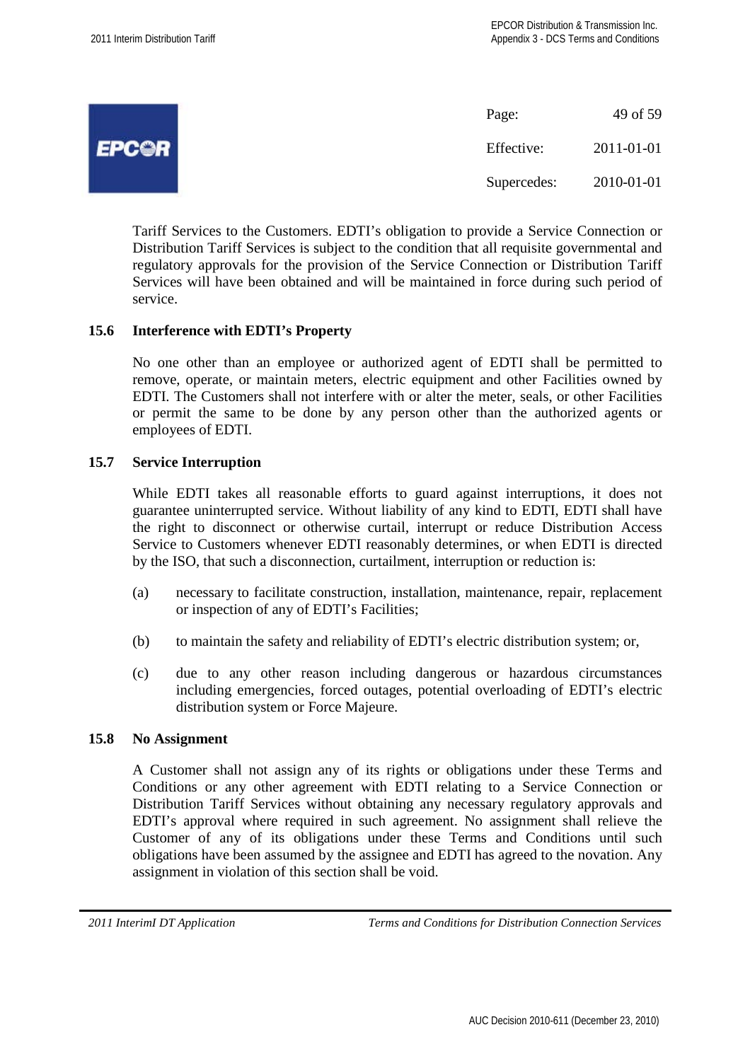Tariff Services to the Customers. EDTI's obligation to provide a Service Connection or Distribution Tariff Services is subject to the condition that all requisite governmental and regulatory approvals for the provision of the Service Connection or Distribution Tariff Services will have been obtained and will be maintained in force during such period of service.

### 15.6 Interference with EDTI's Property

No one other than an employee or authorized agent of EDTI shall be permitted to remove, operate, or maintain meters, electric equipment and other Facilities owned by EDTI. The Customers shall not interfere with or alter the meter, seals, or other Facilities or permit the same to be done by any person other than the authorized agents or employees of EDTI.

### 15.7 Service Interruption

While EDTI takes all reasonable efforts to guard against interruptions, it does not guarantee uninterrupted service. Without liability of any kind to EDTI, EDTI shall have the right to disconnect or otherwise curtail, interrupt or reduce Distribution Access Service to Customers whenever EDTI reasonably determines, or when EDTI is directed by the ISO, that such a disconnection, curtailment, interruption or reduction is:

(a) necessary to facilitate construction, installation, maintenance, repair, replacement or inspection of any of EDTI's Facilities;

(b) to maintain the safety and reliability of EDTI's electric distribution system; or,

(c) due to any other reason including dangerous or hazardous circumstances including emergencies, forced outages, potential overloading of EDTI's electric distribution system or Force Majeure.

### 15.8 No Assignment

A Customer shall not assign any of its rights or obligations under these Terms and Conditions or any other agreement with EDTI relating to a Service Connection or Distribution Tariff Services without obtaining any necessary regulatory approvals and EDTI's approval where required in such agreement. No assignment shall relieve the Customer of any of its obligations under these Terms and Conditions until such obligations have been assumed by the assignee and EDTI has agreed to the novation. Any assignment in violation of this section shall be void.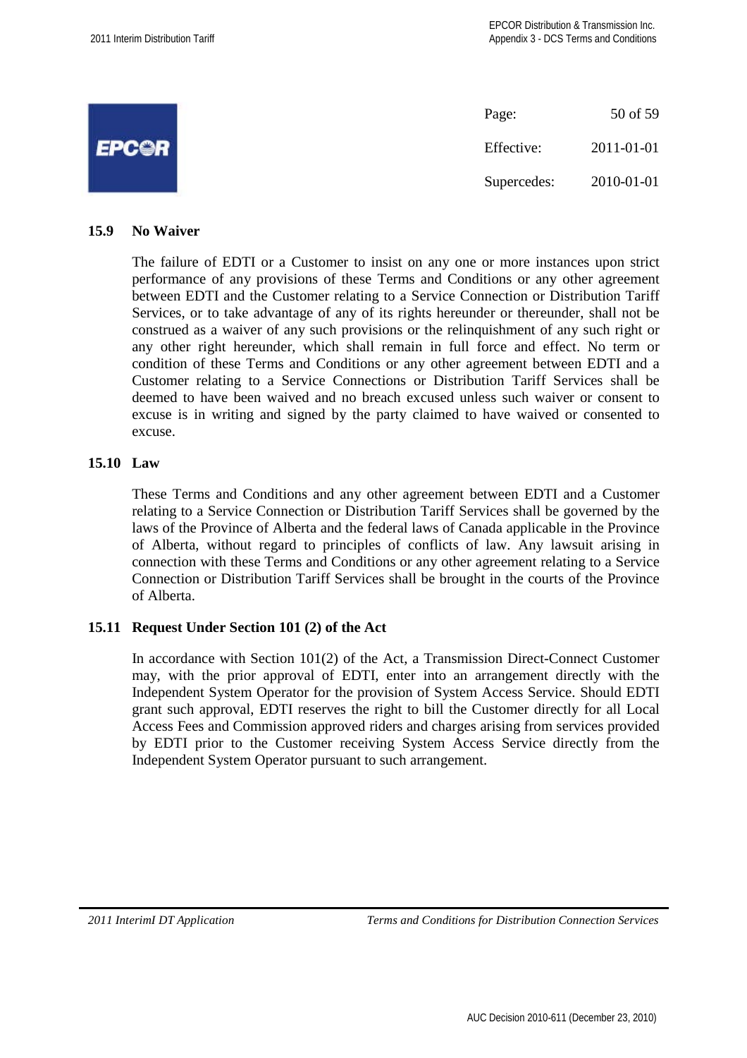### 15.9 No Waiver

The failure of EDTI or a Customer to insist on any one or more instances upon strict performance of any provisions of these Terms and Conditions or any other agreement between EDTI and the Customer relating to a Service Connection or Distribution Tariff Services, or to take advantage of any of its rights hereunder or thereunder, shall not be construed as a waiver of any such provisions or the relinquishment of any such right or any other right hereunder, which shall remain in full force and effect. No term or condition of these Terms and Conditions or any other agreement between EDTI and a Customer relating to a Service Connections or Distribution Tariff Services shall be deemed to have been waived and no breach excused unless such waiver or consent to excuse is in writing and signed by the party claimed to have waived or consented to excuse.

### 15.10 Law

These Terms and Conditions and any other agreement between EDTI and a Customer relating to a Service Connection or Distribution Tariff Services shall be governed by the laws of the Province of Alberta and the federal laws of Canada applicable in the Province of Alberta, without regard to principles of conflicts of law. Any lawsuit arising in connection with these Terms and Conditions or any other agreement relating to a Service Connection or Distribution Tariff Services shall be brought in the courts of the Province of Alberta.

### 15.11 Request Under Section 101 (2) of the Act

In accordance with Section 101(2) of the Act, a Transmission Direct-Connect Customer may, with the prior approval of EDTI, enter into an arrangement directly with the Independent System Operator for the provision of System Access Service. Should EDTI grant such approval, EDTI reserves the right to bill the Customer directly for all Local Access Fees and Commission approved riders and charges arising from services provided by EDTI prior to the Customer receiving System Access Service directly from the Independent System Operator pursuant to such arrangement.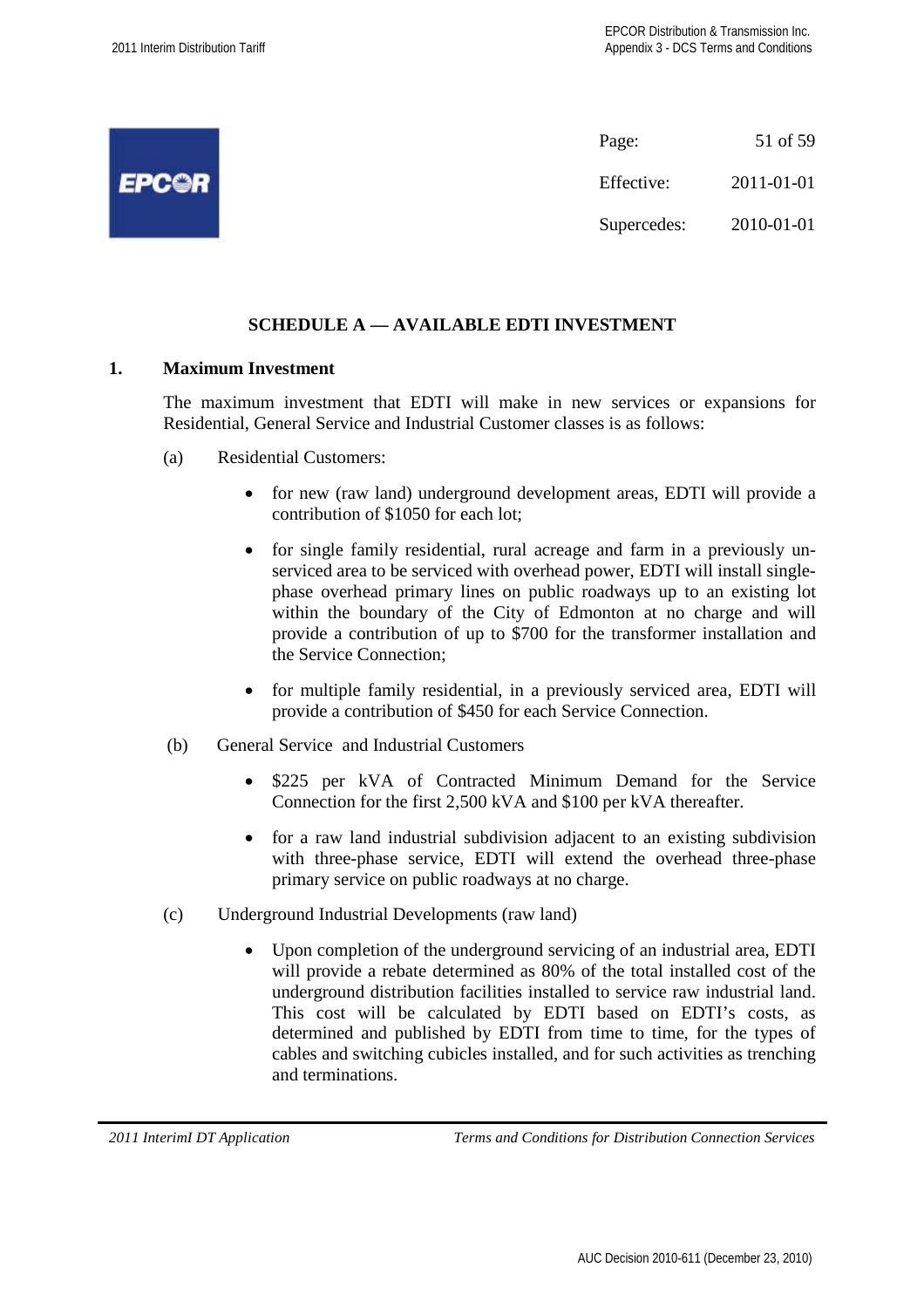## SCHEDULE A — AVAILABLE EDTI INVESTMENT

### 1. Maximum Investment

The maximum investment that EDTI will make in new services or expansions for Residential, General Service and Industrial Customer classes is as follows:

(a) Residential Customers:

- for new (raw land) underground development areas, EDTI will provide a contribution of $1050 for each lot;
- for single family residential, rural acreage and farm in a previously un-serviced area to be serviced with overhead power, EDTI will install single-phase overhead primary lines on public roadways up to an existing lot within the boundary of the City of Edmonton at no charge and will provide a contribution of up to $700 for the transformer installation and the Service Connection;
- for multiple family residential, in a previously serviced area, EDTI will provide a contribution of $450 for each Service Connection.

(b) General Service and Industrial Customers

- $225 per kVA of Contracted Minimum Demand for the Service Connection for the first 2,500 kVA and $100 per kVA thereafter.
- for a raw land industrial subdivision adjacent to an existing subdivision with three-phase service, EDTI will extend the overhead three-phase primary service on public roadways at no charge.

(c) Underground Industrial Developments (raw land)

- Upon completion of the underground servicing of an industrial area, EDTI will provide a rebate determined as 80% of the total installed cost of the underground distribution facilities installed to service raw industrial land. This cost will be calculated by EDTI based on EDTI's costs, as determined and published by EDTI from time to time, for the types of cables and switching cubicles installed, and for such activities as trenching and terminations.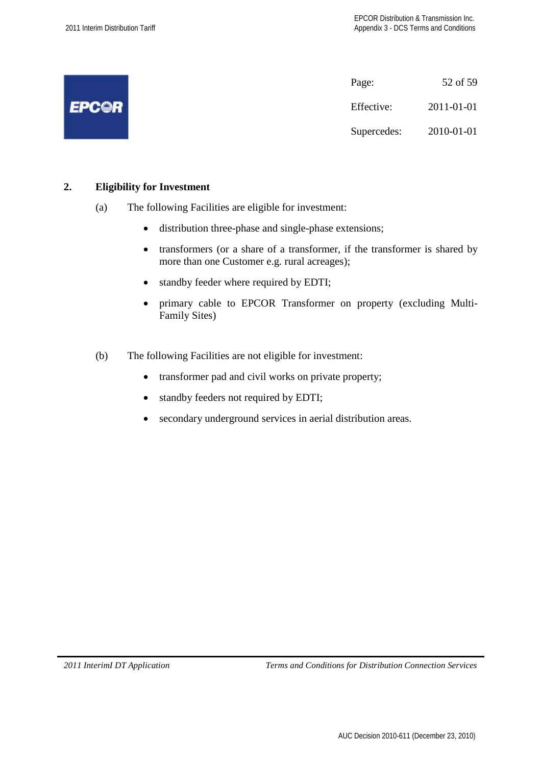## 2. Eligibility for Investment

(a) The following Facilities are eligible for investment:

- distribution three-phase and single-phase extensions;
- transformers (or a share of a transformer, if the transformer is shared by more than one Customer e.g. rural acreages);
- standby feeder where required by EDTI;
- primary cable to EPCOR Transformer on property (excluding Multi-Family Sites)

(b) The following Facilities are not eligible for investment:

- transformer pad and civil works on private property;
- standby feeders not required by EDTI;
- secondary underground services in aerial distribution areas.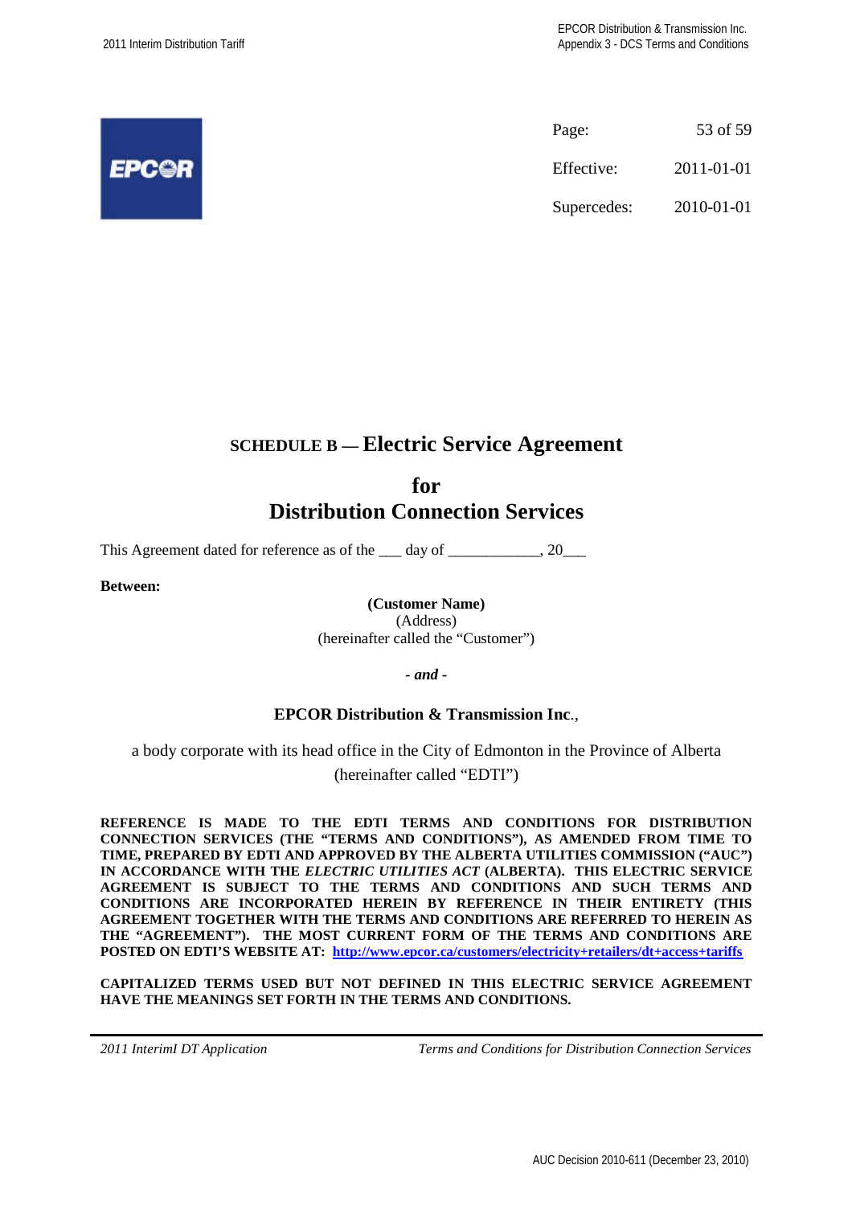# SCHEDULE B — Electric Service Agreement

## for Distribution Connection Services

This Agreement dated for reference as of the ___ day of ____________, 20___

**Between:**

**(Customer Name)**
(Address)
(hereinafter called the "Customer")

***- and -***

**EPCOR Distribution & Transmission Inc.**,

a body corporate with its head office in the City of Edmonton in the Province of Alberta (hereinafter called "EDTI")

**REFERENCE IS MADE TO THE EDTI TERMS AND CONDITIONS FOR DISTRIBUTION CONNECTION SERVICES (THE "TERMS AND CONDITIONS"), AS AMENDED FROM TIME TO TIME, PREPARED BY EDTI AND APPROVED BY THE ALBERTA UTILITIES COMMISSION ("AUC") IN ACCORDANCE WITH THE *ELECTRIC UTILITIES ACT* (ALBERTA). THIS ELECTRIC SERVICE AGREEMENT IS SUBJECT TO THE TERMS AND CONDITIONS AND SUCH TERMS AND CONDITIONS ARE INCORPORATED HEREIN BY REFERENCE IN THEIR ENTIRETY (THIS AGREEMENT TOGETHER WITH THE TERMS AND CONDITIONS ARE REFERRED TO HEREIN AS THE "AGREEMENT"). THE MOST CURRENT FORM OF THE TERMS AND CONDITIONS ARE POSTED ON EDTI'S WEBSITE AT: http://www.epcor.ca/customers/electricity+retailers/dt+access+tariffs**

**CAPITALIZED TERMS USED BUT NOT DEFINED IN THIS ELECTRIC SERVICE AGREEMENT HAVE THE MEANINGS SET FORTH IN THE TERMS AND CONDITIONS.**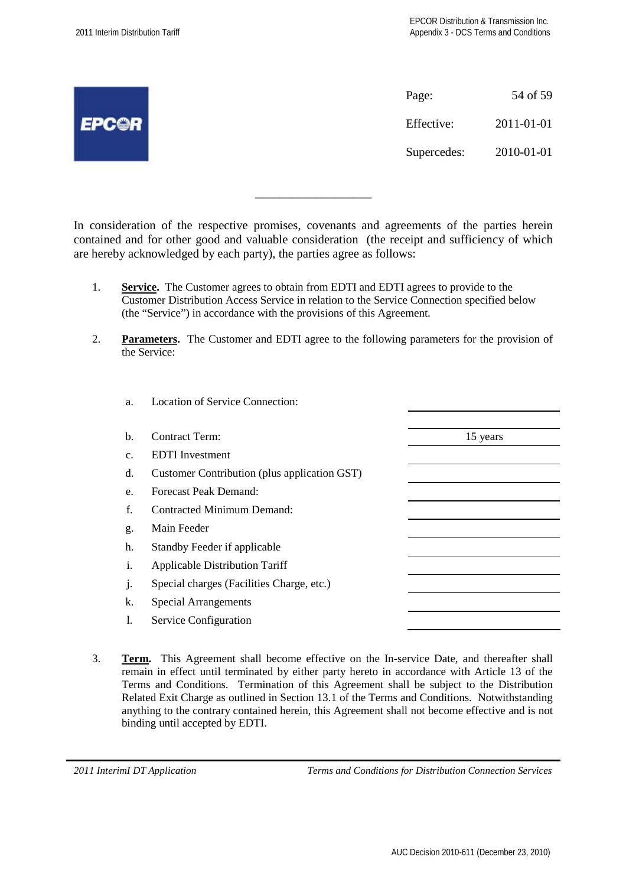In consideration of the respective promises, covenants and agreements of the parties herein contained and for other good and valuable consideration (the receipt and sufficiency of which are hereby acknowledged by each party), the parties agree as follows:

1. **Service.** The Customer agrees to obtain from EDTI and EDTI agrees to provide to the Customer Distribution Access Service in relation to the Service Connection specified below (the "Service") in accordance with the provisions of this Agreement.

2. **Parameters.** The Customer and EDTI agree to the following parameters for the provision of the Service:

| | | |
|---|---|---|
| a. | Location of Service Connection: | |
| b. | Contract Term: | 15 years |
| c. | EDTI Investment | |
| d. | Customer Contribution (plus application GST) | |
| e. | Forecast Peak Demand: | |
| f. | Contracted Minimum Demand: | |
| g. | Main Feeder | |
| h. | Standby Feeder if applicable | |
| i. | Applicable Distribution Tariff | |
| j. | Special charges (Facilities Charge, etc.) | |
| k. | Special Arrangements | |
| l. | Service Configuration | |

3. **Term.** This Agreement shall become effective on the In-service Date, and thereafter shall remain in effect until terminated by either party hereto in accordance with Article 13 of the Terms and Conditions. Termination of this Agreement shall be subject to the Distribution Related Exit Charge as outlined in Section 13.1 of the Terms and Conditions. Notwithstanding anything to the contrary contained herein, this Agreement shall not become effective and is not binding until accepted by EDTI.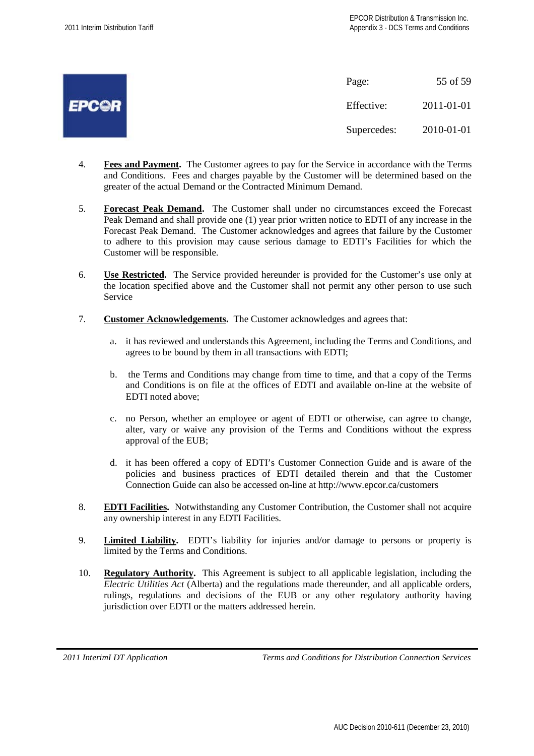4. **Fees and Payment.** The Customer agrees to pay for the Service in accordance with the Terms and Conditions. Fees and charges payable by the Customer will be determined based on the greater of the actual Demand or the Contracted Minimum Demand.

5. **Forecast Peak Demand.** The Customer shall under no circumstances exceed the Forecast Peak Demand and shall provide one (1) year prior written notice to EDTI of any increase in the Forecast Peak Demand. The Customer acknowledges and agrees that failure by the Customer to adhere to this provision may cause serious damage to EDTI's Facilities for which the Customer will be responsible.

6. **Use Restricted.** The Service provided hereunder is provided for the Customer's use only at the location specified above and the Customer shall not permit any other person to use such Service

7. **Customer Acknowledgements.** The Customer acknowledges and agrees that:

   a. it has reviewed and understands this Agreement, including the Terms and Conditions, and agrees to be bound by them in all transactions with EDTI;

   b. the Terms and Conditions may change from time to time, and that a copy of the Terms and Conditions is on file at the offices of EDTI and available on-line at the website of EDTI noted above;

   c. no Person, whether an employee or agent of EDTI or otherwise, can agree to change, alter, vary or waive any provision of the Terms and Conditions without the express approval of the EUB;

   d. it has been offered a copy of EDTI's Customer Connection Guide and is aware of the policies and business practices of EDTI detailed therein and that the Customer Connection Guide can also be accessed on-line at http://www.epcor.ca/customers

8. **EDTI Facilities.** Notwithstanding any Customer Contribution, the Customer shall not acquire any ownership interest in any EDTI Facilities.

9. **Limited Liability.** EDTI's liability for injuries and/or damage to persons or property is limited by the Terms and Conditions.

10. **Regulatory Authority.** This Agreement is subject to all applicable legislation, including the *Electric Utilities Act* (Alberta) and the regulations made thereunder, and all applicable orders, rulings, regulations and decisions of the EUB or any other regulatory authority having jurisdiction over EDTI or the matters addressed herein.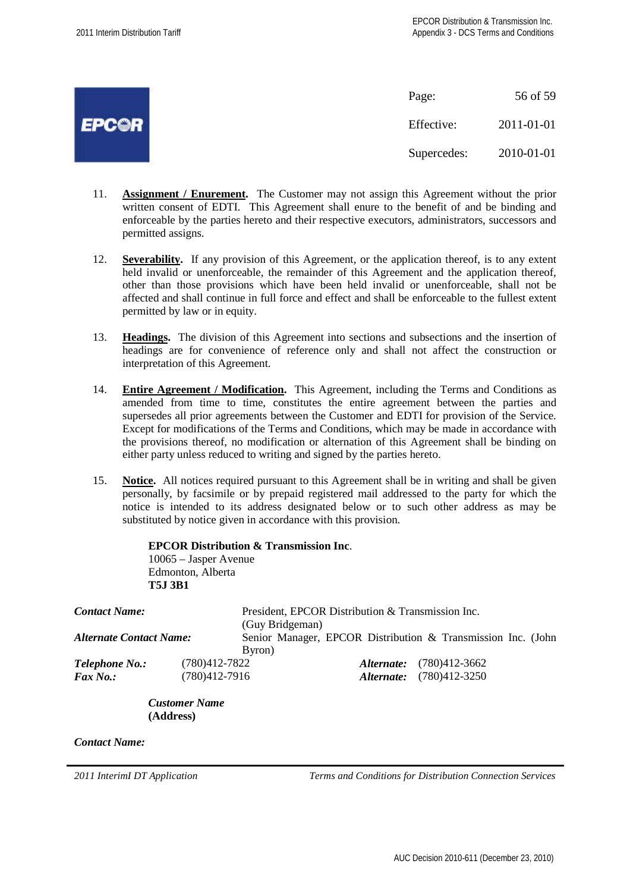11. **Assignment / Enurement.** The Customer may not assign this Agreement without the prior written consent of EDTI. This Agreement shall enure to the benefit of and be binding and enforceable by the parties hereto and their respective executors, administrators, successors and permitted assigns.

12. **Severability.** If any provision of this Agreement, or the application thereof, is to any extent held invalid or unenforceable, the remainder of this Agreement and the application thereof, other than those provisions which have been held invalid or unenforceable, shall not be affected and shall continue in full force and effect and shall be enforceable to the fullest extent permitted by law or in equity.

13. **Headings.** The division of this Agreement into sections and subsections and the insertion of headings are for convenience of reference only and shall not affect the construction or interpretation of this Agreement.

14. **Entire Agreement / Modification.** This Agreement, including the Terms and Conditions as amended from time to time, constitutes the entire agreement between the parties and supersedes all prior agreements between the Customer and EDTI for provision of the Service. Except for modifications of the Terms and Conditions, which may be made in accordance with the provisions thereof, no modification or alternation of this Agreement shall be binding on either party unless reduced to writing and signed by the parties hereto.

15. **Notice.** All notices required pursuant to this Agreement shall be in writing and shall be given personally, by facsimile or by prepaid registered mail addressed to the party for which the notice is intended to its address designated below or to such other address as may be substituted by notice given in accordance with this provision.

**EPCOR Distribution & Transmission Inc**.
10065 – Jasper Avenue
Edmonton, Alberta
**T5J 3B1**

***Contact Name:*** President, EPCOR Distribution & Transmission Inc. (Guy Bridgeman)

***Alternate Contact Name:*** Senior Manager, EPCOR Distribution & Transmission Inc. (John Byron)

***Telephone No.:*** (780)412-7822 ***Alternate:*** (780)412-3662

***Fax No.:*** (780)412-7916 ***Alternate:*** (780)412-3250

***Customer Name***
**(Address)**

***Contact Name:***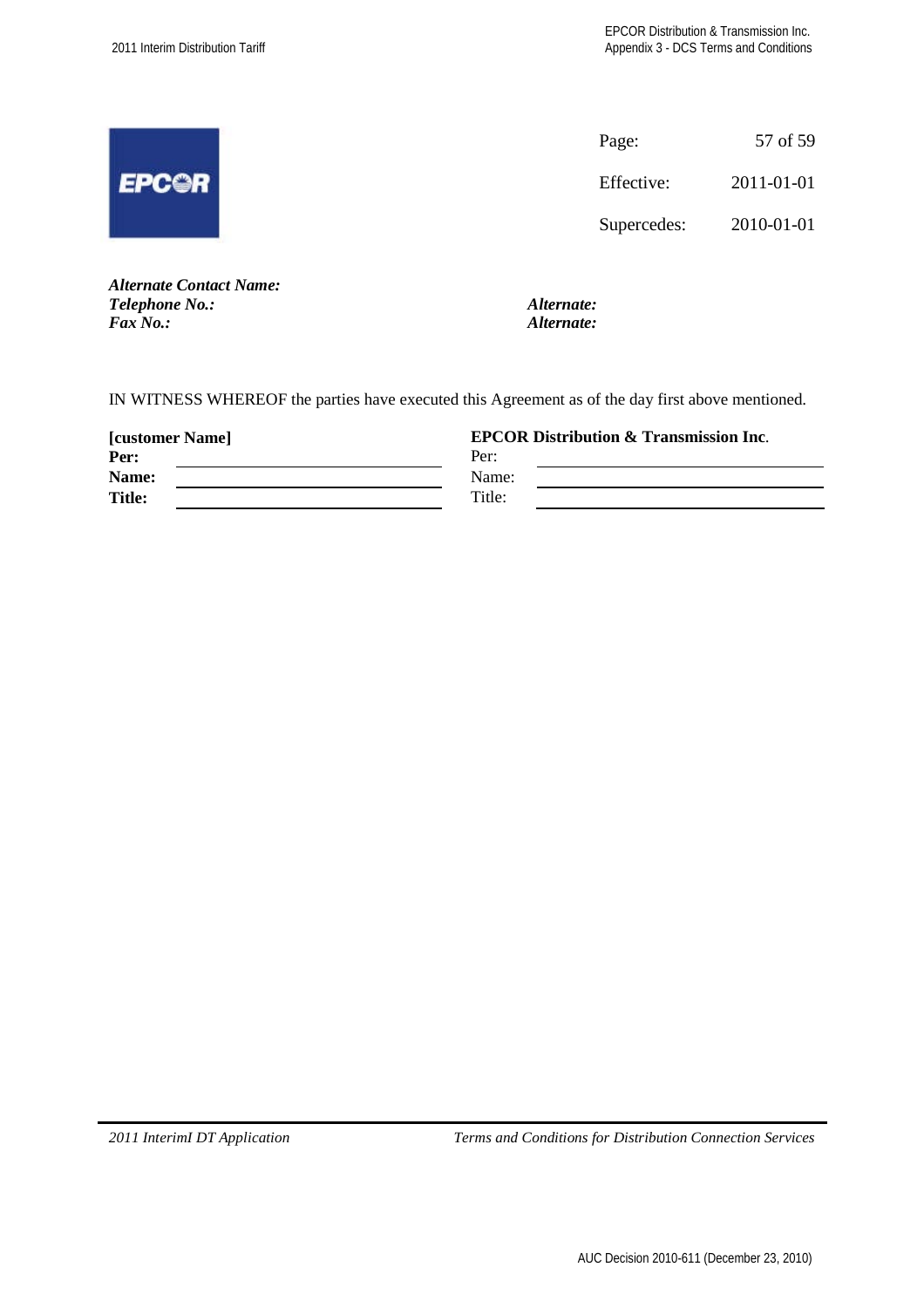| Page: | 57 of 59 |
| --- | --- |
| Effective: | 2011-01-01 |
| Supercedes: | 2010-01-01 |

***Alternate Contact Name:***
***Telephone No.:*** ***Alternate:***
***Fax No.:*** ***Alternate:***

IN WITNESS WHEREOF the parties have executed this Agreement as of the day first above mentioned.

| **[customer Name]** | | **EPCOR Distribution & Transmission Inc**. | |
| --- | --- | --- | --- |
| **Per:** | | Per: | |
| **Name:** | | Name: | |
| **Title:** | | Title: | |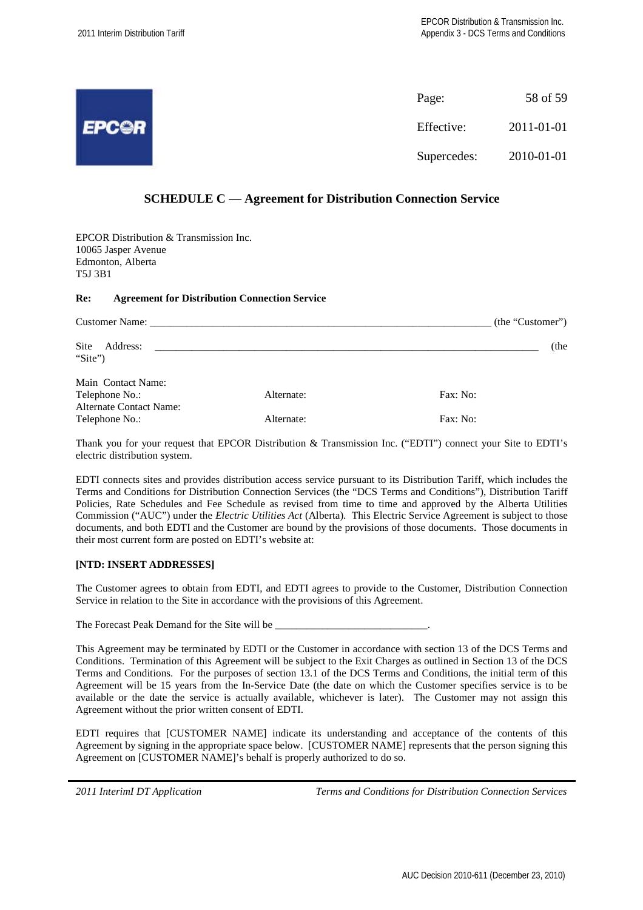## SCHEDULE C — Agreement for Distribution Connection Service

EPCOR Distribution & Transmission Inc.
10065 Jasper Avenue
Edmonton, Alberta
T5J 3B1

**Re: Agreement for Distribution Connection Service**

Customer Name: _________________________________________________________________ (the "Customer")

Site Address: ___________________________________________________________________________ (the "Site")

Main Contact Name:
Telephone No.: Alternate: Fax: No:
Alternate Contact Name:
Telephone No.: Alternate: Fax: No:

Thank you for your request that EPCOR Distribution & Transmission Inc. ("EDTI") connect your Site to EDTI's electric distribution system.

EDTI connects sites and provides distribution access service pursuant to its Distribution Tariff, which includes the Terms and Conditions for Distribution Connection Services (the "DCS Terms and Conditions"), Distribution Tariff Policies, Rate Schedules and Fee Schedule as revised from time to time and approved by the Alberta Utilities Commission ("AUC") under the *Electric Utilities Act* (Alberta). This Electric Service Agreement is subject to those documents, and both EDTI and the Customer are bound by the provisions of those documents. Those documents in their most current form are posted on EDTI's website at:

**[NTD: INSERT ADDRESSES]**

The Customer agrees to obtain from EDTI, and EDTI agrees to provide to the Customer, Distribution Connection Service in relation to the Site in accordance with the provisions of this Agreement.

The Forecast Peak Demand for the Site will be _____________________________.

This Agreement may be terminated by EDTI or the Customer in accordance with section 13 of the DCS Terms and Conditions. Termination of this Agreement will be subject to the Exit Charges as outlined in Section 13 of the DCS Terms and Conditions. For the purposes of section 13.1 of the DCS Terms and Conditions, the initial term of this Agreement will be 15 years from the In-Service Date (the date on which the Customer specifies service is to be available or the date the service is actually available, whichever is later). The Customer may not assign this Agreement without the prior written consent of EDTI.

EDTI requires that [CUSTOMER NAME] indicate its understanding and acceptance of the contents of this Agreement by signing in the appropriate space below. [CUSTOMER NAME] represents that the person signing this Agreement on [CUSTOMER NAME]'s behalf is properly authorized to do so.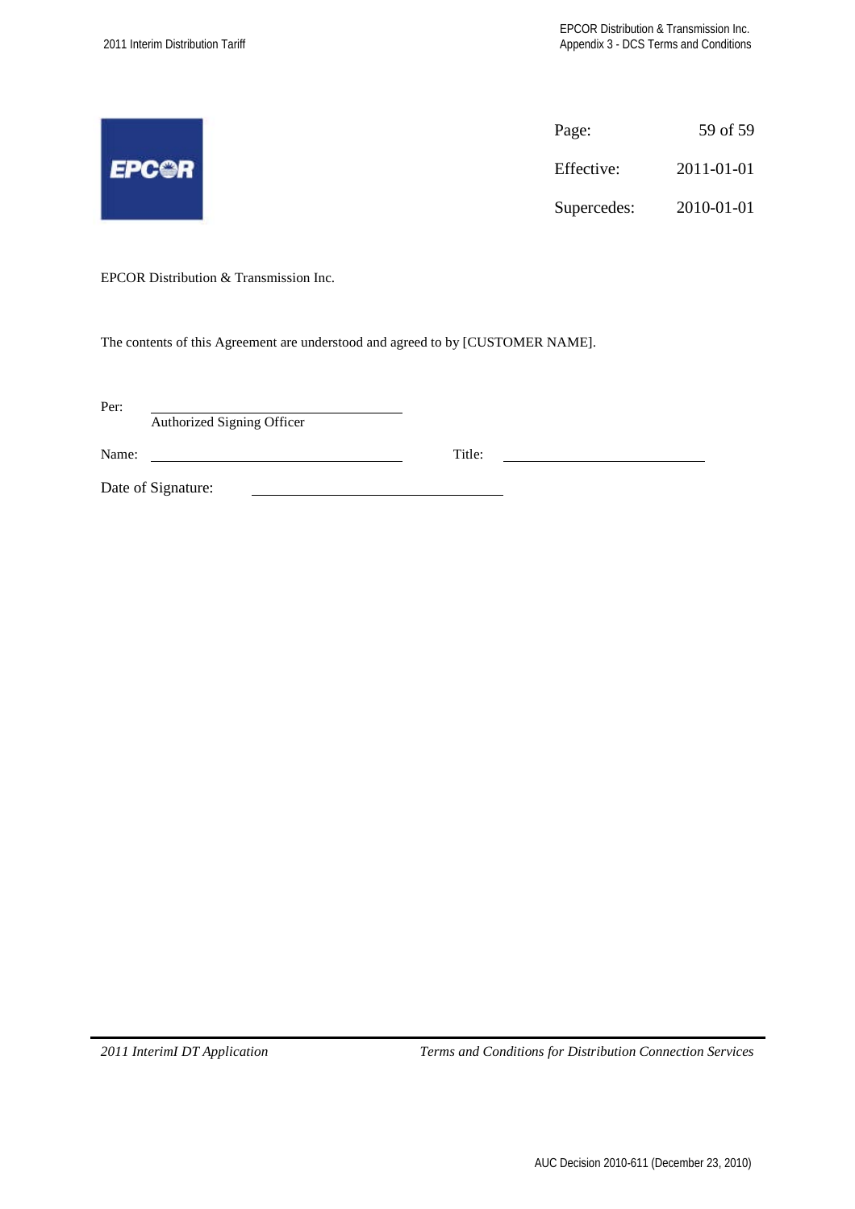| | |
|---|---|
| Page: | 59 of 59 |
| Effective: | 2011-01-01 |
| Supercedes: | 2010-01-01 |

EPCOR Distribution & Transmission Inc.

The contents of this Agreement are understood and agreed to by [CUSTOMER NAME].

Per: ______________________________
Authorized Signing Officer

Name: ______________________________ Title: ______________________________

Date of Signature: ______________________________